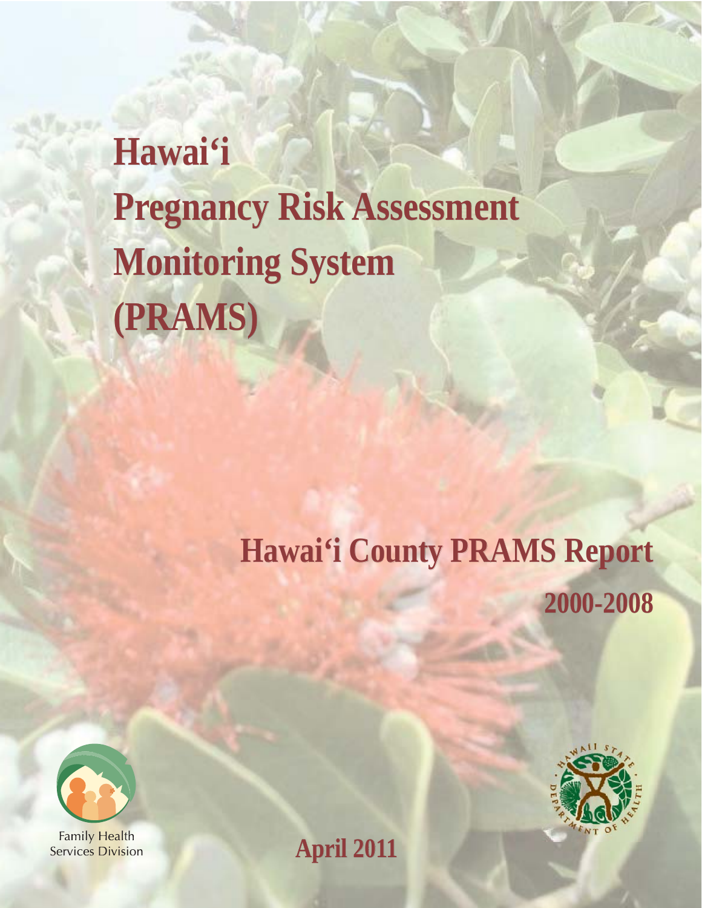# Hawai‘i Pregnancy Risk Assessment Monitoring System (PRAMS)

## Hawai‘i County PRAMS Report

## 2000-2008

Family Health Services Division

April 2011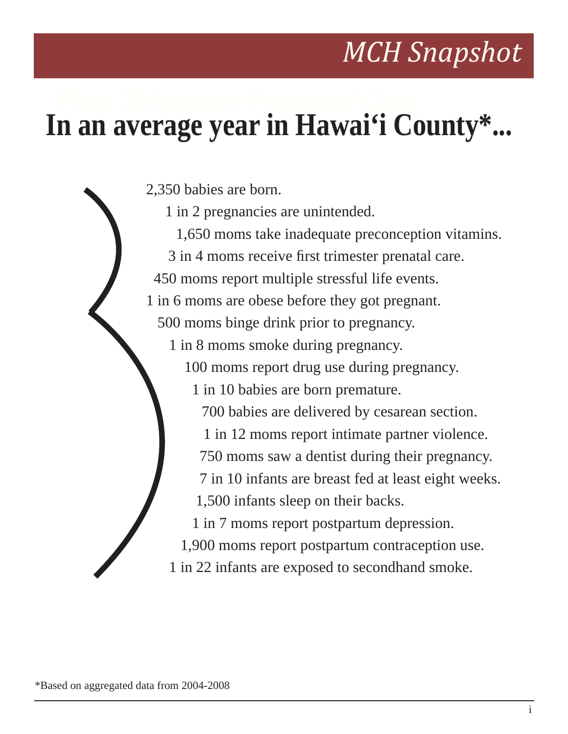# MCH Snapshot

## In an average year in Hawai‘i County*...

2,350 babies are born.

1 in 2 pregnancies are unintended.

1,650 moms take inadequate preconception vitamins.

3 in 4 moms receive first trimester prenatal care.

450 moms report multiple stressful life events.

1 in 6 moms are obese before they got pregnant.

500 moms binge drink prior to pregnancy.

1 in 8 moms smoke during pregnancy.

100 moms report drug use during pregnancy.

1 in 10 babies are born premature.

700 babies are delivered by cesarean section.

1 in 12 moms report intimate partner violence.

750 moms saw a dentist during their pregnancy.

7 in 10 infants are breast fed at least eight weeks.

1,500 infants sleep on their backs.

1 in 7 moms report postpartum depression.

1,900 moms report postpartum contraception use.

1 in 22 infants are exposed to secondhand smoke.

*Based on aggregated data from 2004-2008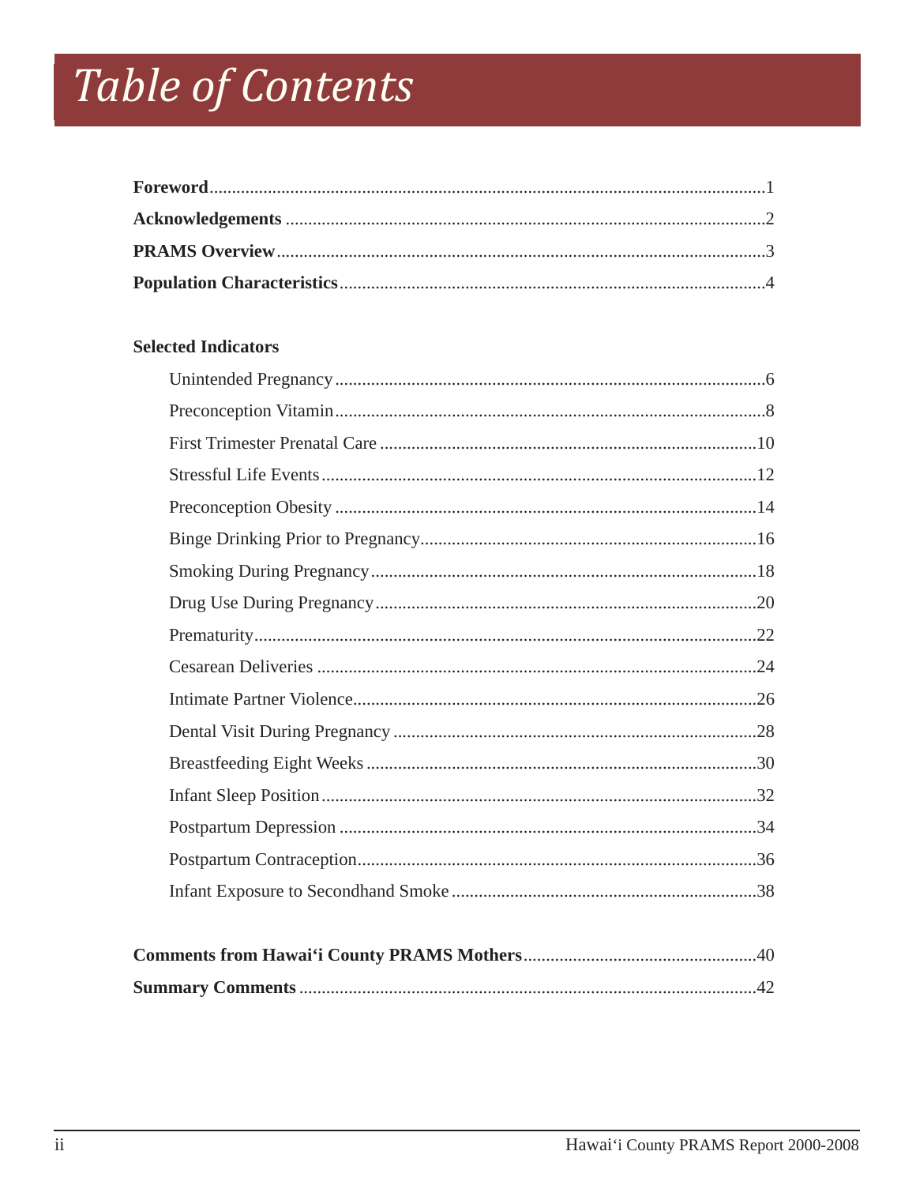# Table of Contents

**Foreword**..........1

**Acknowledgements**..........2

**PRAMS Overview**..........3

**Population Characteristics**..........4

**Selected Indicators**

- Unintended Pregnancy..........6
- Preconception Vitamin..........8
- First Trimester Prenatal Care..........10
- Stressful Life Events..........12
- Preconception Obesity..........14
- Binge Drinking Prior to Pregnancy..........16
- Smoking During Pregnancy..........18
- Drug Use During Pregnancy..........20
- Prematurity..........22
- Cesarean Deliveries..........24
- Intimate Partner Violence..........26
- Dental Visit During Pregnancy..........28
- Breastfeeding Eight Weeks..........30
- Infant Sleep Position..........32
- Postpartum Depression..........34
- Postpartum Contraception..........36
- Infant Exposure to Secondhand Smoke..........38

**Comments from Hawai'i County PRAMS Mothers**..........40

**Summary Comments**..........42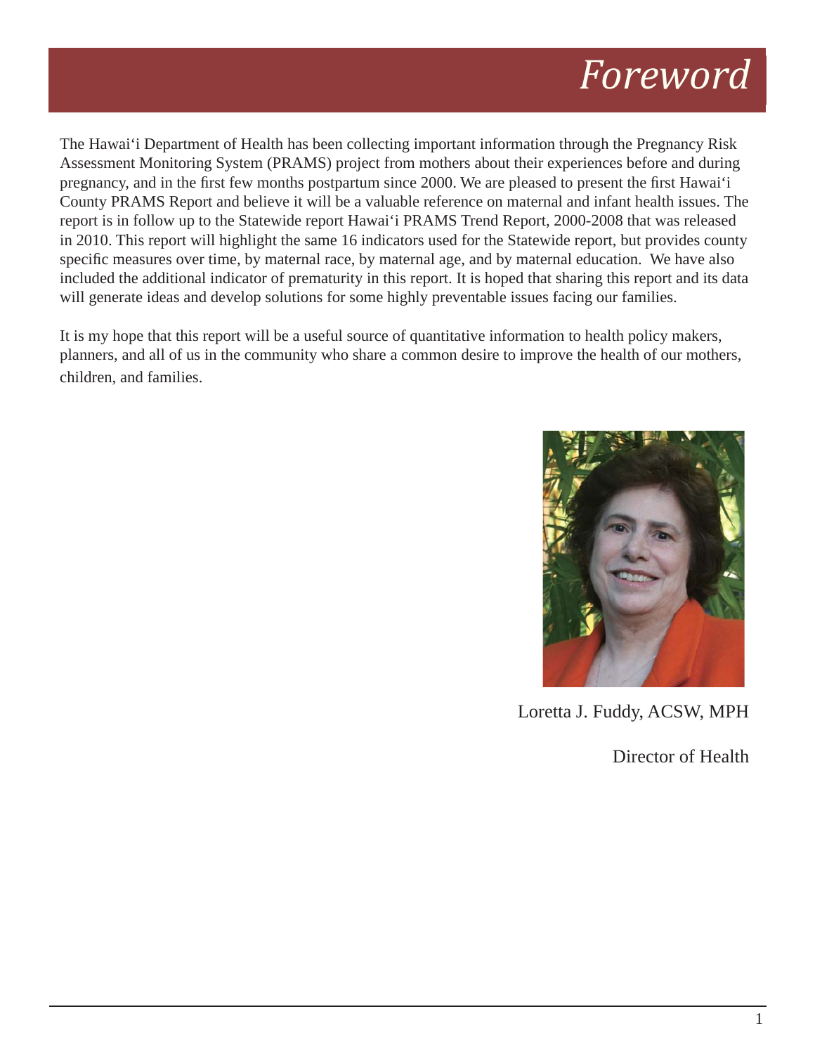# Foreword

The Hawai'i Department of Health has been collecting important information through the Pregnancy Risk Assessment Monitoring System (PRAMS) project from mothers about their experiences before and during pregnancy, and in the first few months postpartum since 2000. We are pleased to present the first Hawai'i County PRAMS Report and believe it will be a valuable reference on maternal and infant health issues. The report is in follow up to the Statewide report Hawai'i PRAMS Trend Report, 2000-2008 that was released in 2010. This report will highlight the same 16 indicators used for the Statewide report, but provides county specific measures over time, by maternal race, by maternal age, and by maternal education. We have also included the additional indicator of prematurity in this report. It is hoped that sharing this report and its data will generate ideas and develop solutions for some highly preventable issues facing our families.

It is my hope that this report will be a useful source of quantitative information to health policy makers, planners, and all of us in the community who share a common desire to improve the health of our mothers, children, and families.

Loretta J. Fuddy, ACSW, MPH

Director of Health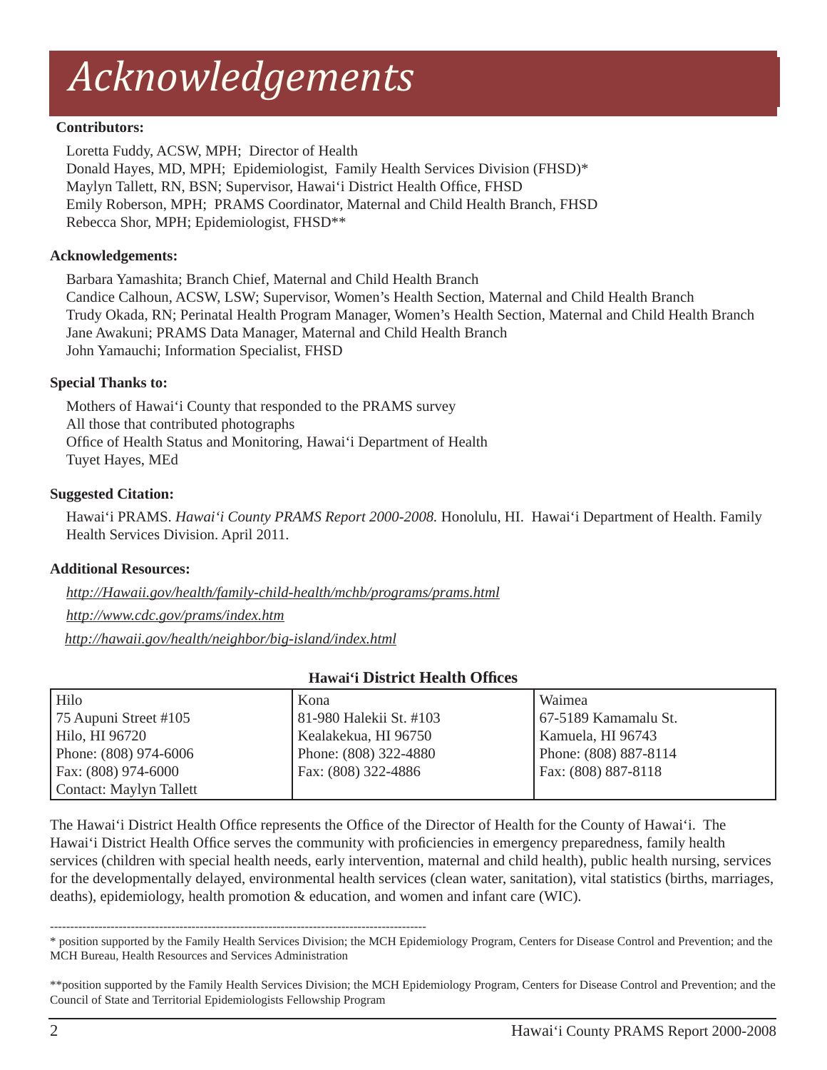# Acknowledgements

**Contributors:**

Loretta Fuddy, ACSW, MPH; Director of Health
Donald Hayes, MD, MPH; Epidemiologist, Family Health Services Division (FHSD)*
Maylyn Tallett, RN, BSN; Supervisor, Hawai'i District Health Office, FHSD
Emily Roberson, MPH; PRAMS Coordinator, Maternal and Child Health Branch, FHSD
Rebecca Shor, MPH; Epidemiologist, FHSD**

**Acknowledgements:**

Barbara Yamashita; Branch Chief, Maternal and Child Health Branch
Candice Calhoun, ACSW, LSW; Supervisor, Women's Health Section, Maternal and Child Health Branch
Trudy Okada, RN; Perinatal Health Program Manager, Women's Health Section, Maternal and Child Health Branch
Jane Awakuni; PRAMS Data Manager, Maternal and Child Health Branch
John Yamauchi; Information Specialist, FHSD

**Special Thanks to:**

Mothers of Hawai'i County that responded to the PRAMS survey
All those that contributed photographs
Office of Health Status and Monitoring, Hawai'i Department of Health
Tuyet Hayes, MEd

**Suggested Citation:**

Hawai'i PRAMS. *Hawai'i County PRAMS Report 2000-2008.* Honolulu, HI. Hawai'i Department of Health. Family Health Services Division. April 2011.

**Additional Resources:**

*http://Hawaii.gov/health/family-child-health/mchb/programs/prams.html*

*http://www.cdc.gov/prams/index.htm*

*http://hawaii.gov/health/neighbor/big-island/index.html*

**Hawai'i District Health Offices**

| Hilo | Kona | Waimea |
|---|---|---|
| 75 Aupuni Street #105 | 81-980 Halekii St. #103 | 67-5189 Kamamalu St. |
| Hilo, HI 96720 | Kealakekua, HI 96750 | Kamuela, HI 96743 |
| Phone: (808) 974-6006 | Phone: (808) 322-4880 | Phone: (808) 887-8114 |
| Fax: (808) 974-6000 | Fax: (808) 322-4886 | Fax: (808) 887-8118 |
| Contact: Maylyn Tallett | | |

The Hawai'i District Health Office represents the Office of the Director of Health for the County of Hawai'i. The Hawai'i District Health Office serves the community with proficiencies in emergency preparedness, family health services (children with special health needs, early intervention, maternal and child health), public health nursing, services for the developmentally delayed, environmental health services (clean water, sanitation), vital statistics (births, marriages, deaths), epidemiology, health promotion & education, and women and infant care (WIC).

---

* position supported by the Family Health Services Division; the MCH Epidemiology Program, Centers for Disease Control and Prevention; and the MCH Bureau, Health Resources and Services Administration

**position supported by the Family Health Services Division; the MCH Epidemiology Program, Centers for Disease Control and Prevention; and the Council of State and Territorial Epidemiologists Fellowship Program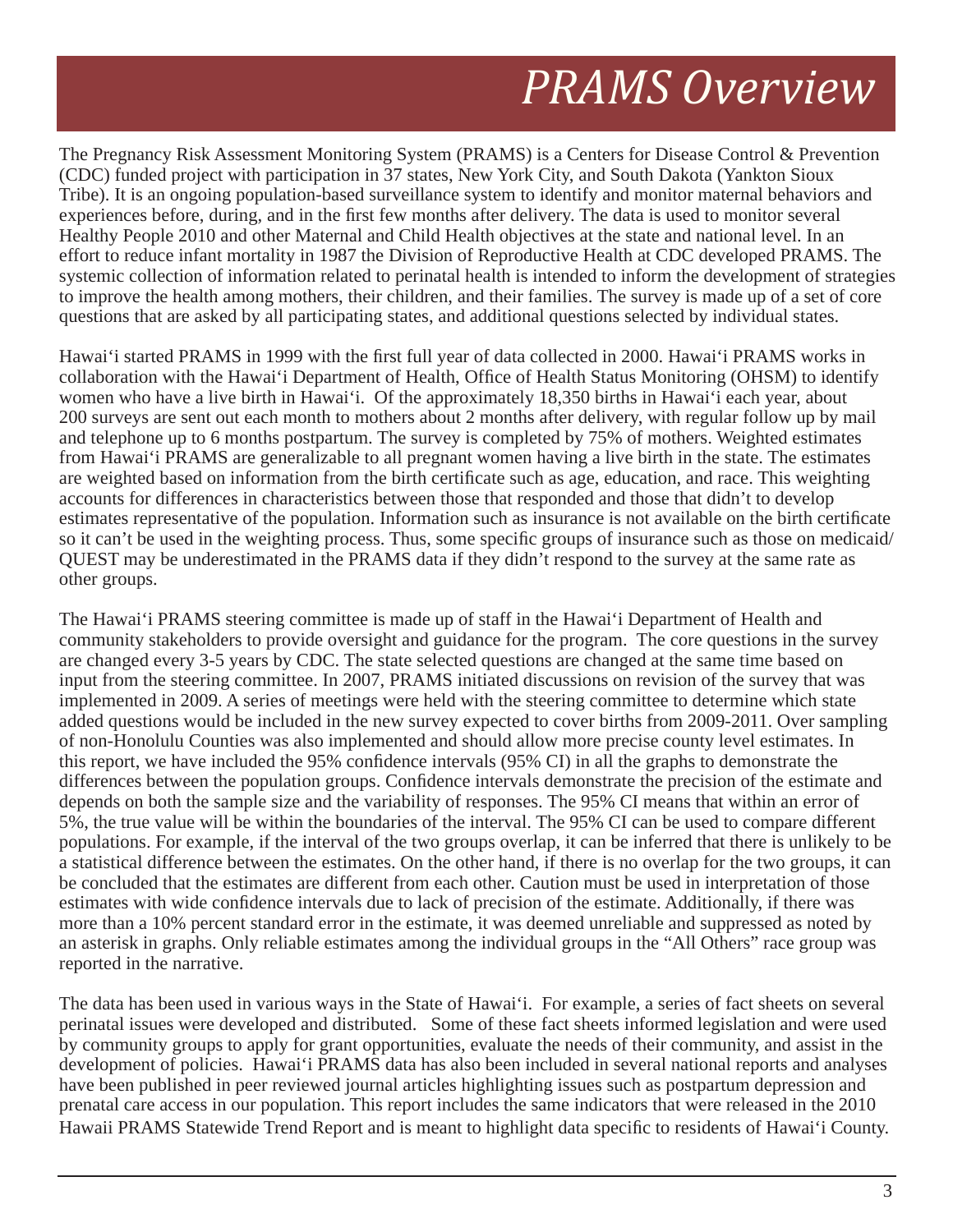# *PRAMS Overview*

The Pregnancy Risk Assessment Monitoring System (PRAMS) is a Centers for Disease Control & Prevention (CDC) funded project with participation in 37 states, New York City, and South Dakota (Yankton Sioux Tribe). It is an ongoing population-based surveillance system to identify and monitor maternal behaviors and experiences before, during, and in the first few months after delivery. The data is used to monitor several Healthy People 2010 and other Maternal and Child Health objectives at the state and national level. In an effort to reduce infant mortality in 1987 the Division of Reproductive Health at CDC developed PRAMS. The systemic collection of information related to perinatal health is intended to inform the development of strategies to improve the health among mothers, their children, and their families. The survey is made up of a set of core questions that are asked by all participating states, and additional questions selected by individual states.

Hawai'i started PRAMS in 1999 with the first full year of data collected in 2000. Hawai'i PRAMS works in collaboration with the Hawai'i Department of Health, Office of Health Status Monitoring (OHSM) to identify women who have a live birth in Hawai'i. Of the approximately 18,350 births in Hawai'i each year, about 200 surveys are sent out each month to mothers about 2 months after delivery, with regular follow up by mail and telephone up to 6 months postpartum. The survey is completed by 75% of mothers. Weighted estimates from Hawai'i PRAMS are generalizable to all pregnant women having a live birth in the state. The estimates are weighted based on information from the birth certificate such as age, education, and race. This weighting accounts for differences in characteristics between those that responded and those that didn't to develop estimates representative of the population. Information such as insurance is not available on the birth certificate so it can't be used in the weighting process. Thus, some specific groups of insurance such as those on medicaid/ QUEST may be underestimated in the PRAMS data if they didn't respond to the survey at the same rate as other groups.

The Hawai'i PRAMS steering committee is made up of staff in the Hawai'i Department of Health and community stakeholders to provide oversight and guidance for the program. The core questions in the survey are changed every 3-5 years by CDC. The state selected questions are changed at the same time based on input from the steering committee. In 2007, PRAMS initiated discussions on revision of the survey that was implemented in 2009. A series of meetings were held with the steering committee to determine which state added questions would be included in the new survey expected to cover births from 2009-2011. Over sampling of non-Honolulu Counties was also implemented and should allow more precise county level estimates. In this report, we have included the 95% confidence intervals (95% CI) in all the graphs to demonstrate the differences between the population groups. Confidence intervals demonstrate the precision of the estimate and depends on both the sample size and the variability of responses. The 95% CI means that within an error of 5%, the true value will be within the boundaries of the interval. The 95% CI can be used to compare different populations. For example, if the interval of the two groups overlap, it can be inferred that there is unlikely to be a statistical difference between the estimates. On the other hand, if there is no overlap for the two groups, it can be concluded that the estimates are different from each other. Caution must be used in interpretation of those estimates with wide confidence intervals due to lack of precision of the estimate. Additionally, if there was more than a 10% percent standard error in the estimate, it was deemed unreliable and suppressed as noted by an asterisk in graphs. Only reliable estimates among the individual groups in the "All Others" race group was reported in the narrative.

The data has been used in various ways in the State of Hawai'i. For example, a series of fact sheets on several perinatal issues were developed and distributed. Some of these fact sheets informed legislation and were used by community groups to apply for grant opportunities, evaluate the needs of their community, and assist in the development of policies. Hawai'i PRAMS data has also been included in several national reports and analyses have been published in peer reviewed journal articles highlighting issues such as postpartum depression and prenatal care access in our population. This report includes the same indicators that were released in the 2010 Hawaii PRAMS Statewide Trend Report and is meant to highlight data specific to residents of Hawai'i County.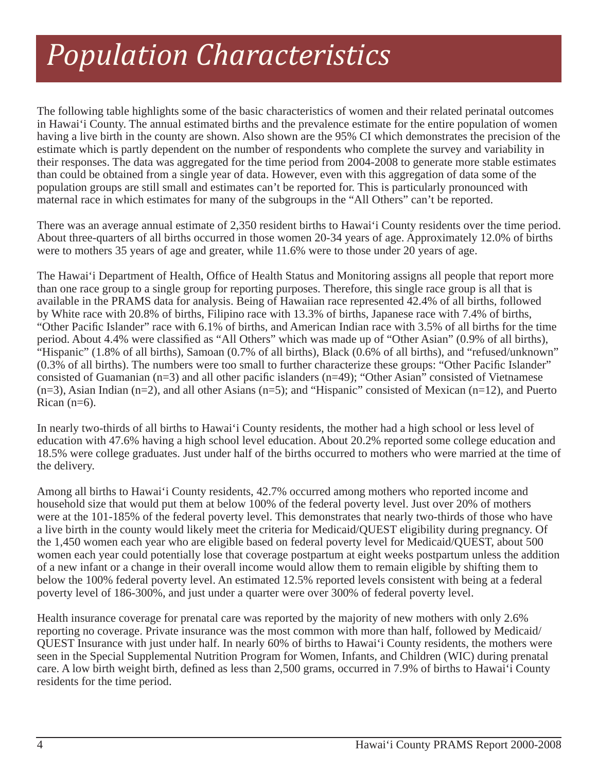# *Population Characteristics*

The following table highlights some of the basic characteristics of women and their related perinatal outcomes in Hawai'i County. The annual estimated births and the prevalence estimate for the entire population of women having a live birth in the county are shown. Also shown are the 95% CI which demonstrates the precision of the estimate which is partly dependent on the number of respondents who complete the survey and variability in their responses. The data was aggregated for the time period from 2004-2008 to generate more stable estimates than could be obtained from a single year of data. However, even with this aggregation of data some of the population groups are still small and estimates can't be reported for. This is particularly pronounced with maternal race in which estimates for many of the subgroups in the "All Others" can't be reported.

There was an average annual estimate of 2,350 resident births to Hawai'i County residents over the time period. About three-quarters of all births occurred in those women 20-34 years of age. Approximately 12.0% of births were to mothers 35 years of age and greater, while 11.6% were to those under 20 years of age.

The Hawai'i Department of Health, Office of Health Status and Monitoring assigns all people that report more than one race group to a single group for reporting purposes. Therefore, this single race group is all that is available in the PRAMS data for analysis. Being of Hawaiian race represented 42.4% of all births, followed by White race with 20.8% of births, Filipino race with 13.3% of births, Japanese race with 7.4% of births, "Other Pacific Islander" race with 6.1% of births, and American Indian race with 3.5% of all births for the time period. About 4.4% were classified as "All Others" which was made up of "Other Asian" (0.9% of all births), "Hispanic" (1.8% of all births), Samoan (0.7% of all births), Black (0.6% of all births), and "refused/unknown" (0.3% of all births). The numbers were too small to further characterize these groups: "Other Pacific Islander" consisted of Guamanian (n=3) and all other pacific islanders (n=49); "Other Asian" consisted of Vietnamese (n=3), Asian Indian (n=2), and all other Asians (n=5); and "Hispanic" consisted of Mexican (n=12), and Puerto Rican (n=6).

In nearly two-thirds of all births to Hawai'i County residents, the mother had a high school or less level of education with 47.6% having a high school level education. About 20.2% reported some college education and 18.5% were college graduates. Just under half of the births occurred to mothers who were married at the time of the delivery.

Among all births to Hawai'i County residents, 42.7% occurred among mothers who reported income and household size that would put them at below 100% of the federal poverty level. Just over 20% of mothers were at the 101-185% of the federal poverty level. This demonstrates that nearly two-thirds of those who have a live birth in the county would likely meet the criteria for Medicaid/QUEST eligibility during pregnancy. Of the 1,450 women each year who are eligible based on federal poverty level for Medicaid/QUEST, about 500 women each year could potentially lose that coverage postpartum at eight weeks postpartum unless the addition of a new infant or a change in their overall income would allow them to remain eligible by shifting them to below the 100% federal poverty level. An estimated 12.5% reported levels consistent with being at a federal poverty level of 186-300%, and just under a quarter were over 300% of federal poverty level.

Health insurance coverage for prenatal care was reported by the majority of new mothers with only 2.6% reporting no coverage. Private insurance was the most common with more than half, followed by Medicaid/QUEST Insurance with just under half. In nearly 60% of births to Hawai'i County residents, the mothers were seen in the Special Supplemental Nutrition Program for Women, Infants, and Children (WIC) during prenatal care. A low birth weight birth, defined as less than 2,500 grams, occurred in 7.9% of births to Hawai'i County residents for the time period.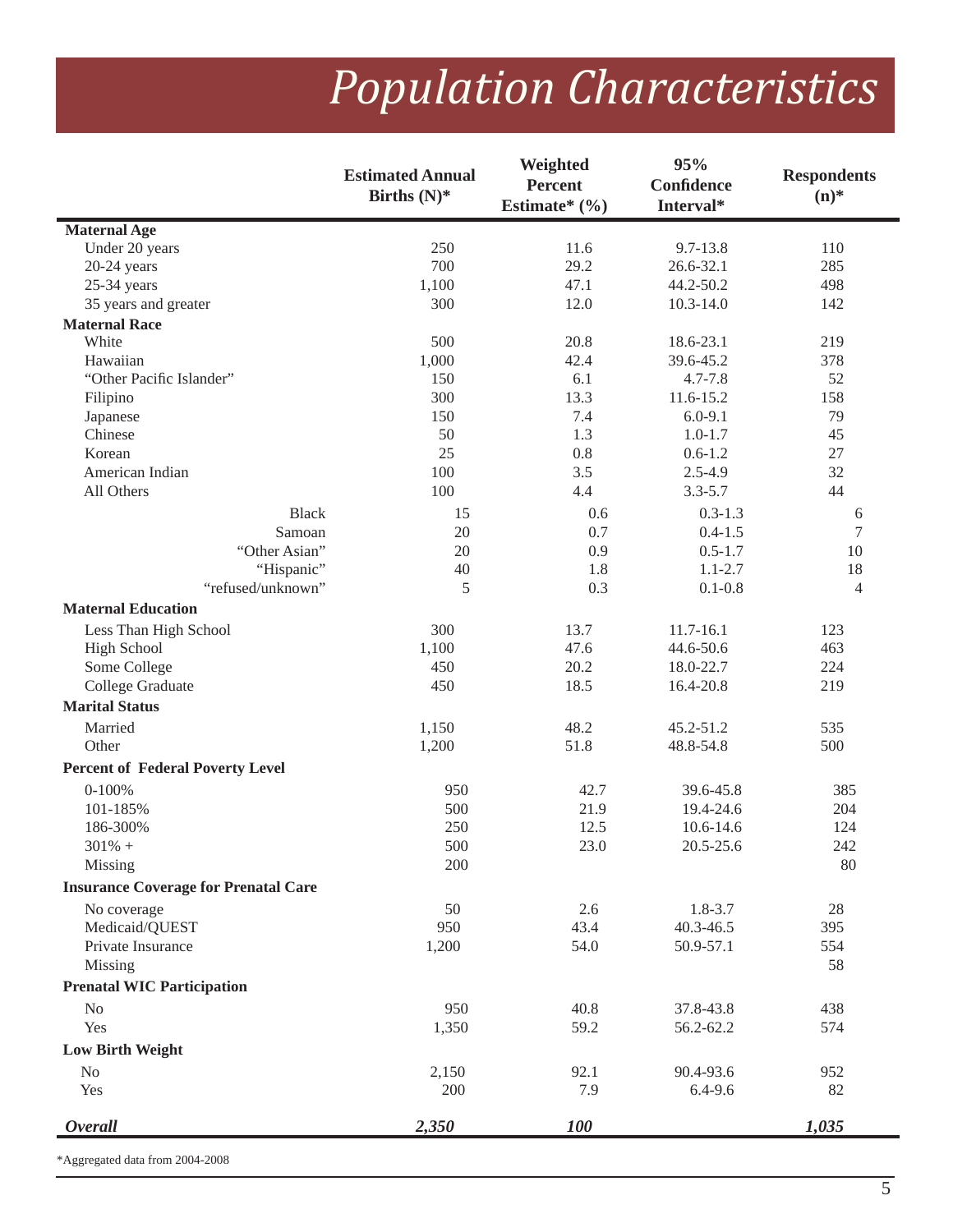# Population Characteristics

| | Estimated Annual Births (N)* | Weighted Percent Estimate* (%) | 95% Confidence Interval* | Respondents (n)* |
|---|---|---|---|---|
| **Maternal Age** | | | | |
| Under 20 years | 250 | 11.6 | 9.7-13.8 | 110 |
| 20-24 years | 700 | 29.2 | 26.6-32.1 | 285 |
| 25-34 years | 1,100 | 47.1 | 44.2-50.2 | 498 |
| 35 years and greater | 300 | 12.0 | 10.3-14.0 | 142 |
| **Maternal Race** | | | | |
| White | 500 | 20.8 | 18.6-23.1 | 219 |
| Hawaiian | 1,000 | 42.4 | 39.6-45.2 | 378 |
| "Other Pacific Islander" | 150 | 6.1 | 4.7-7.8 | 52 |
| Filipino | 300 | 13.3 | 11.6-15.2 | 158 |
| Japanese | 150 | 7.4 | 6.0-9.1 | 79 |
| Chinese | 50 | 1.3 | 1.0-1.7 | 45 |
| Korean | 25 | 0.8 | 0.6-1.2 | 27 |
| American Indian | 100 | 3.5 | 2.5-4.9 | 32 |
| All Others | 100 | 4.4 | 3.3-5.7 | 44 |
| Black | 15 | 0.6 | 0.3-1.3 | 6 |
| Samoan | 20 | 0.7 | 0.4-1.5 | 7 |
| "Other Asian" | 20 | 0.9 | 0.5-1.7 | 10 |
| "Hispanic" | 40 | 1.8 | 1.1-2.7 | 18 |
| "refused/unknown" | 5 | 0.3 | 0.1-0.8 | 4 |
| **Maternal Education** | | | | |
| Less Than High School | 300 | 13.7 | 11.7-16.1 | 123 |
| High School | 1,100 | 47.6 | 44.6-50.6 | 463 |
| Some College | 450 | 20.2 | 18.0-22.7 | 224 |
| College Graduate | 450 | 18.5 | 16.4-20.8 | 219 |
| **Marital Status** | | | | |
| Married | 1,150 | 48.2 | 45.2-51.2 | 535 |
| Other | 1,200 | 51.8 | 48.8-54.8 | 500 |
| **Percent of Federal Poverty Level** | | | | |
| 0-100% | 950 | 42.7 | 39.6-45.8 | 385 |
| 101-185% | 500 | 21.9 | 19.4-24.6 | 204 |
| 186-300% | 250 | 12.5 | 10.6-14.6 | 124 |
| 301% + | 500 | 23.0 | 20.5-25.6 | 242 |
| Missing | 200 | | | 80 |
| **Insurance Coverage for Prenatal Care** | | | | |
| No coverage | 50 | 2.6 | 1.8-3.7 | 28 |
| Medicaid/QUEST | 950 | 43.4 | 40.3-46.5 | 395 |
| Private Insurance | 1,200 | 54.0 | 50.9-57.1 | 554 |
| Missing | | | | 58 |
| **Prenatal WIC Participation** | | | | |
| No | 950 | 40.8 | 37.8-43.8 | 438 |
| Yes | 1,350 | 59.2 | 56.2-62.2 | 574 |
| **Low Birth Weight** | | | | |
| No | 2,150 | 92.1 | 90.4-93.6 | 952 |
| Yes | 200 | 7.9 | 6.4-9.6 | 82 |
| ***Overall*** | ***2,350*** | ***100*** | | ***1,035*** |

*Aggregated data from 2004-2008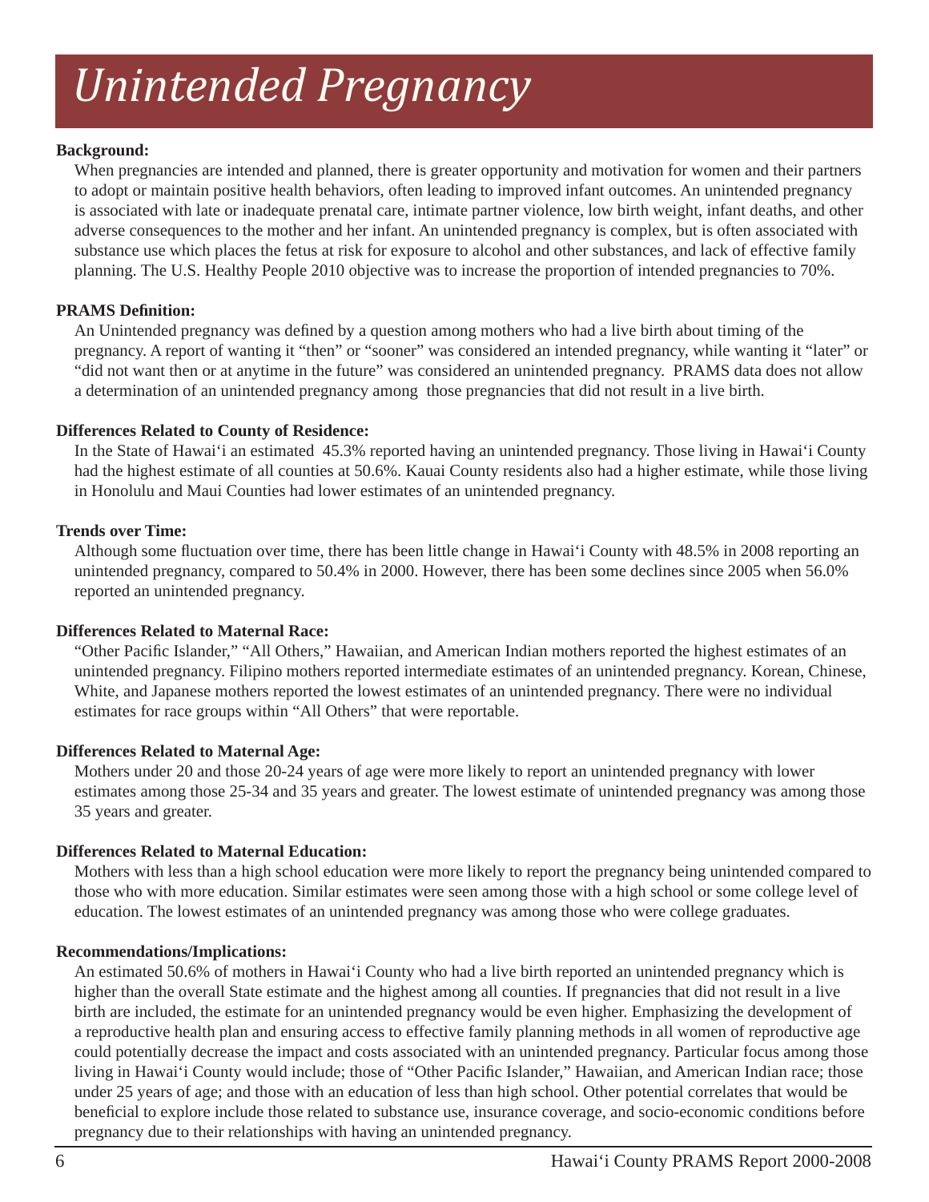# *Unintended Pregnancy*

**Background:**

When pregnancies are intended and planned, there is greater opportunity and motivation for women and their partners to adopt or maintain positive health behaviors, often leading to improved infant outcomes. An unintended pregnancy is associated with late or inadequate prenatal care, intimate partner violence, low birth weight, infant deaths, and other adverse consequences to the mother and her infant. An unintended pregnancy is complex, but is often associated with substance use which places the fetus at risk for exposure to alcohol and other substances, and lack of effective family planning. The U.S. Healthy People 2010 objective was to increase the proportion of intended pregnancies to 70%.

**PRAMS Definition:**

An Unintended pregnancy was defined by a question among mothers who had a live birth about timing of the pregnancy. A report of wanting it "then" or "sooner" was considered an intended pregnancy, while wanting it "later" or "did not want then or at anytime in the future" was considered an unintended pregnancy. PRAMS data does not allow a determination of an unintended pregnancy among those pregnancies that did not result in a live birth.

**Differences Related to County of Residence:**

In the State of Hawai'i an estimated 45.3% reported having an unintended pregnancy. Those living in Hawai'i County had the highest estimate of all counties at 50.6%. Kauai County residents also had a higher estimate, while those living in Honolulu and Maui Counties had lower estimates of an unintended pregnancy.

**Trends over Time:**

Although some fluctuation over time, there has been little change in Hawai'i County with 48.5% in 2008 reporting an unintended pregnancy, compared to 50.4% in 2000. However, there has been some declines since 2005 when 56.0% reported an unintended pregnancy.

**Differences Related to Maternal Race:**

"Other Pacific Islander," "All Others," Hawaiian, and American Indian mothers reported the highest estimates of an unintended pregnancy. Filipino mothers reported intermediate estimates of an unintended pregnancy. Korean, Chinese, White, and Japanese mothers reported the lowest estimates of an unintended pregnancy. There were no individual estimates for race groups within "All Others" that were reportable.

**Differences Related to Maternal Age:**

Mothers under 20 and those 20-24 years of age were more likely to report an unintended pregnancy with lower estimates among those 25-34 and 35 years and greater. The lowest estimate of unintended pregnancy was among those 35 years and greater.

**Differences Related to Maternal Education:**

Mothers with less than a high school education were more likely to report the pregnancy being unintended compared to those who with more education. Similar estimates were seen among those with a high school or some college level of education. The lowest estimates of an unintended pregnancy was among those who were college graduates.

**Recommendations/Implications:**

An estimated 50.6% of mothers in Hawai'i County who had a live birth reported an unintended pregnancy which is higher than the overall State estimate and the highest among all counties. If pregnancies that did not result in a live birth are included, the estimate for an unintended pregnancy would be even higher. Emphasizing the development of a reproductive health plan and ensuring access to effective family planning methods in all women of reproductive age could potentially decrease the impact and costs associated with an unintended pregnancy. Particular focus among those living in Hawai'i County would include; those of "Other Pacific Islander," Hawaiian, and American Indian race; those under 25 years of age; and those with an education of less than high school. Other potential correlates that would be beneficial to explore include those related to substance use, insurance coverage, and socio-economic conditions before pregnancy due to their relationships with having an unintended pregnancy.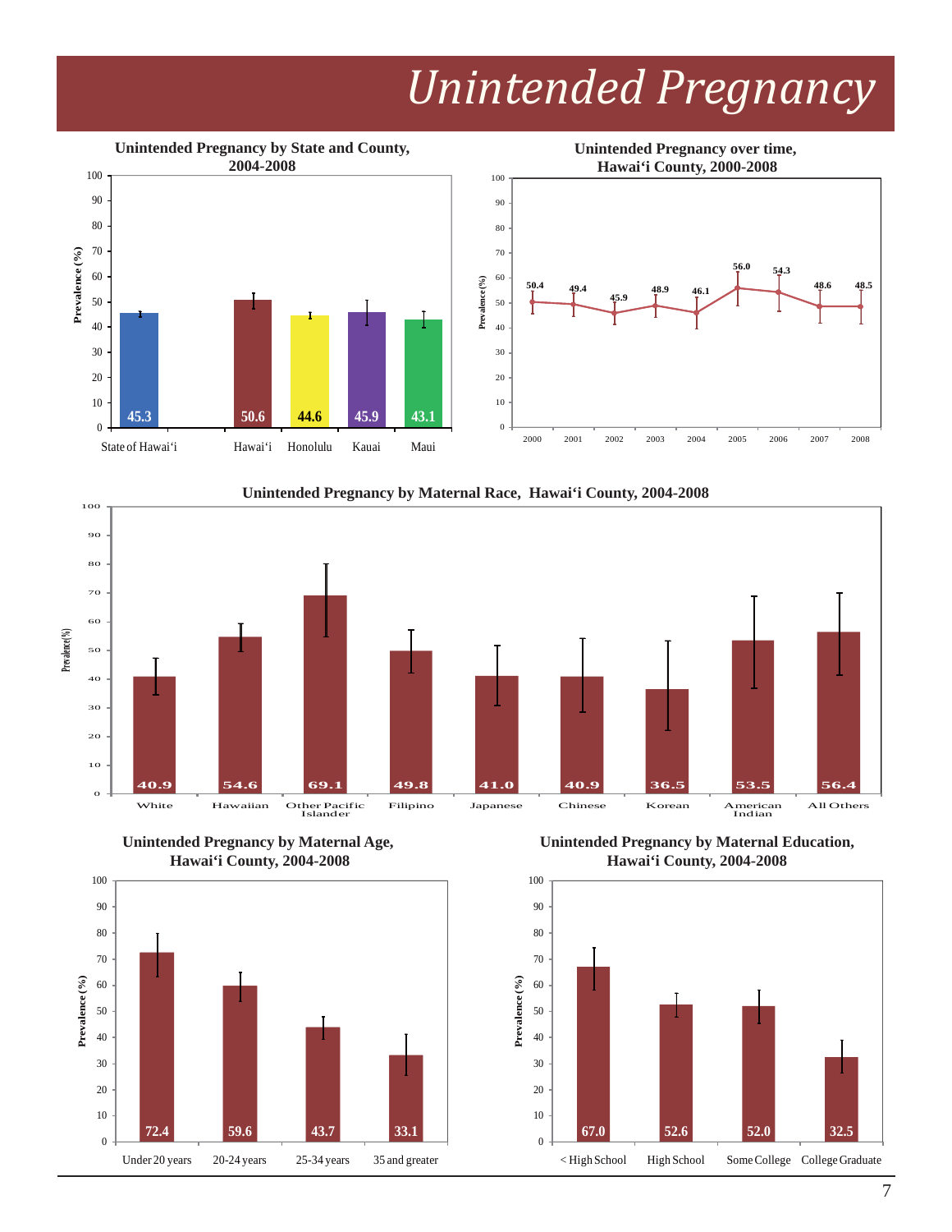# *Unintended Pregnancy*

**Unintended Pregnancy by State and County, 2004-2008**

| Area | Prevalence (%) |
|---|---|
| State of Hawai'i | 45.3 |
| Hawai'i | 50.6 |
| Honolulu | 44.6 |
| Kauai | 45.9 |
| Maui | 43.1 |

**Unintended Pregnancy over time, Hawai'i County, 2000-2008**

| Year | Prevalence (%) |
|---|---|
| 2000 | 50.4 |
| 2001 | 49.4 |
| 2002 | 45.9 |
| 2003 | 48.9 |
| 2004 | 46.1 |
| 2005 | 56.0 |
| 2006 | 54.3 |
| 2007 | 48.6 |
| 2008 | 48.5 |

**Unintended Pregnancy by Maternal Race, Hawai'i County, 2004-2008**

| Maternal Race | Prevalence (%) |
|---|---|
| White | 40.9 |
| Hawaiian | 54.6 |
| Other Pacific Islander | 69.1 |
| Filipino | 49.8 |
| Japanese | 41.0 |
| Chinese | 40.9 |
| Korean | 36.5 |
| American Indian | 53.5 |
| All Others | 56.4 |

**Unintended Pregnancy by Maternal Age, Hawai'i County, 2004-2008**

| Maternal Age | Prevalence (%) |
|---|---|
| Under 20 years | 72.4 |
| 20-24 years | 59.6 |
| 25-34 years | 43.7 |
| 35 and greater | 33.1 |

**Unintended Pregnancy by Maternal Education, Hawai'i County, 2004-2008**

| Maternal Education | Prevalence (%) |
|---|---|
| < High School | 67.0 |
| High School | 52.6 |
| Some College | 52.0 |
| College Graduate | 32.5 |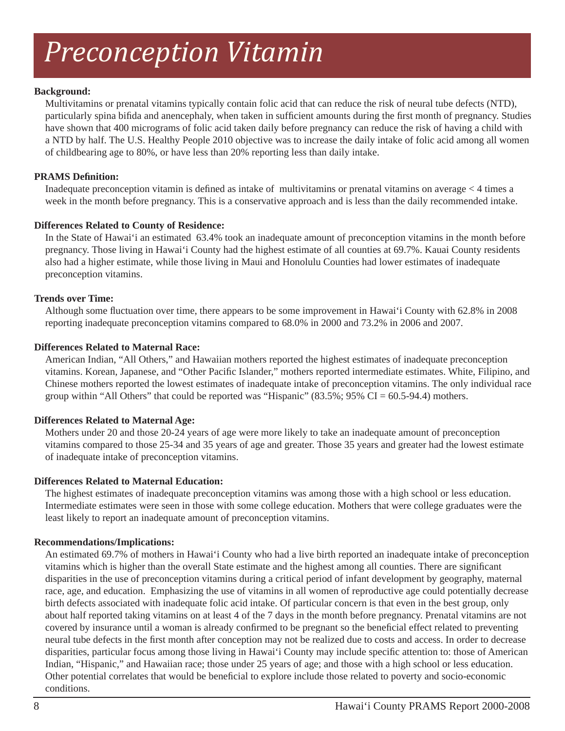# Preconception Vitamin

**Background:**

Multivitamins or prenatal vitamins typically contain folic acid that can reduce the risk of neural tube defects (NTD), particularly spina bifida and anencephaly, when taken in sufficient amounts during the first month of pregnancy. Studies have shown that 400 micrograms of folic acid taken daily before pregnancy can reduce the risk of having a child with a NTD by half. The U.S. Healthy People 2010 objective was to increase the daily intake of folic acid among all women of childbearing age to 80%, or have less than 20% reporting less than daily intake.

**PRAMS Definition:**

Inadequate preconception vitamin is defined as intake of multivitamins or prenatal vitamins on average < 4 times a week in the month before pregnancy. This is a conservative approach and is less than the daily recommended intake.

**Differences Related to County of Residence:**

In the State of Hawai'i an estimated 63.4% took an inadequate amount of preconception vitamins in the month before pregnancy. Those living in Hawai'i County had the highest estimate of all counties at 69.7%. Kauai County residents also had a higher estimate, while those living in Maui and Honolulu Counties had lower estimates of inadequate preconception vitamins.

**Trends over Time:**

Although some fluctuation over time, there appears to be some improvement in Hawai'i County with 62.8% in 2008 reporting inadequate preconception vitamins compared to 68.0% in 2000 and 73.2% in 2006 and 2007.

**Differences Related to Maternal Race:**

American Indian, "All Others," and Hawaiian mothers reported the highest estimates of inadequate preconception vitamins. Korean, Japanese, and "Other Pacific Islander," mothers reported intermediate estimates. White, Filipino, and Chinese mothers reported the lowest estimates of inadequate intake of preconception vitamins. The only individual race group within "All Others" that could be reported was "Hispanic" (83.5%; 95% CI = 60.5-94.4) mothers.

**Differences Related to Maternal Age:**

Mothers under 20 and those 20-24 years of age were more likely to take an inadequate amount of preconception vitamins compared to those 25-34 and 35 years of age and greater. Those 35 years and greater had the lowest estimate of inadequate intake of preconception vitamins.

**Differences Related to Maternal Education:**

The highest estimates of inadequate preconception vitamins was among those with a high school or less education. Intermediate estimates were seen in those with some college education. Mothers that were college graduates were the least likely to report an inadequate amount of preconception vitamins.

**Recommendations/Implications:**

An estimated 69.7% of mothers in Hawai'i County who had a live birth reported an inadequate intake of preconception vitamins which is higher than the overall State estimate and the highest among all counties. There are significant disparities in the use of preconception vitamins during a critical period of infant development by geography, maternal race, age, and education. Emphasizing the use of vitamins in all women of reproductive age could potentially decrease birth defects associated with inadequate folic acid intake. Of particular concern is that even in the best group, only about half reported taking vitamins on at least 4 of the 7 days in the month before pregnancy. Prenatal vitamins are not covered by insurance until a woman is already confirmed to be pregnant so the beneficial effect related to preventing neural tube defects in the first month after conception may not be realized due to costs and access. In order to decrease disparities, particular focus among those living in Hawai'i County may include specific attention to: those of American Indian, "Hispanic," and Hawaiian race; those under 25 years of age; and those with a high school or less education. Other potential correlates that would be beneficial to explore include those related to poverty and socio-economic conditions.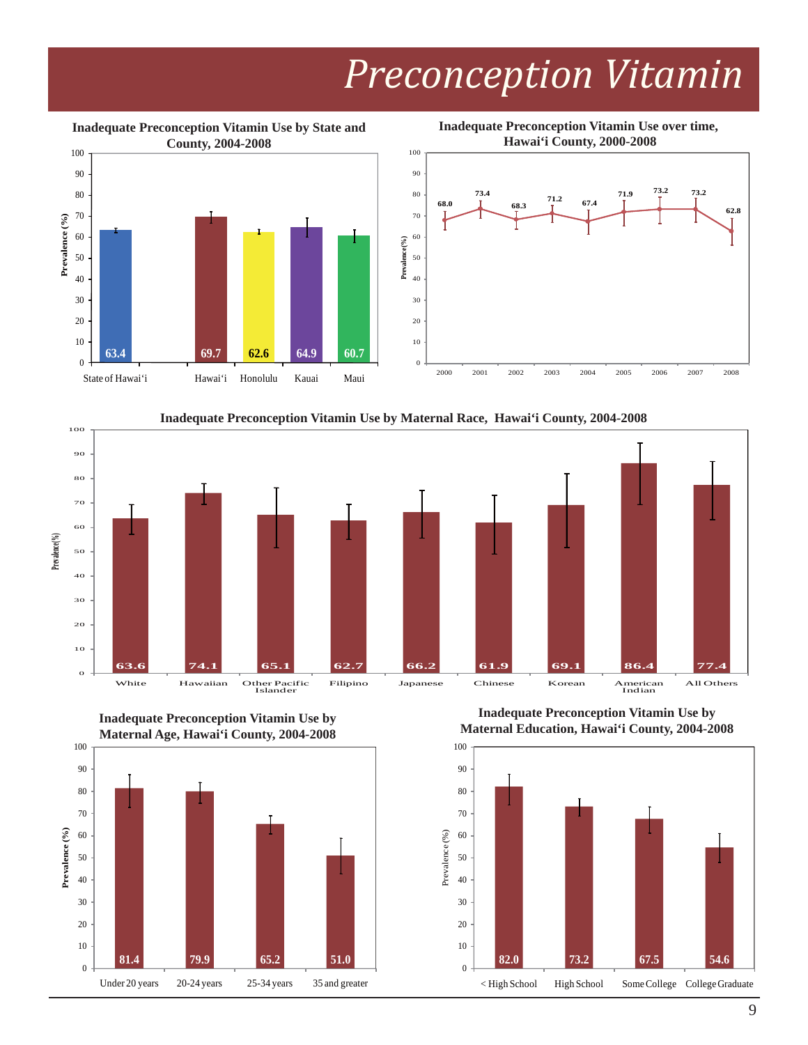# *Preconception Vitamin*

**Inadequate Preconception Vitamin Use by State and County, 2004-2008**

| Area | Prevalence (%) |
|---|---|
| State of Hawai'i | 63.4 |
| Hawai'i | 69.7 |
| Honolulu | 62.6 |
| Kauai | 64.9 |
| Maui | 60.7 |

**Inadequate Preconception Vitamin Use over time, Hawai'i County, 2000-2008**

| Year | Prevalence (%) |
|---|---|
| 2000 | 68.0 |
| 2001 | 73.4 |
| 2002 | 68.3 |
| 2003 | 71.2 |
| 2004 | 67.4 |
| 2005 | 71.9 |
| 2006 | 73.2 |
| 2007 | 73.2 |
| 2008 | 62.8 |

**Inadequate Preconception Vitamin Use by Maternal Race, Hawai'i County, 2004-2008**

| Maternal Race | Prevalence (%) |
|---|---|
| White | 63.6 |
| Hawaiian | 74.1 |
| Other Pacific Islander | 65.1 |
| Filipino | 62.7 |
| Japanese | 66.2 |
| Chinese | 61.9 |
| Korean | 69.1 |
| American Indian | 86.4 |
| All Others | 77.4 |

**Inadequate Preconception Vitamin Use by Maternal Age, Hawai'i County, 2004-2008**

| Maternal Age | Prevalence (%) |
|---|---|
| Under 20 years | 81.4 |
| 20-24 years | 79.9 |
| 25-34 years | 65.2 |
| 35 and greater | 51.0 |

**Inadequate Preconception Vitamin Use by Maternal Education, Hawai'i County, 2004-2008**

| Maternal Education | Prevalence (%) |
|---|---|
| < High School | 82.0 |
| High School | 73.2 |
| Some College | 67.5 |
| College Graduate | 54.6 |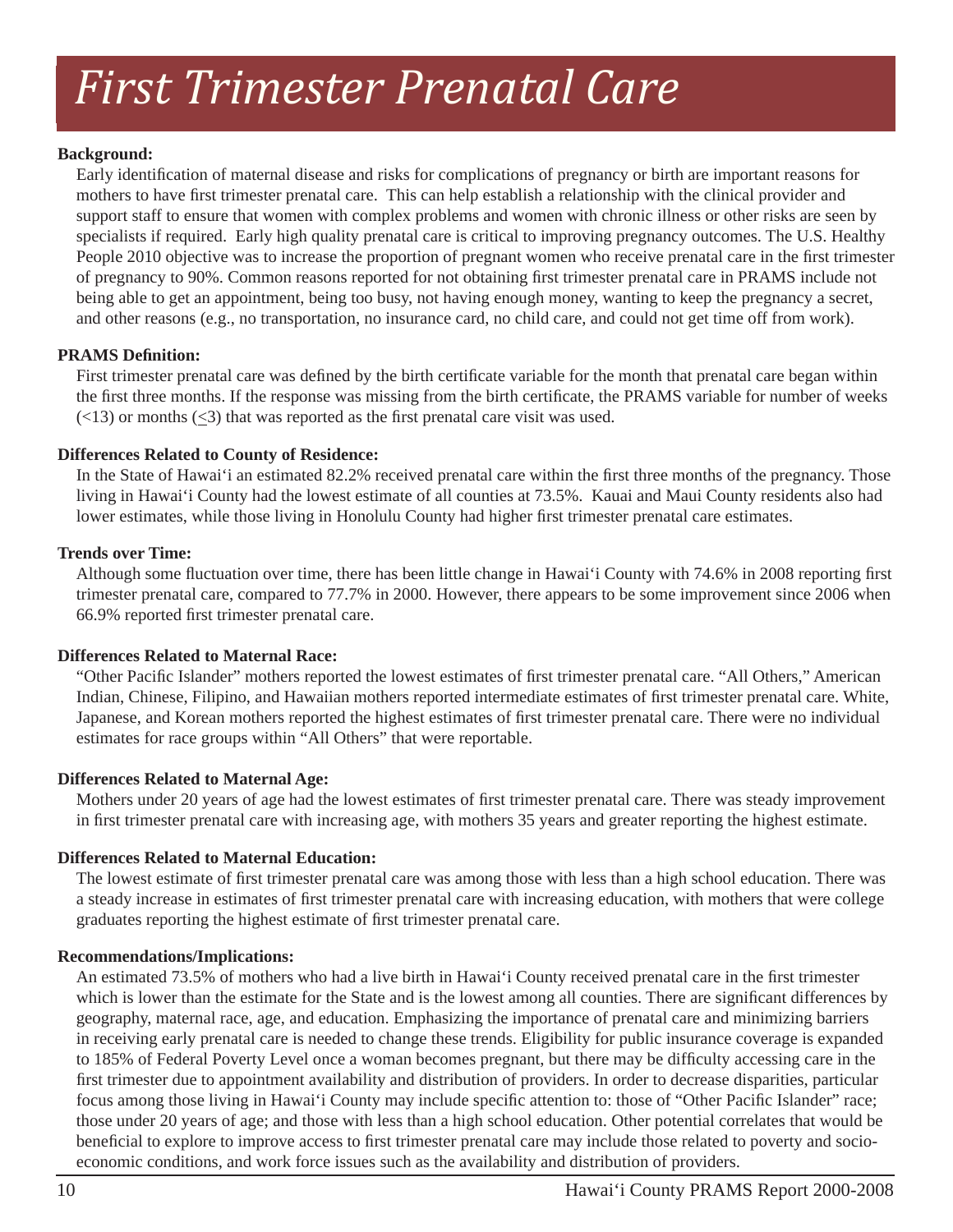# First Trimester Prenatal Care

**Background:**

Early identification of maternal disease and risks for complications of pregnancy or birth are important reasons for mothers to have first trimester prenatal care. This can help establish a relationship with the clinical provider and support staff to ensure that women with complex problems and women with chronic illness or other risks are seen by specialists if required. Early high quality prenatal care is critical to improving pregnancy outcomes. The U.S. Healthy People 2010 objective was to increase the proportion of pregnant women who receive prenatal care in the first trimester of pregnancy to 90%. Common reasons reported for not obtaining first trimester prenatal care in PRAMS include not being able to get an appointment, being too busy, not having enough money, wanting to keep the pregnancy a secret, and other reasons (e.g., no transportation, no insurance card, no child care, and could not get time off from work).

**PRAMS Definition:**

First trimester prenatal care was defined by the birth certificate variable for the month that prenatal care began within the first three months. If the response was missing from the birth certificate, the PRAMS variable for number of weeks (<13) or months (≤3) that was reported as the first prenatal care visit was used.

**Differences Related to County of Residence:**

In the State of Hawai'i an estimated 82.2% received prenatal care within the first three months of the pregnancy. Those living in Hawai'i County had the lowest estimate of all counties at 73.5%. Kauai and Maui County residents also had lower estimates, while those living in Honolulu County had higher first trimester prenatal care estimates.

**Trends over Time:**

Although some fluctuation over time, there has been little change in Hawai'i County with 74.6% in 2008 reporting first trimester prenatal care, compared to 77.7% in 2000. However, there appears to be some improvement since 2006 when 66.9% reported first trimester prenatal care.

**Differences Related to Maternal Race:**

"Other Pacific Islander" mothers reported the lowest estimates of first trimester prenatal care. "All Others," American Indian, Chinese, Filipino, and Hawaiian mothers reported intermediate estimates of first trimester prenatal care. White, Japanese, and Korean mothers reported the highest estimates of first trimester prenatal care. There were no individual estimates for race groups within "All Others" that were reportable.

**Differences Related to Maternal Age:**

Mothers under 20 years of age had the lowest estimates of first trimester prenatal care. There was steady improvement in first trimester prenatal care with increasing age, with mothers 35 years and greater reporting the highest estimate.

**Differences Related to Maternal Education:**

The lowest estimate of first trimester prenatal care was among those with less than a high school education. There was a steady increase in estimates of first trimester prenatal care with increasing education, with mothers that were college graduates reporting the highest estimate of first trimester prenatal care.

**Recommendations/Implications:**

An estimated 73.5% of mothers who had a live birth in Hawai'i County received prenatal care in the first trimester which is lower than the estimate for the State and is the lowest among all counties. There are significant differences by geography, maternal race, age, and education. Emphasizing the importance of prenatal care and minimizing barriers in receiving early prenatal care is needed to change these trends. Eligibility for public insurance coverage is expanded to 185% of Federal Poverty Level once a woman becomes pregnant, but there may be difficulty accessing care in the first trimester due to appointment availability and distribution of providers. In order to decrease disparities, particular focus among those living in Hawai'i County may include specific attention to: those of "Other Pacific Islander" race; those under 20 years of age; and those with less than a high school education. Other potential correlates that would be beneficial to explore to improve access to first trimester prenatal care may include those related to poverty and socio-economic conditions, and work force issues such as the availability and distribution of providers.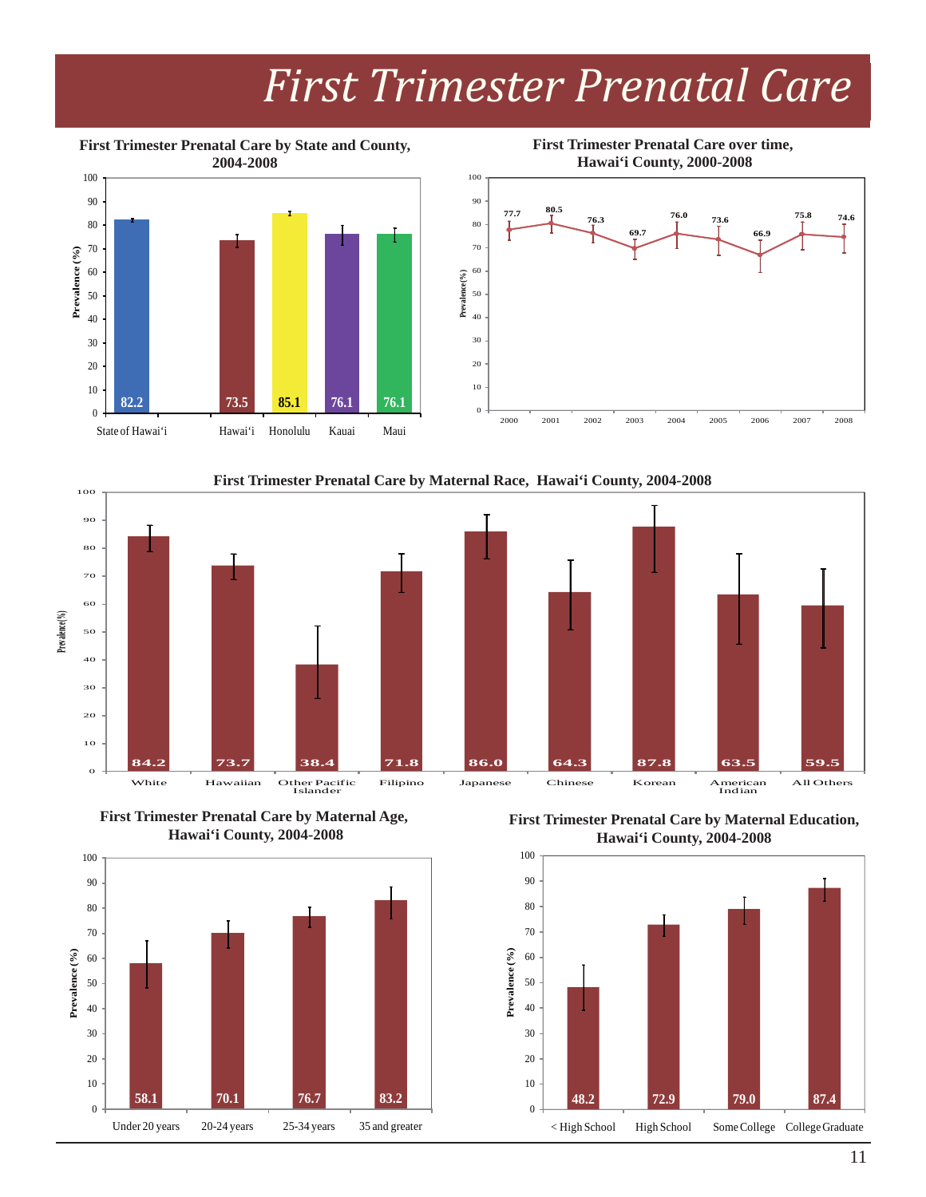# First Trimester Prenatal Care

**First Trimester Prenatal Care by State and County, 2004-2008**

| Area | Prevalence (%) |
|---|---|
| State of Hawai'i | 82.2 |
| Hawai'i | 73.5 |
| Honolulu | 85.1 |
| Kauai | 76.1 |
| Maui | 76.1 |

**First Trimester Prenatal Care over time, Hawai'i County, 2000-2008**

| Year | Prevalence (%) |
|---|---|
| 2000 | 77.7 |
| 2001 | 80.5 |
| 2002 | 76.3 |
| 2003 | 69.7 |
| 2004 | 76.0 |
| 2005 | 73.6 |
| 2006 | 66.9 |
| 2007 | 75.8 |
| 2008 | 74.6 |

**First Trimester Prenatal Care by Maternal Race, Hawai'i County, 2004-2008**

| Maternal Race | Prevalence (%) |
|---|---|
| White | 84.2 |
| Hawaiian | 73.7 |
| Other Pacific Islander | 38.4 |
| Filipino | 71.8 |
| Japanese | 86.0 |
| Chinese | 64.3 |
| Korean | 87.8 |
| American Indian | 63.5 |
| All Others | 59.5 |

**First Trimester Prenatal Care by Maternal Age, Hawai'i County, 2004-2008**

| Maternal Age | Prevalence (%) |
|---|---|
| Under 20 years | 58.1 |
| 20-24 years | 70.1 |
| 25-34 years | 76.7 |
| 35 and greater | 83.2 |

**First Trimester Prenatal Care by Maternal Education, Hawai'i County, 2004-2008**

| Maternal Education | Prevalence (%) |
|---|---|
| < High School | 48.2 |
| High School | 72.9 |
| Some College | 79.0 |
| College Graduate | 87.4 |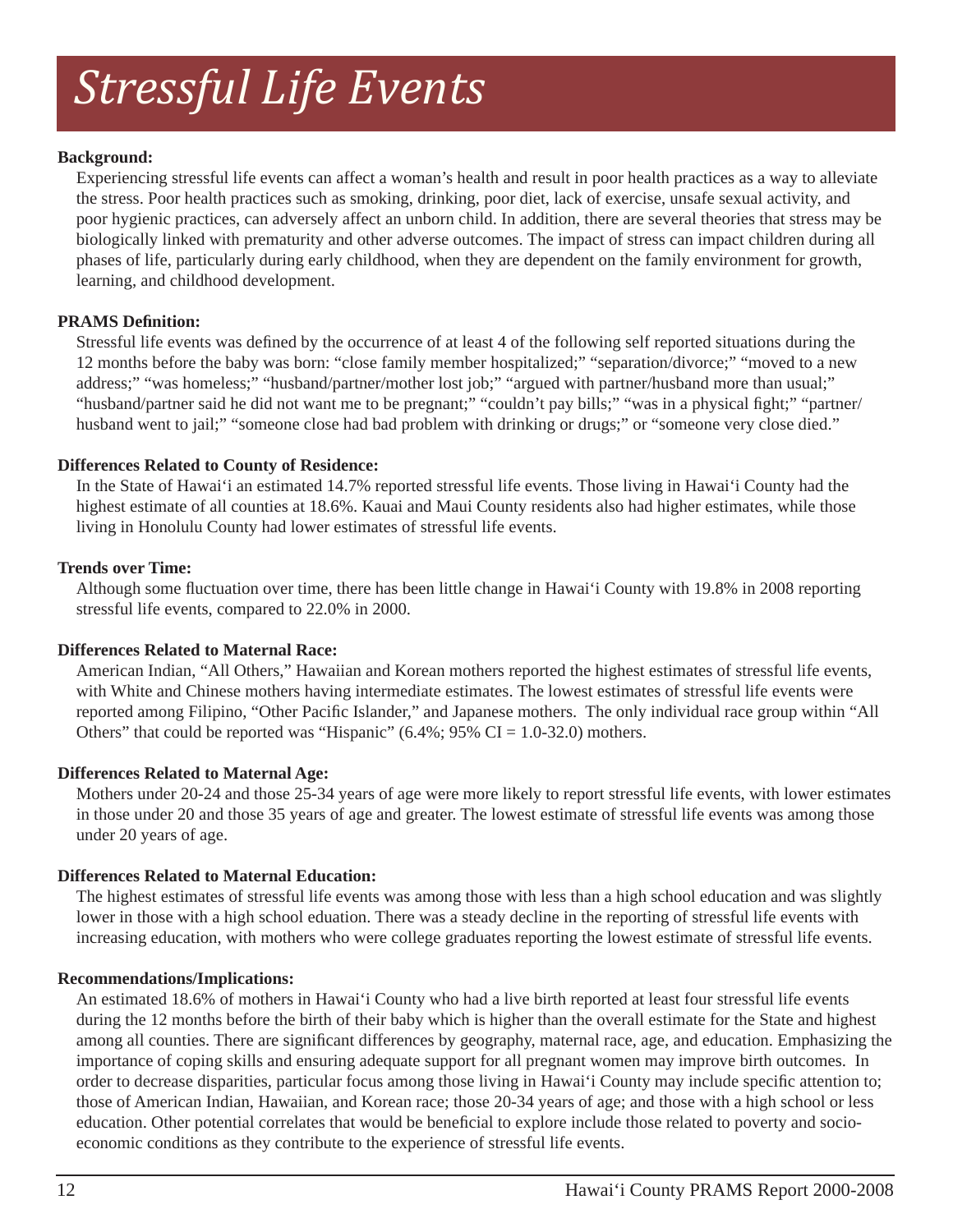# *Stressful Life Events*

**Background:**

Experiencing stressful life events can affect a woman's health and result in poor health practices as a way to alleviate the stress. Poor health practices such as smoking, drinking, poor diet, lack of exercise, unsafe sexual activity, and poor hygienic practices, can adversely affect an unborn child. In addition, there are several theories that stress may be biologically linked with prematurity and other adverse outcomes. The impact of stress can impact children during all phases of life, particularly during early childhood, when they are dependent on the family environment for growth, learning, and childhood development.

**PRAMS Definition:**

Stressful life events was defined by the occurrence of at least 4 of the following self reported situations during the 12 months before the baby was born: "close family member hospitalized;" "separation/divorce;" "moved to a new address;" "was homeless;" "husband/partner/mother lost job;" "argued with partner/husband more than usual;" "husband/partner said he did not want me to be pregnant;" "couldn't pay bills;" "was in a physical fight;" "partner/husband went to jail;" "someone close had bad problem with drinking or drugs;" or "someone very close died."

**Differences Related to County of Residence:**

In the State of Hawai'i an estimated 14.7% reported stressful life events. Those living in Hawai'i County had the highest estimate of all counties at 18.6%. Kauai and Maui County residents also had higher estimates, while those living in Honolulu County had lower estimates of stressful life events.

**Trends over Time:**

Although some fluctuation over time, there has been little change in Hawai'i County with 19.8% in 2008 reporting stressful life events, compared to 22.0% in 2000.

**Differences Related to Maternal Race:**

American Indian, "All Others," Hawaiian and Korean mothers reported the highest estimates of stressful life events, with White and Chinese mothers having intermediate estimates. The lowest estimates of stressful life events were reported among Filipino, "Other Pacific Islander," and Japanese mothers. The only individual race group within "All Others" that could be reported was "Hispanic" (6.4%; 95% CI = 1.0-32.0) mothers.

**Differences Related to Maternal Age:**

Mothers under 20-24 and those 25-34 years of age were more likely to report stressful life events, with lower estimates in those under 20 and those 35 years of age and greater. The lowest estimate of stressful life events was among those under 20 years of age.

**Differences Related to Maternal Education:**

The highest estimates of stressful life events was among those with less than a high school education and was slightly lower in those with a high school eduation. There was a steady decline in the reporting of stressful life events with increasing education, with mothers who were college graduates reporting the lowest estimate of stressful life events.

**Recommendations/Implications:**

An estimated 18.6% of mothers in Hawai'i County who had a live birth reported at least four stressful life events during the 12 months before the birth of their baby which is higher than the overall estimate for the State and highest among all counties. There are significant differences by geography, maternal race, age, and education. Emphasizing the importance of coping skills and ensuring adequate support for all pregnant women may improve birth outcomes. In order to decrease disparities, particular focus among those living in Hawai'i County may include specific attention to; those of American Indian, Hawaiian, and Korean race; those 20-34 years of age; and those with a high school or less education. Other potential correlates that would be beneficial to explore include those related to poverty and socio-economic conditions as they contribute to the experience of stressful life events.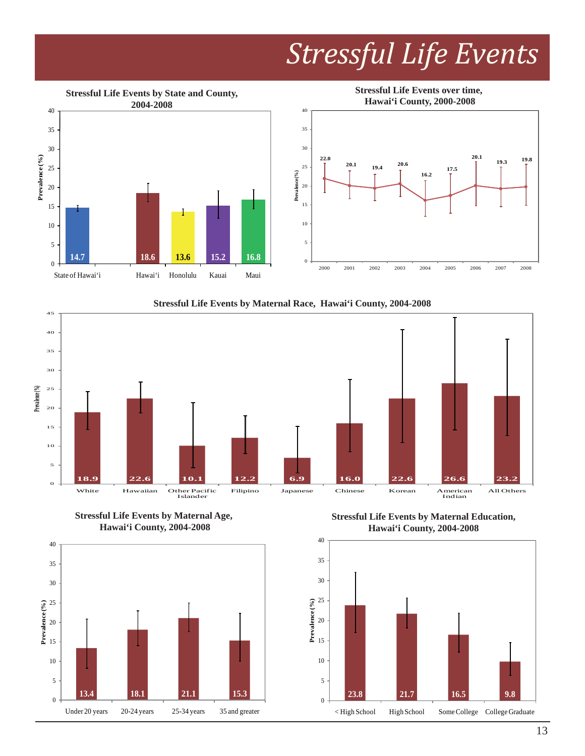# Stressful Life Events

### Stressful Life Events by State and County, 2004-2008

| Area | Prevalence (%) |
|---|---|
| State of Hawai‘i | 14.7 |
| Hawai‘i | 18.6 |
| Honolulu | 13.6 |
| Kauai | 15.2 |
| Maui | 16.8 |

### Stressful Life Events over time, Hawai‘i County, 2000-2008

| Year | Prevalence (%) |
|---|---|
| 2000 | 22.0 |
| 2001 | 20.1 |
| 2002 | 19.4 |
| 2003 | 20.6 |
| 2004 | 16.2 |
| 2005 | 17.5 |
| 2006 | 20.1 |
| 2007 | 19.3 |
| 2008 | 19.8 |

### Stressful Life Events by Maternal Race, Hawai‘i County, 2004-2008

| Maternal Race | Prevalence (%) |
|---|---|
| White | 18.9 |
| Hawaiian | 22.6 |
| Other Pacific Islander | 10.1 |
| Filipino | 12.2 |
| Japanese | 6.9 |
| Chinese | 16.0 |
| Korean | 22.6 |
| American Indian | 26.6 |
| All Others | 23.2 |

### Stressful Life Events by Maternal Age, Hawai‘i County, 2004-2008

| Maternal Age | Prevalence (%) |
|---|---|
| Under 20 years | 13.4 |
| 20-24 years | 18.1 |
| 25-34 years | 21.1 |
| 35 and greater | 15.3 |

### Stressful Life Events by Maternal Education, Hawai‘i County, 2004-2008

| Maternal Education | Prevalence (%) |
|---|---|
| < High School | 23.8 |
| High School | 21.7 |
| Some College | 16.5 |
| College Graduate | 9.8 |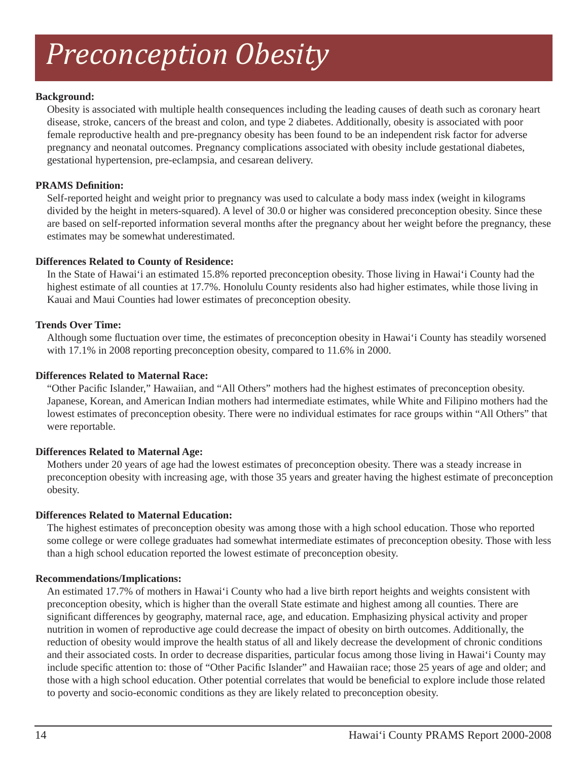# Preconception Obesity

**Background:**

Obesity is associated with multiple health consequences including the leading causes of death such as coronary heart disease, stroke, cancers of the breast and colon, and type 2 diabetes. Additionally, obesity is associated with poor female reproductive health and pre-pregnancy obesity has been found to be an independent risk factor for adverse pregnancy and neonatal outcomes. Pregnancy complications associated with obesity include gestational diabetes, gestational hypertension, pre-eclampsia, and cesarean delivery.

**PRAMS Definition:**

Self-reported height and weight prior to pregnancy was used to calculate a body mass index (weight in kilograms divided by the height in meters-squared). A level of 30.0 or higher was considered preconception obesity. Since these are based on self-reported information several months after the pregnancy about her weight before the pregnancy, these estimates may be somewhat underestimated.

**Differences Related to County of Residence:**

In the State of Hawai'i an estimated 15.8% reported preconception obesity. Those living in Hawai'i County had the highest estimate of all counties at 17.7%. Honolulu County residents also had higher estimates, while those living in Kauai and Maui Counties had lower estimates of preconception obesity.

**Trends Over Time:**

Although some fluctuation over time, the estimates of preconception obesity in Hawai'i County has steadily worsened with 17.1% in 2008 reporting preconception obesity, compared to 11.6% in 2000.

**Differences Related to Maternal Race:**

"Other Pacific Islander," Hawaiian, and "All Others" mothers had the highest estimates of preconception obesity. Japanese, Korean, and American Indian mothers had intermediate estimates, while White and Filipino mothers had the lowest estimates of preconception obesity. There were no individual estimates for race groups within "All Others" that were reportable.

**Differences Related to Maternal Age:**

Mothers under 20 years of age had the lowest estimates of preconception obesity. There was a steady increase in preconception obesity with increasing age, with those 35 years and greater having the highest estimate of preconception obesity.

**Differences Related to Maternal Education:**

The highest estimates of preconception obesity was among those with a high school education. Those who reported some college or were college graduates had somewhat intermediate estimates of preconception obesity. Those with less than a high school education reported the lowest estimate of preconception obesity.

**Recommendations/Implications:**

An estimated 17.7% of mothers in Hawai'i County who had a live birth report heights and weights consistent with preconception obesity, which is higher than the overall State estimate and highest among all counties. There are significant differences by geography, maternal race, age, and education. Emphasizing physical activity and proper nutrition in women of reproductive age could decrease the impact of obesity on birth outcomes. Additionally, the reduction of obesity would improve the health status of all and likely decrease the development of chronic conditions and their associated costs. In order to decrease disparities, particular focus among those living in Hawai'i County may include specific attention to: those of "Other Pacific Islander" and Hawaiian race; those 25 years of age and older; and those with a high school education. Other potential correlates that would be beneficial to explore include those related to poverty and socio-economic conditions as they are likely related to preconception obesity.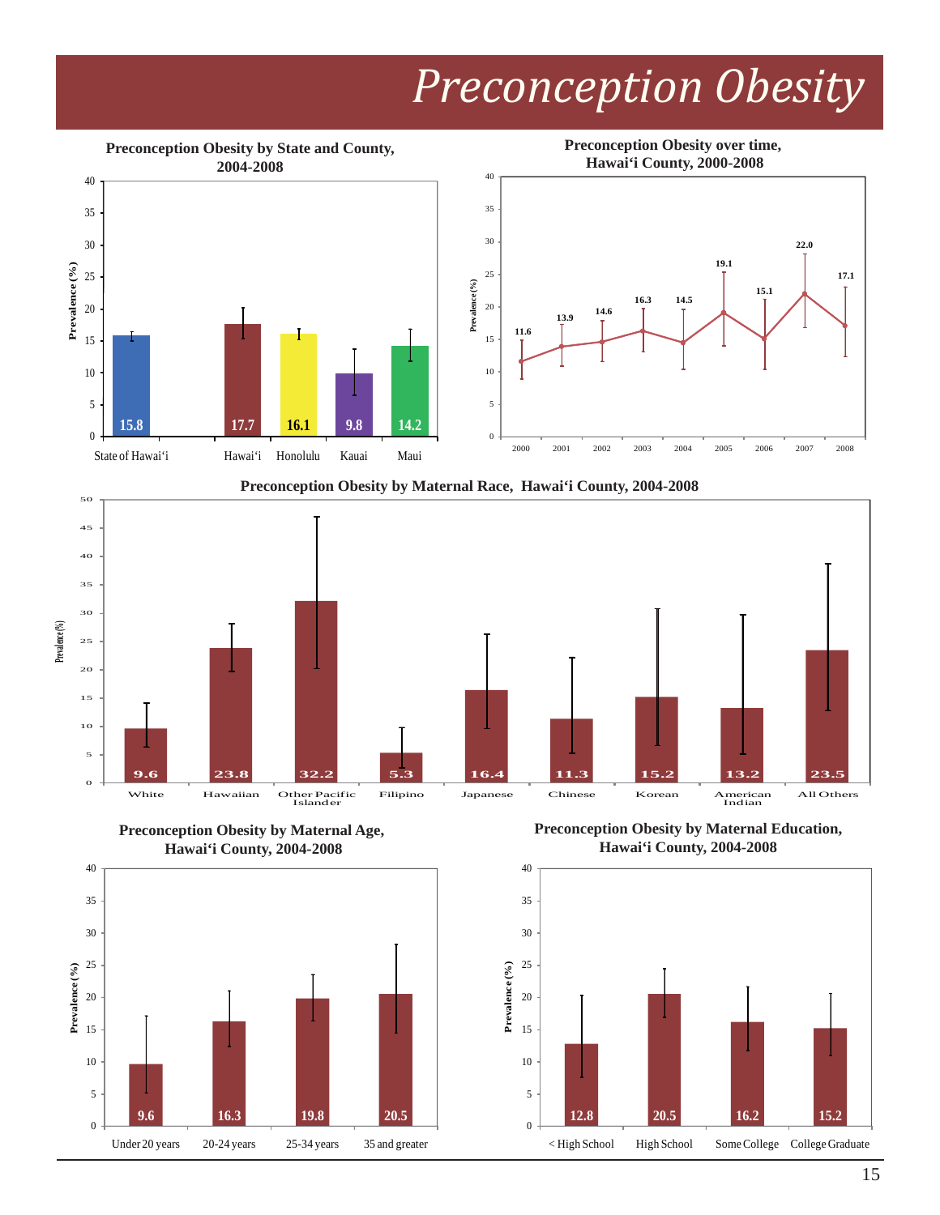# Preconception Obesity

**Preconception Obesity by State and County, 2004-2008**

| | Prevalence (%) |
|---|---|
| State of Hawai'i | 15.8 |
| Hawai'i | 17.7 |
| Honolulu | 16.1 |
| Kauai | 9.8 |
| Maui | 14.2 |

**Preconception Obesity over time, Hawai'i County, 2000-2008**

| Year | Prevalence (%) |
|---|---|
| 2000 | 11.6 |
| 2001 | 13.9 |
| 2002 | 14.6 |
| 2003 | 16.3 |
| 2004 | 14.5 |
| 2005 | 19.1 |
| 2006 | 15.1 |
| 2007 | 22.0 |
| 2008 | 17.1 |

**Preconception Obesity by Maternal Race, Hawai'i County, 2004-2008**

| Race | Prevalence (%) |
|---|---|
| White | 9.6 |
| Hawaiian | 23.8 |
| Other Pacific Islander | 32.2 |
| Filipino | 5.3 |
| Japanese | 16.4 |
| Chinese | 11.3 |
| Korean | 15.2 |
| American Indian | 13.2 |
| All Others | 23.5 |

**Preconception Obesity by Maternal Age, Hawai'i County, 2004-2008**

| Age | Prevalence (%) |
|---|---|
| Under 20 years | 9.6 |
| 20-24 years | 16.3 |
| 25-34 years | 19.8 |
| 35 and greater | 20.5 |

**Preconception Obesity by Maternal Education, Hawai'i County, 2004-2008**

| Education | Prevalence (%) |
|---|---|
| < High School | 12.8 |
| High School | 20.5 |
| Some College | 16.2 |
| College Graduate | 15.2 |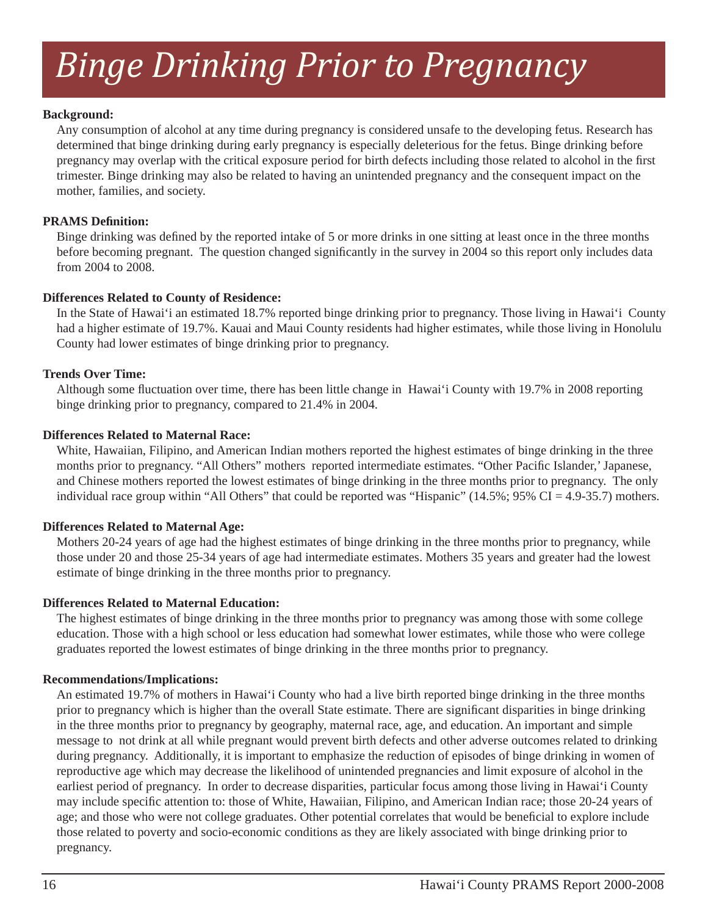# *Binge Drinking Prior to Pregnancy*

**Background:**

Any consumption of alcohol at any time during pregnancy is considered unsafe to the developing fetus. Research has determined that binge drinking during early pregnancy is especially deleterious for the fetus. Binge drinking before pregnancy may overlap with the critical exposure period for birth defects including those related to alcohol in the first trimester. Binge drinking may also be related to having an unintended pregnancy and the consequent impact on the mother, families, and society.

**PRAMS Definition:**

Binge drinking was defined by the reported intake of 5 or more drinks in one sitting at least once in the three months before becoming pregnant. The question changed significantly in the survey in 2004 so this report only includes data from 2004 to 2008.

**Differences Related to County of Residence:**

In the State of Hawai'i an estimated 18.7% reported binge drinking prior to pregnancy. Those living in Hawai'i County had a higher estimate of 19.7%. Kauai and Maui County residents had higher estimates, while those living in Honolulu County had lower estimates of binge drinking prior to pregnancy.

**Trends Over Time:**

Although some fluctuation over time, there has been little change in Hawai'i County with 19.7% in 2008 reporting binge drinking prior to pregnancy, compared to 21.4% in 2004.

**Differences Related to Maternal Race:**

White, Hawaiian, Filipino, and American Indian mothers reported the highest estimates of binge drinking in the three months prior to pregnancy. "All Others" mothers reported intermediate estimates. "Other Pacific Islander,' Japanese, and Chinese mothers reported the lowest estimates of binge drinking in the three months prior to pregnancy. The only individual race group within "All Others" that could be reported was "Hispanic" (14.5%; 95% CI = 4.9-35.7) mothers.

**Differences Related to Maternal Age:**

Mothers 20-24 years of age had the highest estimates of binge drinking in the three months prior to pregnancy, while those under 20 and those 25-34 years of age had intermediate estimates. Mothers 35 years and greater had the lowest estimate of binge drinking in the three months prior to pregnancy.

**Differences Related to Maternal Education:**

The highest estimates of binge drinking in the three months prior to pregnancy was among those with some college education. Those with a high school or less education had somewhat lower estimates, while those who were college graduates reported the lowest estimates of binge drinking in the three months prior to pregnancy.

**Recommendations/Implications:**

An estimated 19.7% of mothers in Hawai'i County who had a live birth reported binge drinking in the three months prior to pregnancy which is higher than the overall State estimate. There are significant disparities in binge drinking in the three months prior to pregnancy by geography, maternal race, age, and education. An important and simple message to not drink at all while pregnant would prevent birth defects and other adverse outcomes related to drinking during pregnancy. Additionally, it is important to emphasize the reduction of episodes of binge drinking in women of reproductive age which may decrease the likelihood of unintended pregnancies and limit exposure of alcohol in the earliest period of pregnancy. In order to decrease disparities, particular focus among those living in Hawai'i County may include specific attention to: those of White, Hawaiian, Filipino, and American Indian race; those 20-24 years of age; and those who were not college graduates. Other potential correlates that would be beneficial to explore include those related to poverty and socio-economic conditions as they are likely associated with binge drinking prior to pregnancy.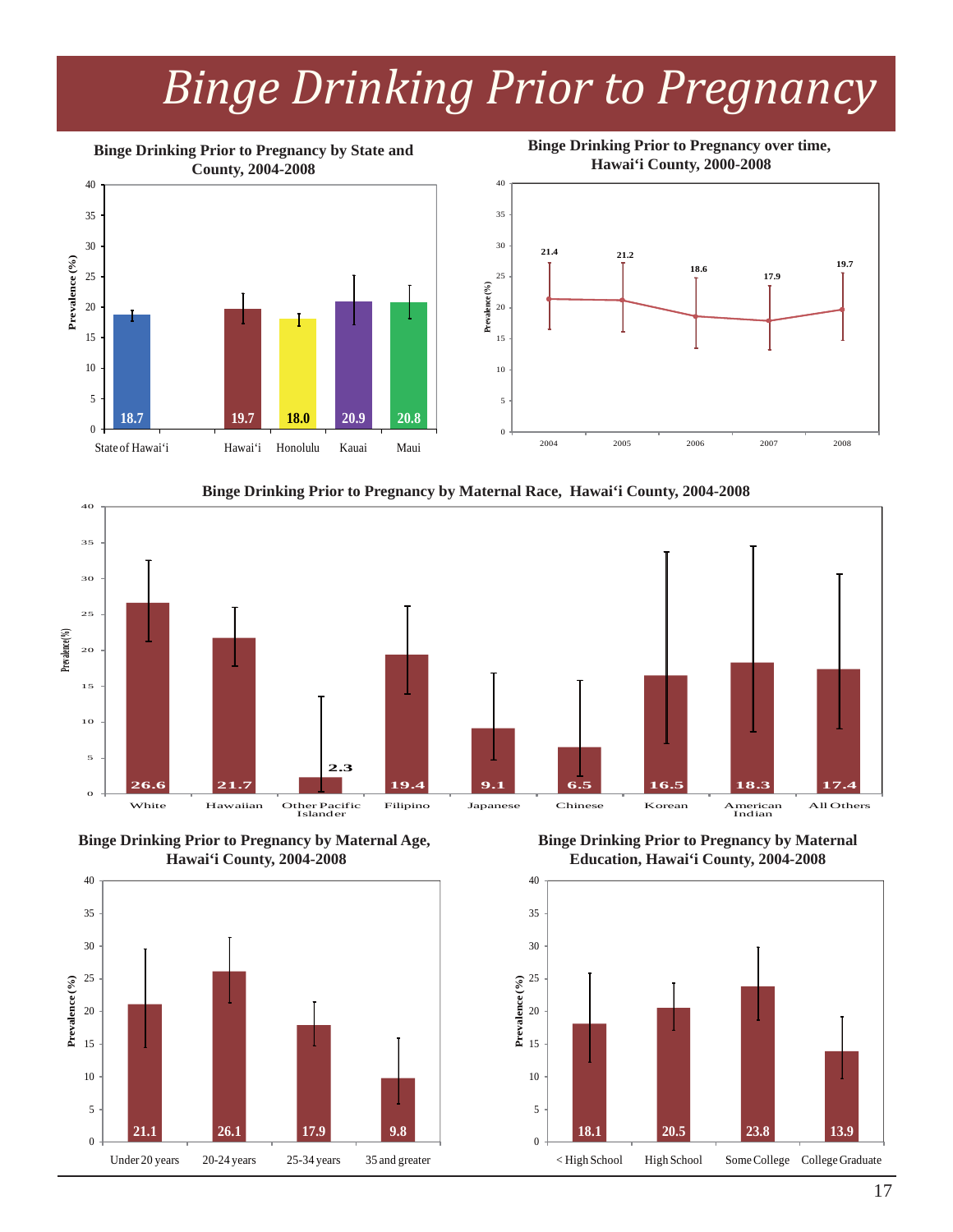# Binge Drinking Prior to Pregnancy

**Binge Drinking Prior to Pregnancy by State and County, 2004-2008**

| | Prevalence (%) |
|---|---|
| State of Hawai'i | 18.7 |
| Hawai'i | 19.7 |
| Honolulu | 18.0 |
| Kauai | 20.9 |
| Maui | 20.8 |

**Binge Drinking Prior to Pregnancy over time, Hawai'i County, 2000-2008**

| Year | Prevalence (%) |
|---|---|
| 2004 | 21.4 |
| 2005 | 21.2 |
| 2006 | 18.6 |
| 2007 | 17.9 |
| 2008 | 19.7 |

**Binge Drinking Prior to Pregnancy by Maternal Race, Hawai'i County, 2004-2008**

| Race | Prevalence (%) |
|---|---|
| White | 26.6 |
| Hawaiian | 21.7 |
| Other Pacific Islander | 2.3 |
| Filipino | 19.4 |
| Japanese | 9.1 |
| Chinese | 6.5 |
| Korean | 16.5 |
| American Indian | 18.3 |
| All Others | 17.4 |

**Binge Drinking Prior to Pregnancy by Maternal Age, Hawai'i County, 2004-2008**

| Age | Prevalence (%) |
|---|---|
| Under 20 years | 21.1 |
| 20-24 years | 26.1 |
| 25-34 years | 17.9 |
| 35 and greater | 9.8 |

**Binge Drinking Prior to Pregnancy by Maternal Education, Hawai'i County, 2004-2008**

| Education | Prevalence (%) |
|---|---|
| < High School | 18.1 |
| High School | 20.5 |
| Some College | 23.8 |
| College Graduate | 13.9 |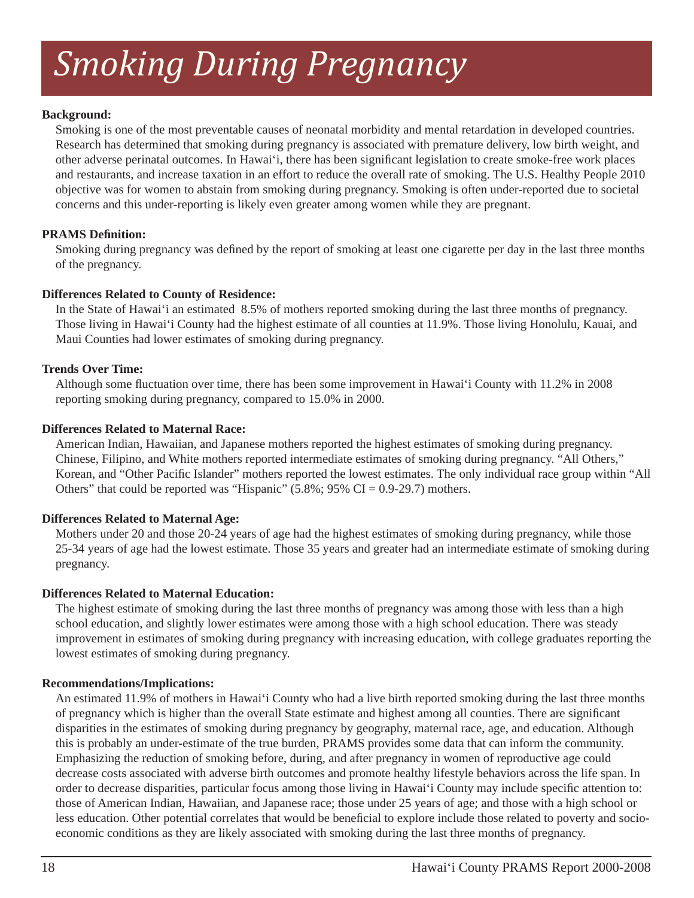# *Smoking During Pregnancy*

**Background:**

Smoking is one of the most preventable causes of neonatal morbidity and mental retardation in developed countries. Research has determined that smoking during pregnancy is associated with premature delivery, low birth weight, and other adverse perinatal outcomes. In Hawai‘i, there has been significant legislation to create smoke-free work places and restaurants, and increase taxation in an effort to reduce the overall rate of smoking. The U.S. Healthy People 2010 objective was for women to abstain from smoking during pregnancy. Smoking is often under-reported due to societal concerns and this under-reporting is likely even greater among women while they are pregnant.

**PRAMS Definition:**

Smoking during pregnancy was defined by the report of smoking at least one cigarette per day in the last three months of the pregnancy.

**Differences Related to County of Residence:**

In the State of Hawai‘i an estimated 8.5% of mothers reported smoking during the last three months of pregnancy. Those living in Hawai‘i County had the highest estimate of all counties at 11.9%. Those living Honolulu, Kauai, and Maui Counties had lower estimates of smoking during pregnancy.

**Trends Over Time:**

Although some fluctuation over time, there has been some improvement in Hawai‘i County with 11.2% in 2008 reporting smoking during pregnancy, compared to 15.0% in 2000.

**Differences Related to Maternal Race:**

American Indian, Hawaiian, and Japanese mothers reported the highest estimates of smoking during pregnancy. Chinese, Filipino, and White mothers reported intermediate estimates of smoking during pregnancy. “All Others,” Korean, and “Other Pacific Islander” mothers reported the lowest estimates. The only individual race group within “All Others” that could be reported was “Hispanic” (5.8%; 95% CI = 0.9-29.7) mothers.

**Differences Related to Maternal Age:**

Mothers under 20 and those 20-24 years of age had the highest estimates of smoking during pregnancy, while those 25-34 years of age had the lowest estimate. Those 35 years and greater had an intermediate estimate of smoking during pregnancy.

**Differences Related to Maternal Education:**

The highest estimate of smoking during the last three months of pregnancy was among those with less than a high school education, and slightly lower estimates were among those with a high school education. There was steady improvement in estimates of smoking during pregnancy with increasing education, with college graduates reporting the lowest estimates of smoking during pregnancy.

**Recommendations/Implications:**

An estimated 11.9% of mothers in Hawai‘i County who had a live birth reported smoking during the last three months of pregnancy which is higher than the overall State estimate and highest among all counties. There are significant disparities in the estimates of smoking during pregnancy by geography, maternal race, age, and education. Although this is probably an under-estimate of the true burden, PRAMS provides some data that can inform the community. Emphasizing the reduction of smoking before, during, and after pregnancy in women of reproductive age could decrease costs associated with adverse birth outcomes and promote healthy lifestyle behaviors across the life span. In order to decrease disparities, particular focus among those living in Hawai‘i County may include specific attention to: those of American Indian, Hawaiian, and Japanese race; those under 25 years of age; and those with a high school or less education. Other potential correlates that would be beneficial to explore include those related to poverty and socio-economic conditions as they are likely associated with smoking during the last three months of pregnancy.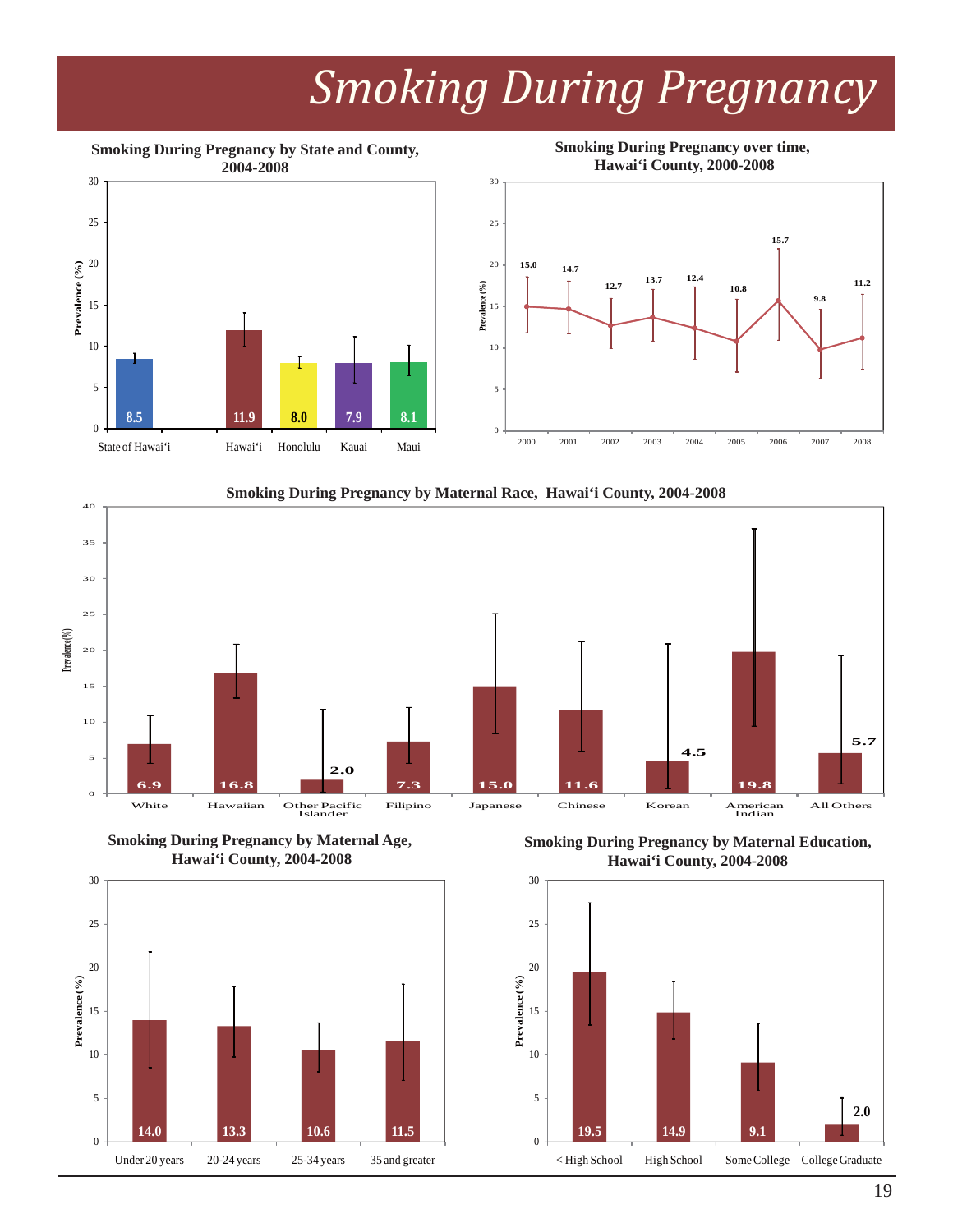# *Smoking During Pregnancy*

**Smoking During Pregnancy by State and County, 2004-2008**

| Location | Prevalence (%) |
|---|---|
| State of Hawai‘i | 8.5 |
| Hawai‘i | 11.9 |
| Honolulu | 8.0 |
| Kauai | 7.9 |
| Maui | 8.1 |

**Smoking During Pregnancy over time, Hawai‘i County, 2000-2008**

| Year | Prevalence (%) |
|---|---|
| 2000 | 15.0 |
| 2001 | 14.7 |
| 2002 | 12.7 |
| 2003 | 13.7 |
| 2004 | 12.4 |
| 2005 | 10.8 |
| 2006 | 15.7 |
| 2007 | 9.8 |
| 2008 | 11.2 |

**Smoking During Pregnancy by Maternal Race, Hawai‘i County, 2004-2008**

| Maternal Race | Prevalence (%) |
|---|---|
| White | 6.9 |
| Hawaiian | 16.8 |
| Other Pacific Islander | 2.0 |
| Filipino | 7.3 |
| Japanese | 15.0 |
| Chinese | 11.6 |
| Korean | 4.5 |
| American Indian | 19.8 |
| All Others | 5.7 |

**Smoking During Pregnancy by Maternal Age, Hawai‘i County, 2004-2008**

| Maternal Age | Prevalence (%) |
|---|---|
| Under 20 years | 14.0 |
| 20-24 years | 13.3 |
| 25-34 years | 10.6 |
| 35 and greater | 11.5 |

**Smoking During Pregnancy by Maternal Education, Hawai‘i County, 2004-2008**

| Maternal Education | Prevalence (%) |
|---|---|
| < High School | 19.5 |
| High School | 14.9 |
| Some College | 9.1 |
| College Graduate | 2.0 |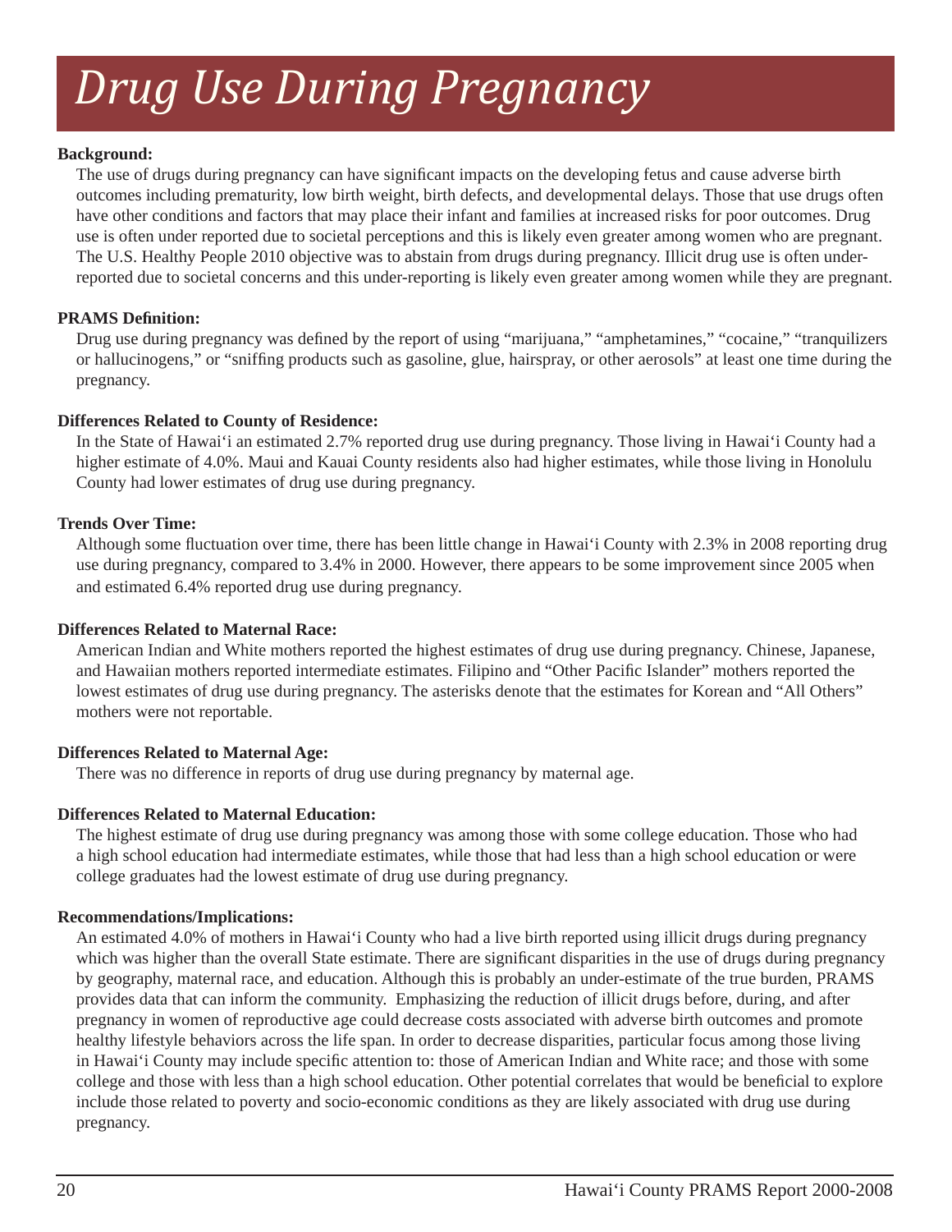# *Drug Use During Pregnancy*

**Background:**

The use of drugs during pregnancy can have significant impacts on the developing fetus and cause adverse birth outcomes including prematurity, low birth weight, birth defects, and developmental delays. Those that use drugs often have other conditions and factors that may place their infant and families at increased risks for poor outcomes. Drug use is often under reported due to societal perceptions and this is likely even greater among women who are pregnant. The U.S. Healthy People 2010 objective was to abstain from drugs during pregnancy. Illicit drug use is often under-reported due to societal concerns and this under-reporting is likely even greater among women while they are pregnant.

**PRAMS Definition:**

Drug use during pregnancy was defined by the report of using "marijuana," "amphetamines," "cocaine," "tranquilizers or hallucinogens," or "sniffing products such as gasoline, glue, hairspray, or other aerosols" at least one time during the pregnancy.

**Differences Related to County of Residence:**

In the State of Hawai'i an estimated 2.7% reported drug use during pregnancy. Those living in Hawai'i County had a higher estimate of 4.0%. Maui and Kauai County residents also had higher estimates, while those living in Honolulu County had lower estimates of drug use during pregnancy.

**Trends Over Time:**

Although some fluctuation over time, there has been little change in Hawai'i County with 2.3% in 2008 reporting drug use during pregnancy, compared to 3.4% in 2000. However, there appears to be some improvement since 2005 when and estimated 6.4% reported drug use during pregnancy.

**Differences Related to Maternal Race:**

American Indian and White mothers reported the highest estimates of drug use during pregnancy. Chinese, Japanese, and Hawaiian mothers reported intermediate estimates. Filipino and "Other Pacific Islander" mothers reported the lowest estimates of drug use during pregnancy. The asterisks denote that the estimates for Korean and "All Others" mothers were not reportable.

**Differences Related to Maternal Age:**

There was no difference in reports of drug use during pregnancy by maternal age.

**Differences Related to Maternal Education:**

The highest estimate of drug use during pregnancy was among those with some college education. Those who had a high school education had intermediate estimates, while those that had less than a high school education or were college graduates had the lowest estimate of drug use during pregnancy.

**Recommendations/Implications:**

An estimated 4.0% of mothers in Hawai'i County who had a live birth reported using illicit drugs during pregnancy which was higher than the overall State estimate. There are significant disparities in the use of drugs during pregnancy by geography, maternal race, and education. Although this is probably an under-estimate of the true burden, PRAMS provides data that can inform the community. Emphasizing the reduction of illicit drugs before, during, and after pregnancy in women of reproductive age could decrease costs associated with adverse birth outcomes and promote healthy lifestyle behaviors across the life span. In order to decrease disparities, particular focus among those living in Hawai'i County may include specific attention to: those of American Indian and White race; and those with some college and those with less than a high school education. Other potential correlates that would be beneficial to explore include those related to poverty and socio-economic conditions as they are likely associated with drug use during pregnancy.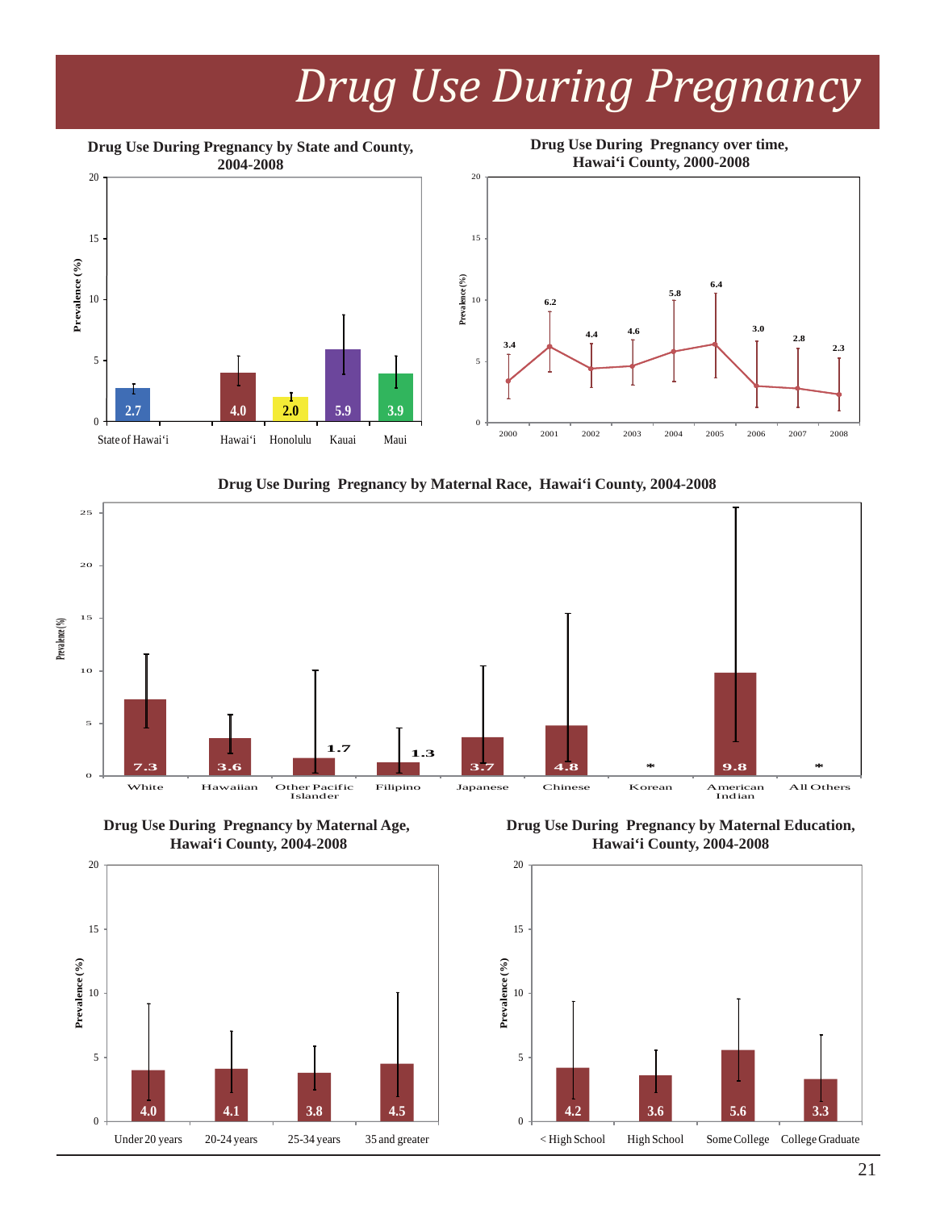# Drug Use During Pregnancy

**Drug Use During Pregnancy by State and County, 2004-2008**

| Area | Prevalence (%) |
|---|---|
| State of Hawai‘i | 2.7 |
| Hawai‘i | 4.0 |
| Honolulu | 2.0 |
| Kauai | 5.9 |
| Maui | 3.9 |

**Drug Use During Pregnancy over time, Hawai‘i County, 2000-2008**

| Year | Prevalence (%) |
|---|---|
| 2000 | 3.4 |
| 2001 | 6.2 |
| 2002 | 4.4 |
| 2003 | 4.6 |
| 2004 | 5.8 |
| 2005 | 6.4 |
| 2006 | 3.0 |
| 2007 | 2.8 |
| 2008 | 2.3 |

**Drug Use During Pregnancy by Maternal Race, Hawai‘i County, 2004-2008**

| Race | Prevalence (%) |
|---|---|
| White | 7.3 |
| Hawaiian | 3.6 |
| Other Pacific Islander | 1.7 |
| Filipino | 1.3 |
| Japanese | 3.7 |
| Chinese | 4.8 |
| Korean | * |
| American Indian | 9.8 |
| All Others | * |

**Drug Use During Pregnancy by Maternal Age, Hawai‘i County, 2004-2008**

| Maternal Age | Prevalence (%) |
|---|---|
| Under 20 years | 4.0 |
| 20-24 years | 4.1 |
| 25-34 years | 3.8 |
| 35 and greater | 4.5 |

**Drug Use During Pregnancy by Maternal Education, Hawai‘i County, 2004-2008**

| Maternal Education | Prevalence (%) |
|---|---|
| < High School | 4.2 |
| High School | 3.6 |
| Some College | 5.6 |
| College Graduate | 3.3 |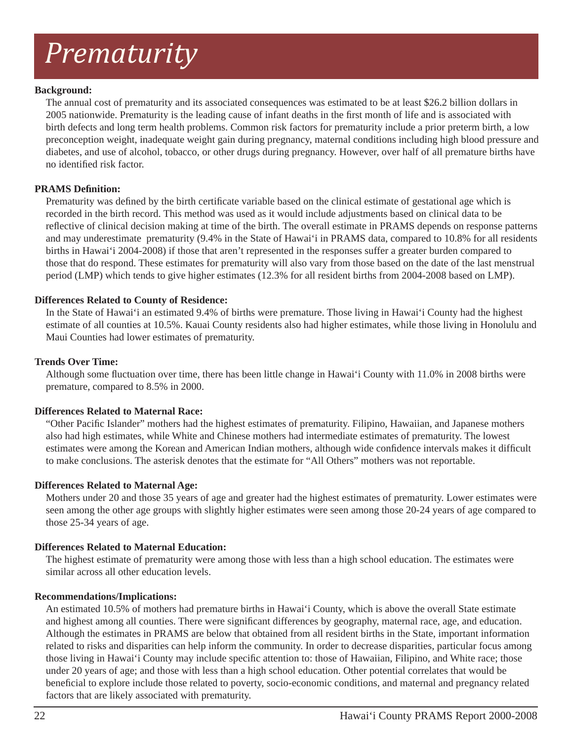# *Prematurity*

**Background:**

The annual cost of prematurity and its associated consequences was estimated to be at least $26.2 billion dollars in 2005 nationwide. Prematurity is the leading cause of infant deaths in the first month of life and is associated with birth defects and long term health problems. Common risk factors for prematurity include a prior preterm birth, a low preconception weight, inadequate weight gain during pregnancy, maternal conditions including high blood pressure and diabetes, and use of alcohol, tobacco, or other drugs during pregnancy. However, over half of all premature births have no identified risk factor.

**PRAMS Definition:**

Prematurity was defined by the birth certificate variable based on the clinical estimate of gestational age which is recorded in the birth record. This method was used as it would include adjustments based on clinical data to be reflective of clinical decision making at time of the birth. The overall estimate in PRAMS depends on response patterns and may underestimate prematurity (9.4% in the State of Hawai'i in PRAMS data, compared to 10.8% for all residents births in Hawai'i 2004-2008) if those that aren't represented in the responses suffer a greater burden compared to those that do respond. These estimates for prematurity will also vary from those based on the date of the last menstrual period (LMP) which tends to give higher estimates (12.3% for all resident births from 2004-2008 based on LMP).

**Differences Related to County of Residence:**

In the State of Hawai'i an estimated 9.4% of births were premature. Those living in Hawai'i County had the highest estimate of all counties at 10.5%. Kauai County residents also had higher estimates, while those living in Honolulu and Maui Counties had lower estimates of prematurity.

**Trends Over Time:**

Although some fluctuation over time, there has been little change in Hawai'i County with 11.0% in 2008 births were premature, compared to 8.5% in 2000.

**Differences Related to Maternal Race:**

"Other Pacific Islander" mothers had the highest estimates of prematurity. Filipino, Hawaiian, and Japanese mothers also had high estimates, while White and Chinese mothers had intermediate estimates of prematurity. The lowest estimates were among the Korean and American Indian mothers, although wide confidence intervals makes it difficult to make conclusions. The asterisk denotes that the estimate for "All Others" mothers was not reportable.

**Differences Related to Maternal Age:**

Mothers under 20 and those 35 years of age and greater had the highest estimates of prematurity. Lower estimates were seen among the other age groups with slightly higher estimates were seen among those 20-24 years of age compared to those 25-34 years of age.

**Differences Related to Maternal Education:**

The highest estimate of prematurity were among those with less than a high school education. The estimates were similar across all other education levels.

**Recommendations/Implications:**

An estimated 10.5% of mothers had premature births in Hawai'i County, which is above the overall State estimate and highest among all counties. There were significant differences by geography, maternal race, age, and education. Although the estimates in PRAMS are below that obtained from all resident births in the State, important information related to risks and disparities can help inform the community. In order to decrease disparities, particular focus among those living in Hawai'i County may include specific attention to: those of Hawaiian, Filipino, and White race; those under 20 years of age; and those with less than a high school education. Other potential correlates that would be beneficial to explore include those related to poverty, socio-economic conditions, and maternal and pregnancy related factors that are likely associated with prematurity.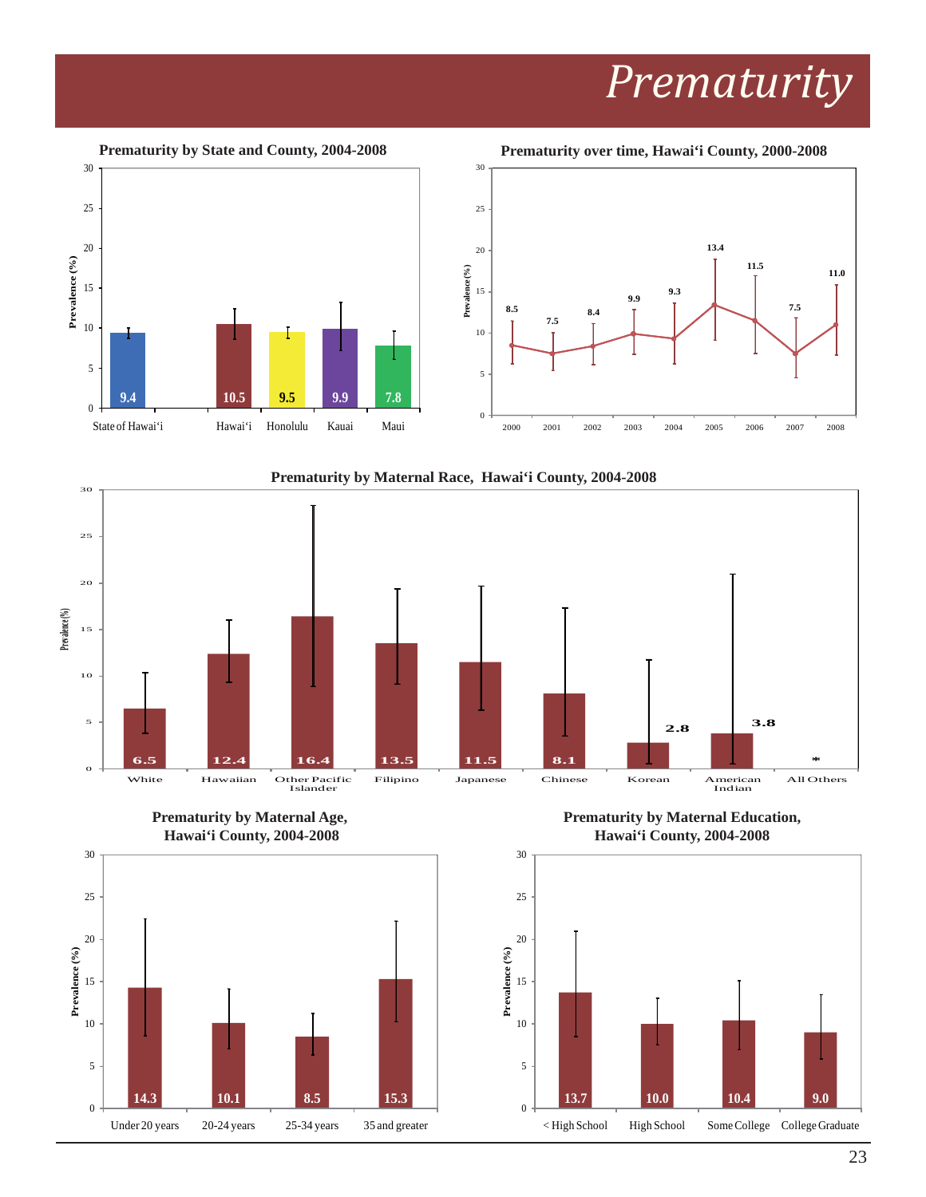# Prematurity

**Prematurity by State and County, 2004-2008**

| Area | Prevalence (%) |
|---|---|
| State of Hawai'i | 9.4 |
| Hawai'i | 10.5 |
| Honolulu | 9.5 |
| Kauai | 9.9 |
| Maui | 7.8 |

**Prematurity over time, Hawai'i County, 2000-2008**

| Year | Prevalence (%) |
|---|---|
| 2000 | 8.5 |
| 2001 | 7.5 |
| 2002 | 8.4 |
| 2003 | 9.9 |
| 2004 | 9.3 |
| 2005 | 13.4 |
| 2006 | 11.5 |
| 2007 | 7.5 |
| 2008 | 11.0 |

**Prematurity by Maternal Race, Hawai'i County, 2004-2008**

| Maternal Race | Prevalence (%) |
|---|---|
| White | 6.5 |
| Hawaiian | 12.4 |
| Other Pacific Islander | 16.4 |
| Filipino | 13.5 |
| Japanese | 11.5 |
| Chinese | 8.1 |
| Korean | 2.8 |
| American Indian | 3.8 |
| All Others | ** |

**Prematurity by Maternal Age, Hawai'i County, 2004-2008**

| Maternal Age | Prevalence (%) |
|---|---|
| Under 20 years | 14.3 |
| 20-24 years | 10.1 |
| 25-34 years | 8.5 |
| 35 and greater | 15.3 |

**Prematurity by Maternal Education, Hawai'i County, 2004-2008**

| Maternal Education | Prevalence (%) |
|---|---|
| < High School | 13.7 |
| High School | 10.0 |
| Some College | 10.4 |
| College Graduate | 9.0 |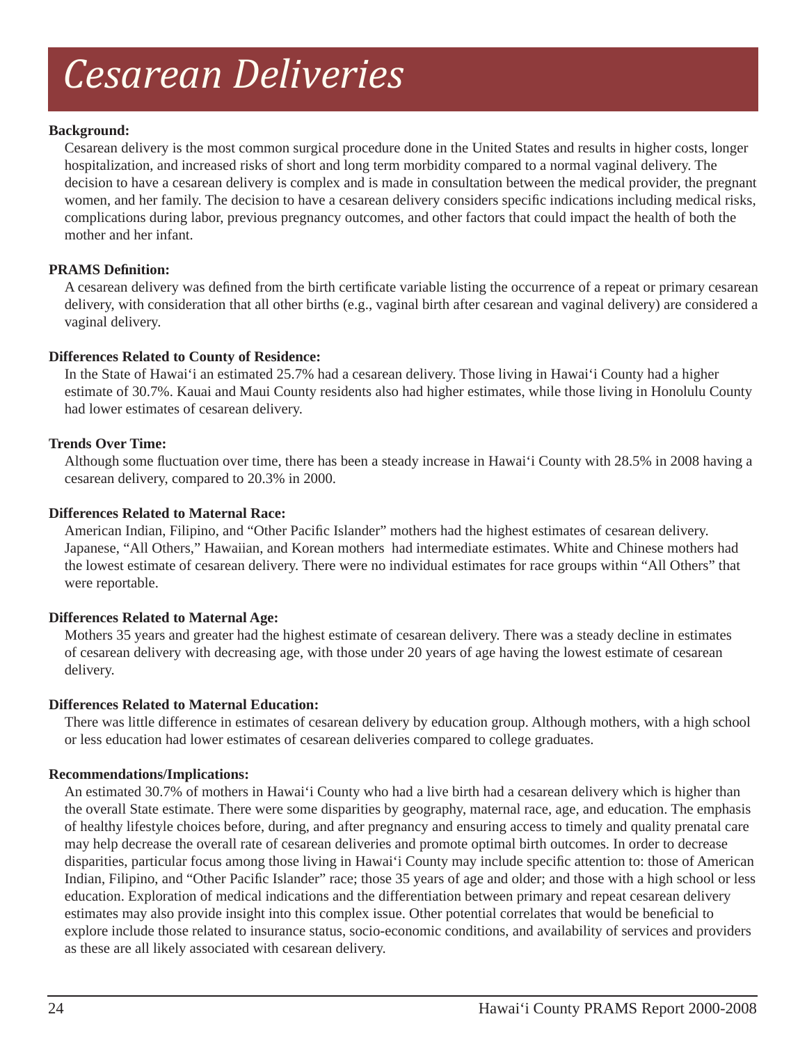# Cesarean Deliveries

**Background:**

Cesarean delivery is the most common surgical procedure done in the United States and results in higher costs, longer hospitalization, and increased risks of short and long term morbidity compared to a normal vaginal delivery. The decision to have a cesarean delivery is complex and is made in consultation between the medical provider, the pregnant women, and her family. The decision to have a cesarean delivery considers specific indications including medical risks, complications during labor, previous pregnancy outcomes, and other factors that could impact the health of both the mother and her infant.

**PRAMS Definition:**

A cesarean delivery was defined from the birth certificate variable listing the occurrence of a repeat or primary cesarean delivery, with consideration that all other births (e.g., vaginal birth after cesarean and vaginal delivery) are considered a vaginal delivery.

**Differences Related to County of Residence:**

In the State of Hawai'i an estimated 25.7% had a cesarean delivery. Those living in Hawai'i County had a higher estimate of 30.7%. Kauai and Maui County residents also had higher estimates, while those living in Honolulu County had lower estimates of cesarean delivery.

**Trends Over Time:**

Although some fluctuation over time, there has been a steady increase in Hawai'i County with 28.5% in 2008 having a cesarean delivery, compared to 20.3% in 2000.

**Differences Related to Maternal Race:**

American Indian, Filipino, and "Other Pacific Islander" mothers had the highest estimates of cesarean delivery. Japanese, "All Others," Hawaiian, and Korean mothers had intermediate estimates. White and Chinese mothers had the lowest estimate of cesarean delivery. There were no individual estimates for race groups within "All Others" that were reportable.

**Differences Related to Maternal Age:**

Mothers 35 years and greater had the highest estimate of cesarean delivery. There was a steady decline in estimates of cesarean delivery with decreasing age, with those under 20 years of age having the lowest estimate of cesarean delivery.

**Differences Related to Maternal Education:**

There was little difference in estimates of cesarean delivery by education group. Although mothers, with a high school or less education had lower estimates of cesarean deliveries compared to college graduates.

**Recommendations/Implications:**

An estimated 30.7% of mothers in Hawai'i County who had a live birth had a cesarean delivery which is higher than the overall State estimate. There were some disparities by geography, maternal race, age, and education. The emphasis of healthy lifestyle choices before, during, and after pregnancy and ensuring access to timely and quality prenatal care may help decrease the overall rate of cesarean deliveries and promote optimal birth outcomes. In order to decrease disparities, particular focus among those living in Hawai'i County may include specific attention to: those of American Indian, Filipino, and "Other Pacific Islander" race; those 35 years of age and older; and those with a high school or less education. Exploration of medical indications and the differentiation between primary and repeat cesarean delivery estimates may also provide insight into this complex issue. Other potential correlates that would be beneficial to explore include those related to insurance status, socio-economic conditions, and availability of services and providers as these are all likely associated with cesarean delivery.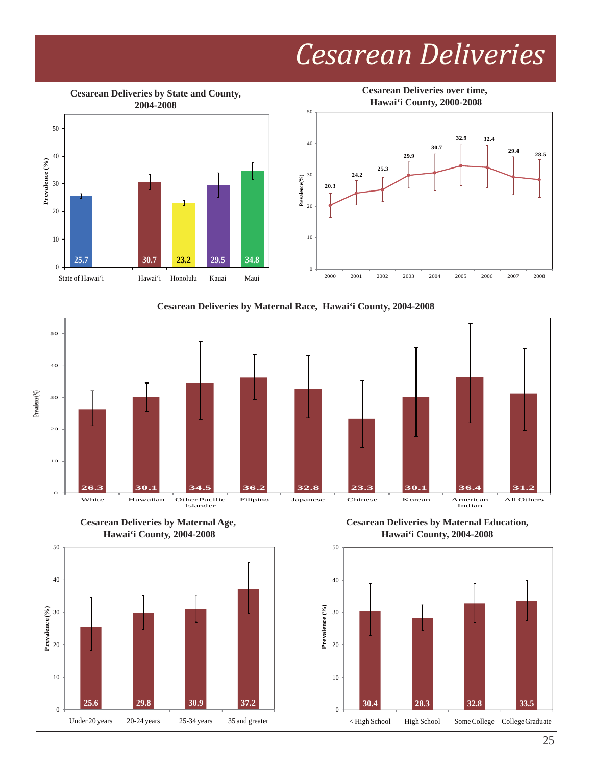# Cesarean Deliveries

**Cesarean Deliveries by State and County, 2004-2008**

| Location | Prevalence (%) |
|---|---|
| State of Hawai'i | 25.7 |
| Hawai'i | 30.7 |
| Honolulu | 23.2 |
| Kauai | 29.5 |
| Maui | 34.8 |

**Cesarean Deliveries over time, Hawai'i County, 2000-2008**

| Year | Prevalence (%) |
|---|---|
| 2000 | 20.3 |
| 2001 | 24.2 |
| 2002 | 25.3 |
| 2003 | 29.9 |
| 2004 | 30.7 |
| 2005 | 32.9 |
| 2006 | 32.4 |
| 2007 | 29.4 |
| 2008 | 28.5 |

**Cesarean Deliveries by Maternal Race, Hawai'i County, 2004-2008**

| Maternal Race | Prevalence (%) |
|---|---|
| White | 26.3 |
| Hawaiian | 30.1 |
| Other Pacific Islander | 34.5 |
| Filipino | 36.2 |
| Japanese | 32.8 |
| Chinese | 23.3 |
| Korean | 30.1 |
| American Indian | 36.4 |
| All Others | 31.2 |

**Cesarean Deliveries by Maternal Age, Hawai'i County, 2004-2008**

| Maternal Age | Prevalence (%) |
|---|---|
| Under 20 years | 25.6 |
| 20-24 years | 29.8 |
| 25-34 years | 30.9 |
| 35 and greater | 37.2 |

**Cesarean Deliveries by Maternal Education, Hawai'i County, 2004-2008**

| Maternal Education | Prevalence (%) |
|---|---|
| < High School | 30.4 |
| High School | 28.3 |
| Some College | 32.8 |
| College Graduate | 33.5 |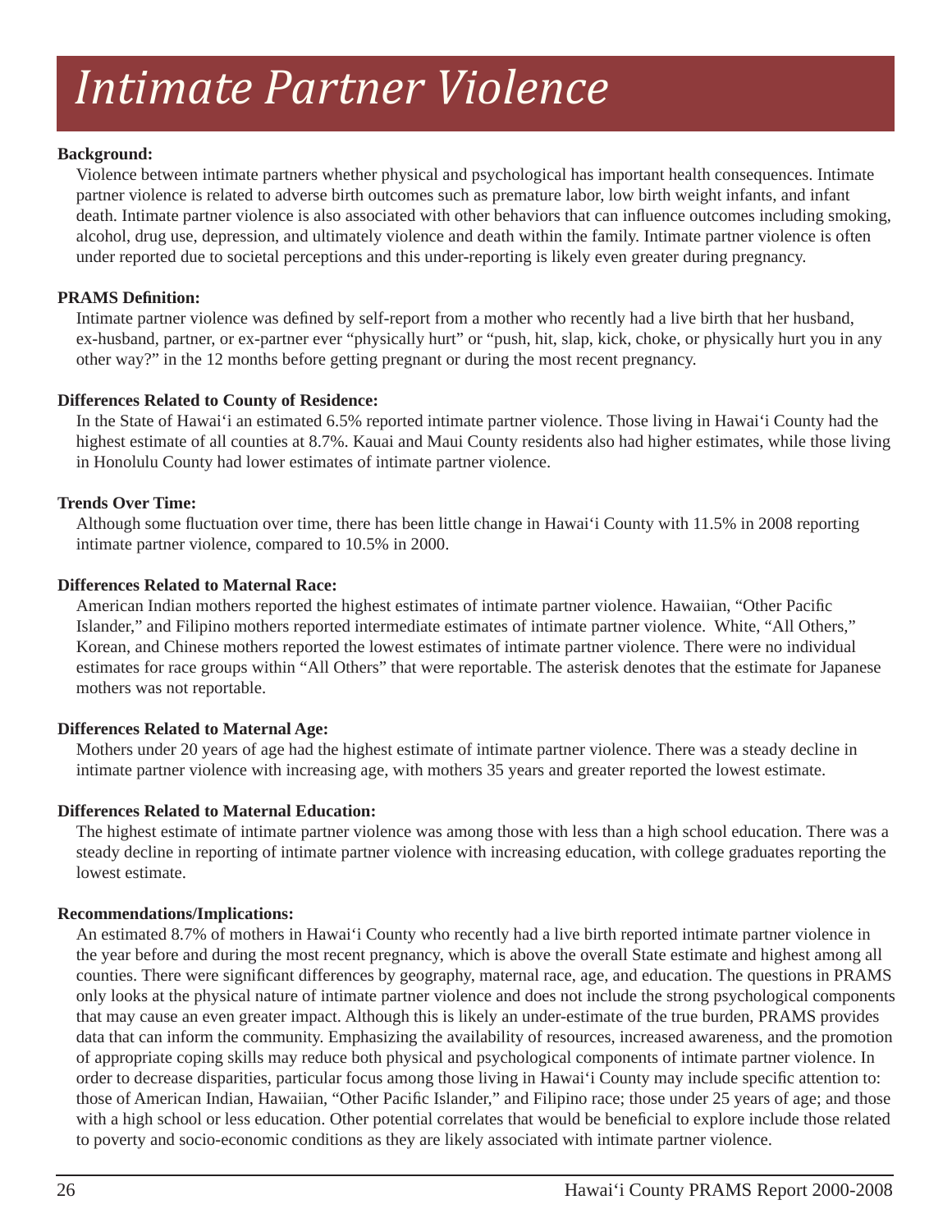# Intimate Partner Violence

**Background:**

Violence between intimate partners whether physical and psychological has important health consequences. Intimate partner violence is related to adverse birth outcomes such as premature labor, low birth weight infants, and infant death. Intimate partner violence is also associated with other behaviors that can influence outcomes including smoking, alcohol, drug use, depression, and ultimately violence and death within the family. Intimate partner violence is often under reported due to societal perceptions and this under-reporting is likely even greater during pregnancy.

**PRAMS Definition:**

Intimate partner violence was defined by self-report from a mother who recently had a live birth that her husband, ex-husband, partner, or ex-partner ever "physically hurt" or "push, hit, slap, kick, choke, or physically hurt you in any other way?" in the 12 months before getting pregnant or during the most recent pregnancy.

**Differences Related to County of Residence:**

In the State of Hawai'i an estimated 6.5% reported intimate partner violence. Those living in Hawai'i County had the highest estimate of all counties at 8.7%. Kauai and Maui County residents also had higher estimates, while those living in Honolulu County had lower estimates of intimate partner violence.

**Trends Over Time:**

Although some fluctuation over time, there has been little change in Hawai'i County with 11.5% in 2008 reporting intimate partner violence, compared to 10.5% in 2000.

**Differences Related to Maternal Race:**

American Indian mothers reported the highest estimates of intimate partner violence. Hawaiian, "Other Pacific Islander," and Filipino mothers reported intermediate estimates of intimate partner violence. White, "All Others," Korean, and Chinese mothers reported the lowest estimates of intimate partner violence. There were no individual estimates for race groups within "All Others" that were reportable. The asterisk denotes that the estimate for Japanese mothers was not reportable.

**Differences Related to Maternal Age:**

Mothers under 20 years of age had the highest estimate of intimate partner violence. There was a steady decline in intimate partner violence with increasing age, with mothers 35 years and greater reported the lowest estimate.

**Differences Related to Maternal Education:**

The highest estimate of intimate partner violence was among those with less than a high school education. There was a steady decline in reporting of intimate partner violence with increasing education, with college graduates reporting the lowest estimate.

**Recommendations/Implications:**

An estimated 8.7% of mothers in Hawai'i County who recently had a live birth reported intimate partner violence in the year before and during the most recent pregnancy, which is above the overall State estimate and highest among all counties. There were significant differences by geography, maternal race, age, and education. The questions in PRAMS only looks at the physical nature of intimate partner violence and does not include the strong psychological components that may cause an even greater impact. Although this is likely an under-estimate of the true burden, PRAMS provides data that can inform the community. Emphasizing the availability of resources, increased awareness, and the promotion of appropriate coping skills may reduce both physical and psychological components of intimate partner violence. In order to decrease disparities, particular focus among those living in Hawai'i County may include specific attention to: those of American Indian, Hawaiian, "Other Pacific Islander," and Filipino race; those under 25 years of age; and those with a high school or less education. Other potential correlates that would be beneficial to explore include those related to poverty and socio-economic conditions as they are likely associated with intimate partner violence.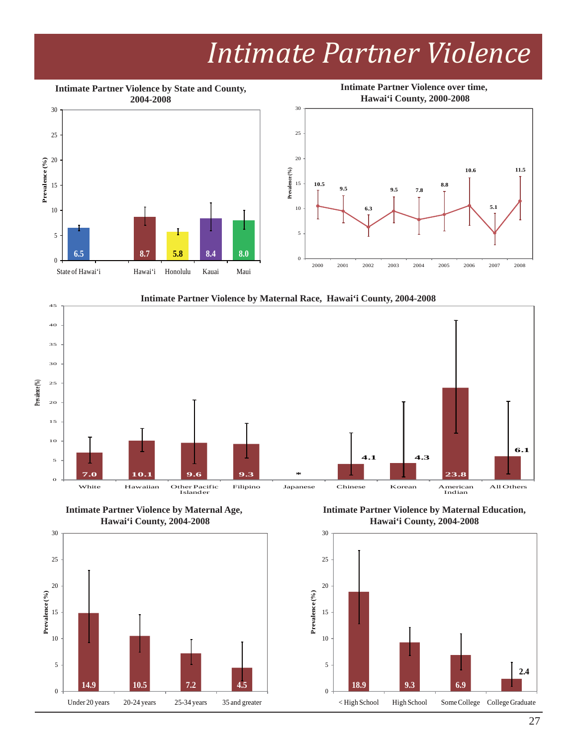# Intimate Partner Violence

**Intimate Partner Violence by State and County, 2004-2008**

| Area | Prevalence (%) |
|---|---|
| State of Hawai'i | 6.5 |
| Hawai'i | 8.7 |
| Honolulu | 5.8 |
| Kauai | 8.4 |
| Maui | 8.0 |

**Intimate Partner Violence over time, Hawai'i County, 2000-2008**

| Year | Prevalence (%) |
|---|---|
| 2000 | 10.5 |
| 2001 | 9.5 |
| 2002 | 6.3 |
| 2003 | 9.5 |
| 2004 | 7.8 |
| 2005 | 8.8 |
| 2006 | 10.6 |
| 2007 | 5.1 |
| 2008 | 11.5 |

**Intimate Partner Violence by Maternal Race, Hawai'i County, 2004-2008**

| Maternal Race | Prevalence (%) |
|---|---|
| White | 7.0 |
| Hawaiian | 10.1 |
| Other Pacific Islander | 9.6 |
| Filipino | 9.3 |
| Japanese | ** |
| Chinese | 4.1 |
| Korean | 4.3 |
| American Indian | 23.8 |
| All Others | 6.1 |

**Intimate Partner Violence by Maternal Age, Hawai'i County, 2004-2008**

| Maternal Age | Prevalence (%) |
|---|---|
| Under 20 years | 14.9 |
| 20-24 years | 10.5 |
| 25-34 years | 7.2 |
| 35 and greater | 4.5 |

**Intimate Partner Violence by Maternal Education, Hawai'i County, 2004-2008**

| Maternal Education | Prevalence (%) |
|---|---|
| < High School | 18.9 |
| High School | 9.3 |
| Some College | 6.9 |
| College Graduate | 2.4 |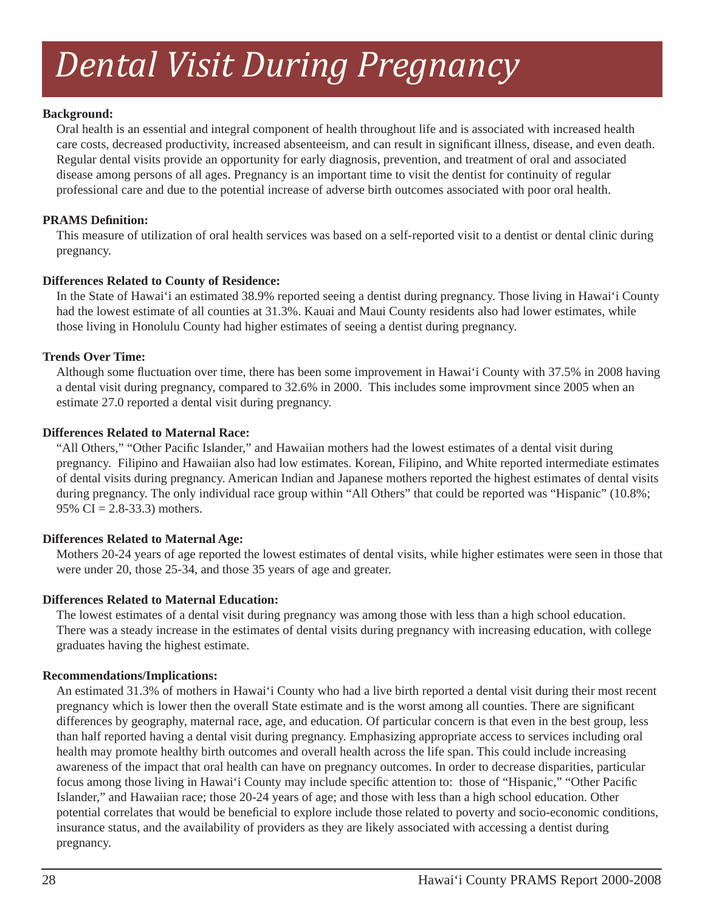# *Dental Visit During Pregnancy*

**Background:**

Oral health is an essential and integral component of health throughout life and is associated with increased health care costs, decreased productivity, increased absenteeism, and can result in significant illness, disease, and even death. Regular dental visits provide an opportunity for early diagnosis, prevention, and treatment of oral and associated disease among persons of all ages. Pregnancy is an important time to visit the dentist for continuity of regular professional care and due to the potential increase of adverse birth outcomes associated with poor oral health.

**PRAMS Definition:**

This measure of utilization of oral health services was based on a self-reported visit to a dentist or dental clinic during pregnancy.

**Differences Related to County of Residence:**

In the State of Hawai'i an estimated 38.9% reported seeing a dentist during pregnancy. Those living in Hawai'i County had the lowest estimate of all counties at 31.3%. Kauai and Maui County residents also had lower estimates, while those living in Honolulu County had higher estimates of seeing a dentist during pregnancy.

**Trends Over Time:**

Although some fluctuation over time, there has been some improvement in Hawai'i County with 37.5% in 2008 having a dental visit during pregnancy, compared to 32.6% in 2000. This includes some improvment since 2005 when an estimate 27.0 reported a dental visit during pregnancy.

**Differences Related to Maternal Race:**

"All Others," "Other Pacific Islander," and Hawaiian mothers had the lowest estimates of a dental visit during pregnancy. Filipino and Hawaiian also had low estimates. Korean, Filipino, and White reported intermediate estimates of dental visits during pregnancy. American Indian and Japanese mothers reported the highest estimates of dental visits during pregnancy. The only individual race group within "All Others" that could be reported was "Hispanic" (10.8%; 95% CI = 2.8-33.3) mothers.

**Differences Related to Maternal Age:**

Mothers 20-24 years of age reported the lowest estimates of dental visits, while higher estimates were seen in those that were under 20, those 25-34, and those 35 years of age and greater.

**Differences Related to Maternal Education:**

The lowest estimates of a dental visit during pregnancy was among those with less than a high school education. There was a steady increase in the estimates of dental visits during pregnancy with increasing education, with college graduates having the highest estimate.

**Recommendations/Implications:**

An estimated 31.3% of mothers in Hawai'i County who had a live birth reported a dental visit during their most recent pregnancy which is lower then the overall State estimate and is the worst among all counties. There are significant differences by geography, maternal race, age, and education. Of particular concern is that even in the best group, less than half reported having a dental visit during pregnancy. Emphasizing appropriate access to services including oral health may promote healthy birth outcomes and overall health across the life span. This could include increasing awareness of the impact that oral health can have on pregnancy outcomes. In order to decrease disparities, particular focus among those living in Hawai'i County may include specific attention to: those of "Hispanic," "Other Pacific Islander," and Hawaiian race; those 20-24 years of age; and those with less than a high school education. Other potential correlates that would be beneficial to explore include those related to poverty and socio-economic conditions, insurance status, and the availability of providers as they are likely associated with accessing a dentist during pregnancy.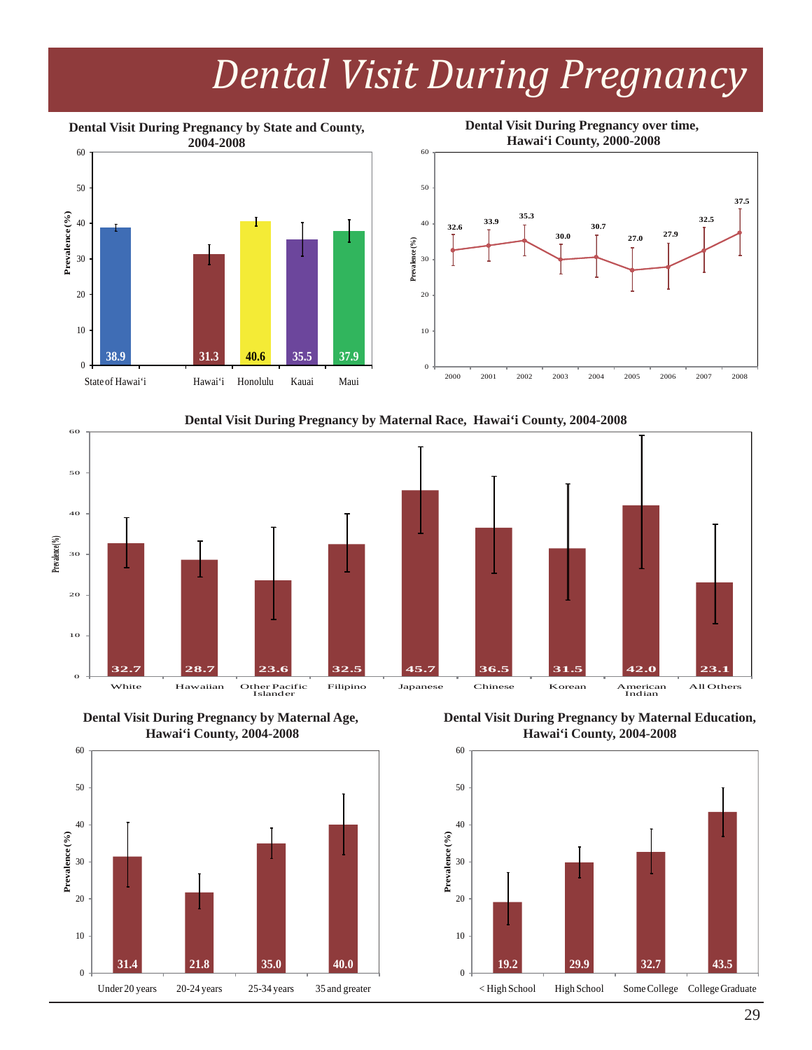# Dental Visit During Pregnancy

**Dental Visit During Pregnancy by State and County, 2004-2008**

| Area | Prevalence (%) |
|---|---|
| State of Hawai‘i | 38.9 |
| Hawai‘i | 31.3 |
| Honolulu | 40.6 |
| Kauai | 35.5 |
| Maui | 37.9 |

**Dental Visit During Pregnancy over time, Hawai‘i County, 2000-2008**

| Year | Prevalence (%) |
|---|---|
| 2000 | 32.6 |
| 2001 | 33.9 |
| 2002 | 35.3 |
| 2003 | 30.0 |
| 2004 | 30.7 |
| 2005 | 27.0 |
| 2006 | 27.9 |
| 2007 | 32.5 |
| 2008 | 37.5 |

**Dental Visit During Pregnancy by Maternal Race, Hawai‘i County, 2004-2008**

| Maternal Race | Prevalence (%) |
|---|---|
| White | 32.7 |
| Hawaiian | 28.7 |
| Other Pacific Islander | 23.6 |
| Filipino | 32.5 |
| Japanese | 45.7 |
| Chinese | 36.5 |
| Korean | 31.5 |
| American Indian | 42.0 |
| All Others | 23.1 |

**Dental Visit During Pregnancy by Maternal Age, Hawai‘i County, 2004-2008**

| Maternal Age | Prevalence (%) |
|---|---|
| Under 20 years | 31.4 |
| 20-24 years | 21.8 |
| 25-34 years | 35.0 |
| 35 and greater | 40.0 |

**Dental Visit During Pregnancy by Maternal Education, Hawai‘i County, 2004-2008**

| Maternal Education | Prevalence (%) |
|---|---|
| < High School | 19.2 |
| High School | 29.9 |
| Some College | 32.7 |
| College Graduate | 43.5 |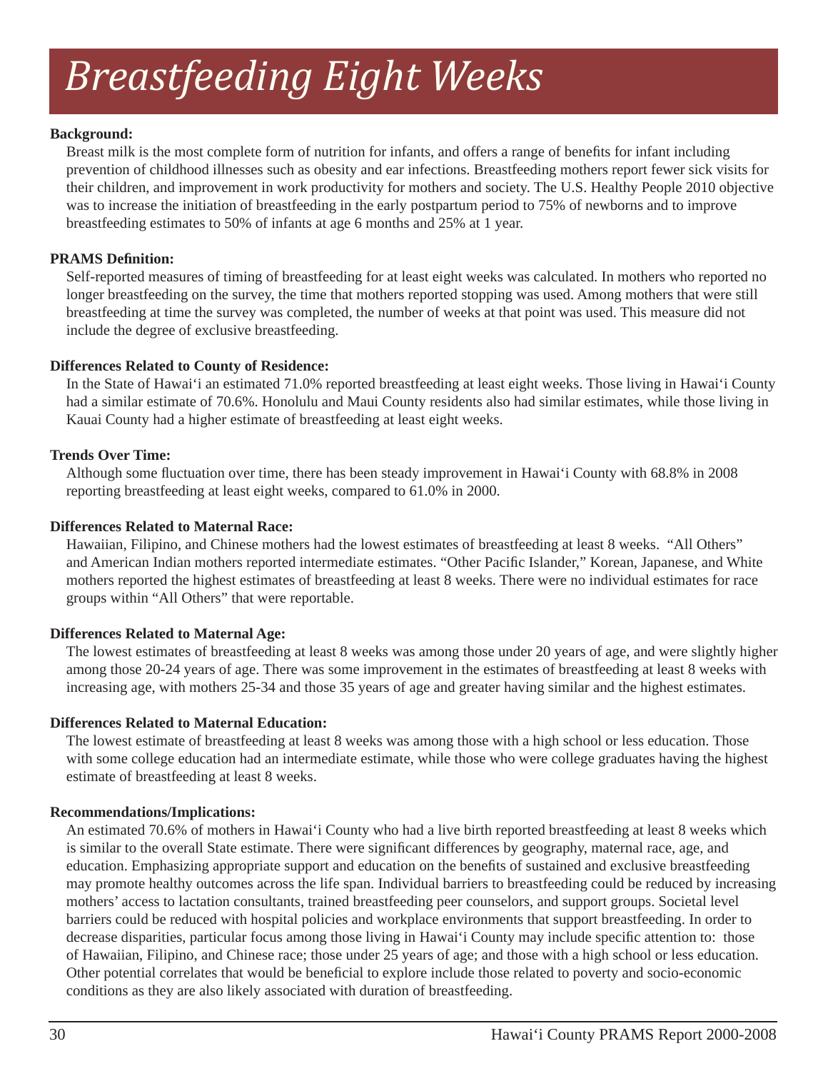# *Breastfeeding Eight Weeks*

**Background:**

Breast milk is the most complete form of nutrition for infants, and offers a range of benefits for infant including prevention of childhood illnesses such as obesity and ear infections. Breastfeeding mothers report fewer sick visits for their children, and improvement in work productivity for mothers and society. The U.S. Healthy People 2010 objective was to increase the initiation of breastfeeding in the early postpartum period to 75% of newborns and to improve breastfeeding estimates to 50% of infants at age 6 months and 25% at 1 year.

**PRAMS Definition:**

Self-reported measures of timing of breastfeeding for at least eight weeks was calculated. In mothers who reported no longer breastfeeding on the survey, the time that mothers reported stopping was used. Among mothers that were still breastfeeding at time the survey was completed, the number of weeks at that point was used. This measure did not include the degree of exclusive breastfeeding.

**Differences Related to County of Residence:**

In the State of Hawai'i an estimated 71.0% reported breastfeeding at least eight weeks. Those living in Hawai'i County had a similar estimate of 70.6%. Honolulu and Maui County residents also had similar estimates, while those living in Kauai County had a higher estimate of breastfeeding at least eight weeks.

**Trends Over Time:**

Although some fluctuation over time, there has been steady improvement in Hawai'i County with 68.8% in 2008 reporting breastfeeding at least eight weeks, compared to 61.0% in 2000.

**Differences Related to Maternal Race:**

Hawaiian, Filipino, and Chinese mothers had the lowest estimates of breastfeeding at least 8 weeks. "All Others" and American Indian mothers reported intermediate estimates. "Other Pacific Islander," Korean, Japanese, and White mothers reported the highest estimates of breastfeeding at least 8 weeks. There were no individual estimates for race groups within "All Others" that were reportable.

**Differences Related to Maternal Age:**

The lowest estimates of breastfeeding at least 8 weeks was among those under 20 years of age, and were slightly higher among those 20-24 years of age. There was some improvement in the estimates of breastfeeding at least 8 weeks with increasing age, with mothers 25-34 and those 35 years of age and greater having similar and the highest estimates.

**Differences Related to Maternal Education:**

The lowest estimate of breastfeeding at least 8 weeks was among those with a high school or less education. Those with some college education had an intermediate estimate, while those who were college graduates having the highest estimate of breastfeeding at least 8 weeks.

**Recommendations/Implications:**

An estimated 70.6% of mothers in Hawai'i County who had a live birth reported breastfeeding at least 8 weeks which is similar to the overall State estimate. There were significant differences by geography, maternal race, age, and education. Emphasizing appropriate support and education on the benefits of sustained and exclusive breastfeeding may promote healthy outcomes across the life span. Individual barriers to breastfeeding could be reduced by increasing mothers' access to lactation consultants, trained breastfeeding peer counselors, and support groups. Societal level barriers could be reduced with hospital policies and workplace environments that support breastfeeding. In order to decrease disparities, particular focus among those living in Hawai'i County may include specific attention to: those of Hawaiian, Filipino, and Chinese race; those under 25 years of age; and those with a high school or less education. Other potential correlates that would be beneficial to explore include those related to poverty and socio-economic conditions as they are also likely associated with duration of breastfeeding.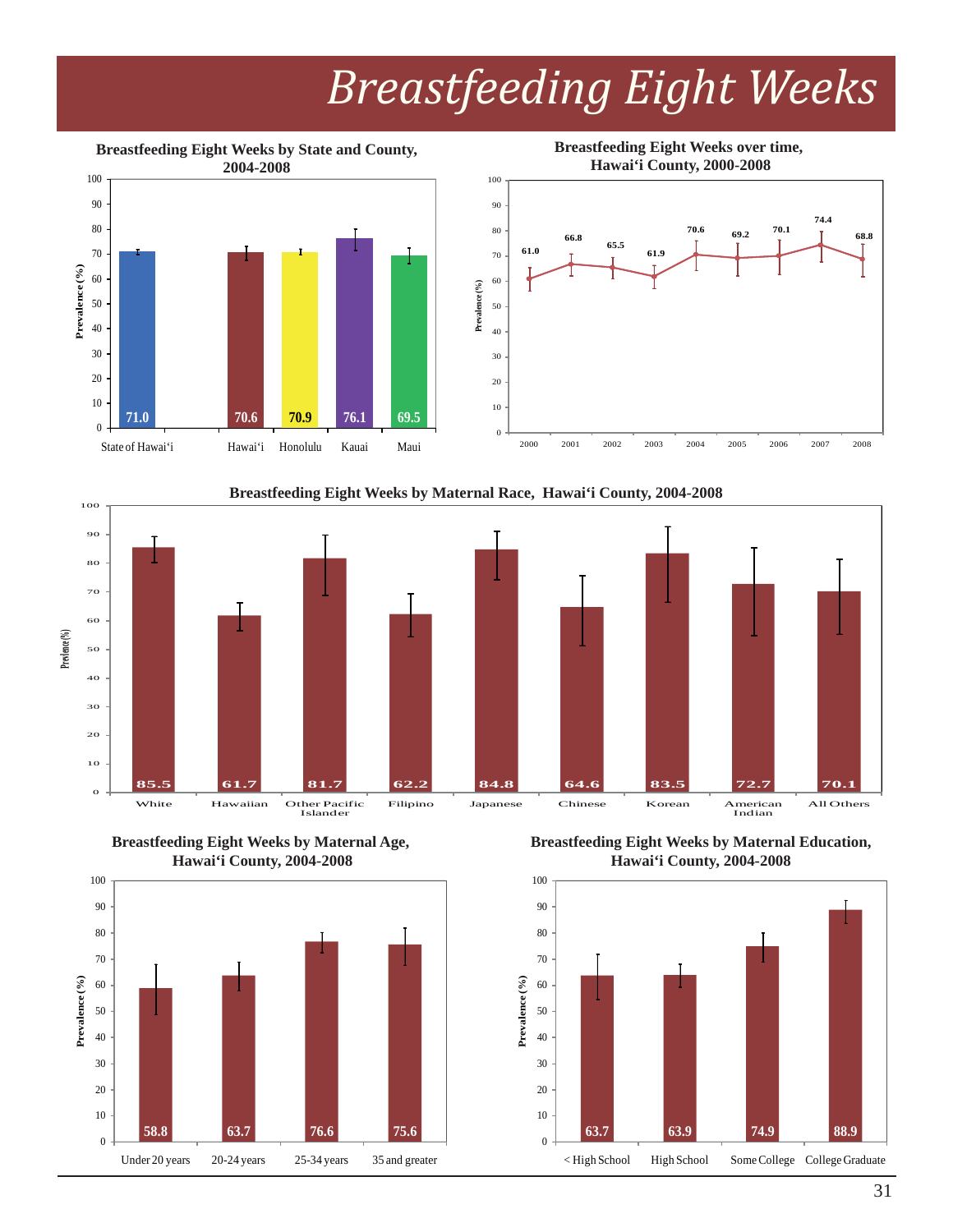# Breastfeeding Eight Weeks

**Breastfeeding Eight Weeks by State and County, 2004-2008**

| | Prevalence (%) |
|---|---|
| State of Hawai'i | 71.0 |
| Hawai'i | 70.6 |
| Honolulu | 70.9 |
| Kauai | 76.1 |
| Maui | 69.5 |

**Breastfeeding Eight Weeks over time, Hawai'i County, 2000-2008**

| Year | Prevalence (%) |
|---|---|
| 2000 | 61.0 |
| 2001 | 66.8 |
| 2002 | 65.5 |
| 2003 | 61.9 |
| 2004 | 70.6 |
| 2005 | 69.2 |
| 2006 | 70.1 |
| 2007 | 74.4 |
| 2008 | 68.8 |

**Breastfeeding Eight Weeks by Maternal Race, Hawai'i County, 2004-2008**

| Maternal Race | Prevalence (%) |
|---|---|
| White | 85.5 |
| Hawaiian | 61.7 |
| Other Pacific Islander | 81.7 |
| Filipino | 62.2 |
| Japanese | 84.8 |
| Chinese | 64.6 |
| Korean | 83.5 |
| American Indian | 72.7 |
| All Others | 70.1 |

**Breastfeeding Eight Weeks by Maternal Age, Hawai'i County, 2004-2008**

| Maternal Age | Prevalence (%) |
|---|---|
| Under 20 years | 58.8 |
| 20-24 years | 63.7 |
| 25-34 years | 76.6 |
| 35 and greater | 75.6 |

**Breastfeeding Eight Weeks by Maternal Education, Hawai'i County, 2004-2008**

| Maternal Education | Prevalence (%) |
|---|---|
| < High School | 63.7 |
| High School | 63.9 |
| Some College | 74.9 |
| College Graduate | 88.9 |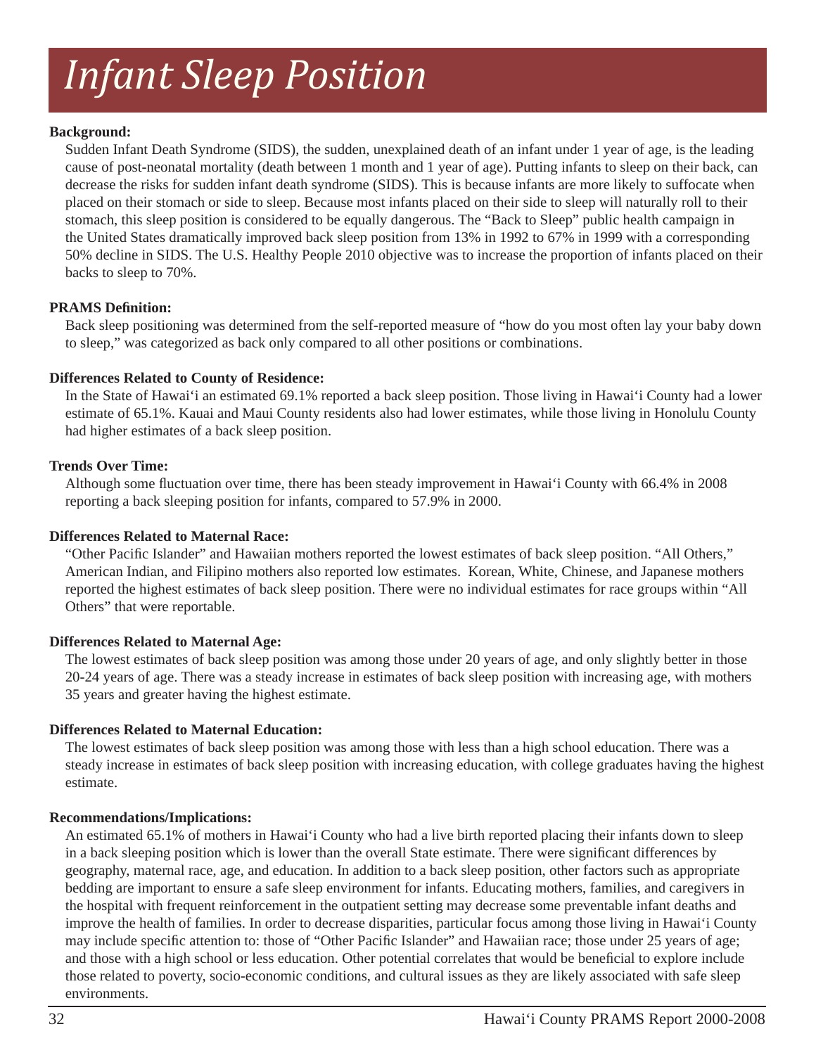# Infant Sleep Position

**Background:**

Sudden Infant Death Syndrome (SIDS), the sudden, unexplained death of an infant under 1 year of age, is the leading cause of post-neonatal mortality (death between 1 month and 1 year of age). Putting infants to sleep on their back, can decrease the risks for sudden infant death syndrome (SIDS). This is because infants are more likely to suffocate when placed on their stomach or side to sleep. Because most infants placed on their side to sleep will naturally roll to their stomach, this sleep position is considered to be equally dangerous. The "Back to Sleep" public health campaign in the United States dramatically improved back sleep position from 13% in 1992 to 67% in 1999 with a corresponding 50% decline in SIDS. The U.S. Healthy People 2010 objective was to increase the proportion of infants placed on their backs to sleep to 70%.

**PRAMS Definition:**

Back sleep positioning was determined from the self-reported measure of "how do you most often lay your baby down to sleep," was categorized as back only compared to all other positions or combinations.

**Differences Related to County of Residence:**

In the State of Hawai'i an estimated 69.1% reported a back sleep position. Those living in Hawai'i County had a lower estimate of 65.1%. Kauai and Maui County residents also had lower estimates, while those living in Honolulu County had higher estimates of a back sleep position.

**Trends Over Time:**

Although some fluctuation over time, there has been steady improvement in Hawai'i County with 66.4% in 2008 reporting a back sleeping position for infants, compared to 57.9% in 2000.

**Differences Related to Maternal Race:**

"Other Pacific Islander" and Hawaiian mothers reported the lowest estimates of back sleep position. "All Others," American Indian, and Filipino mothers also reported low estimates. Korean, White, Chinese, and Japanese mothers reported the highest estimates of back sleep position. There were no individual estimates for race groups within "All Others" that were reportable.

**Differences Related to Maternal Age:**

The lowest estimates of back sleep position was among those under 20 years of age, and only slightly better in those 20-24 years of age. There was a steady increase in estimates of back sleep position with increasing age, with mothers 35 years and greater having the highest estimate.

**Differences Related to Maternal Education:**

The lowest estimates of back sleep position was among those with less than a high school education. There was a steady increase in estimates of back sleep position with increasing education, with college graduates having the highest estimate.

**Recommendations/Implications:**

An estimated 65.1% of mothers in Hawai'i County who had a live birth reported placing their infants down to sleep in a back sleeping position which is lower than the overall State estimate. There were significant differences by geography, maternal race, age, and education. In addition to a back sleep position, other factors such as appropriate bedding are important to ensure a safe sleep environment for infants. Educating mothers, families, and caregivers in the hospital with frequent reinforcement in the outpatient setting may decrease some preventable infant deaths and improve the health of families. In order to decrease disparities, particular focus among those living in Hawai'i County may include specific attention to: those of "Other Pacific Islander" and Hawaiian race; those under 25 years of age; and those with a high school or less education. Other potential correlates that would be beneficial to explore include those related to poverty, socio-economic conditions, and cultural issues as they are likely associated with safe sleep environments.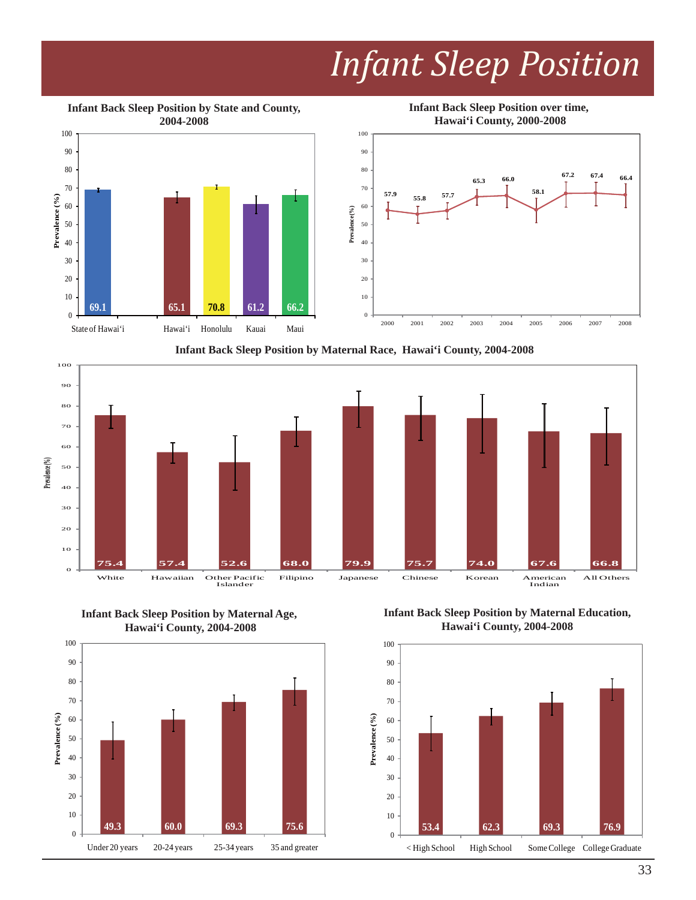# Infant Sleep Position

**Infant Back Sleep Position by State and County, 2004-2008**

| Area | Prevalence (%) |
|---|---|
| State of Hawai'i | 69.1 |
| Hawai'i | 65.1 |
| Honolulu | 70.8 |
| Kauai | 61.2 |
| Maui | 66.2 |

**Infant Back Sleep Position over time, Hawai'i County, 2000-2008**

| Year | Prevalence (%) |
|---|---|
| 2000 | 57.9 |
| 2001 | 55.8 |
| 2002 | 57.7 |
| 2003 | 65.3 |
| 2004 | 66.0 |
| 2005 | 58.1 |
| 2006 | 67.2 |
| 2007 | 67.4 |
| 2008 | 66.4 |

**Infant Back Sleep Position by Maternal Race, Hawai'i County, 2004-2008**

| Maternal Race | Prevalence (%) |
|---|---|
| White | 75.4 |
| Hawaiian | 57.4 |
| Other Pacific Islander | 52.6 |
| Filipino | 68.0 |
| Japanese | 79.9 |
| Chinese | 75.7 |
| Korean | 74.0 |
| American Indian | 67.6 |
| All Others | 66.8 |

**Infant Back Sleep Position by Maternal Age, Hawai'i County, 2004-2008**

| Maternal Age | Prevalence (%) |
|---|---|
| Under 20 years | 49.3 |
| 20-24 years | 60.0 |
| 25-34 years | 69.3 |
| 35 and greater | 75.6 |

**Infant Back Sleep Position by Maternal Education, Hawai'i County, 2004-2008**

| Maternal Education | Prevalence (%) |
|---|---|
| < High School | 53.4 |
| High School | 62.3 |
| Some College | 69.3 |
| College Graduate | 76.9 |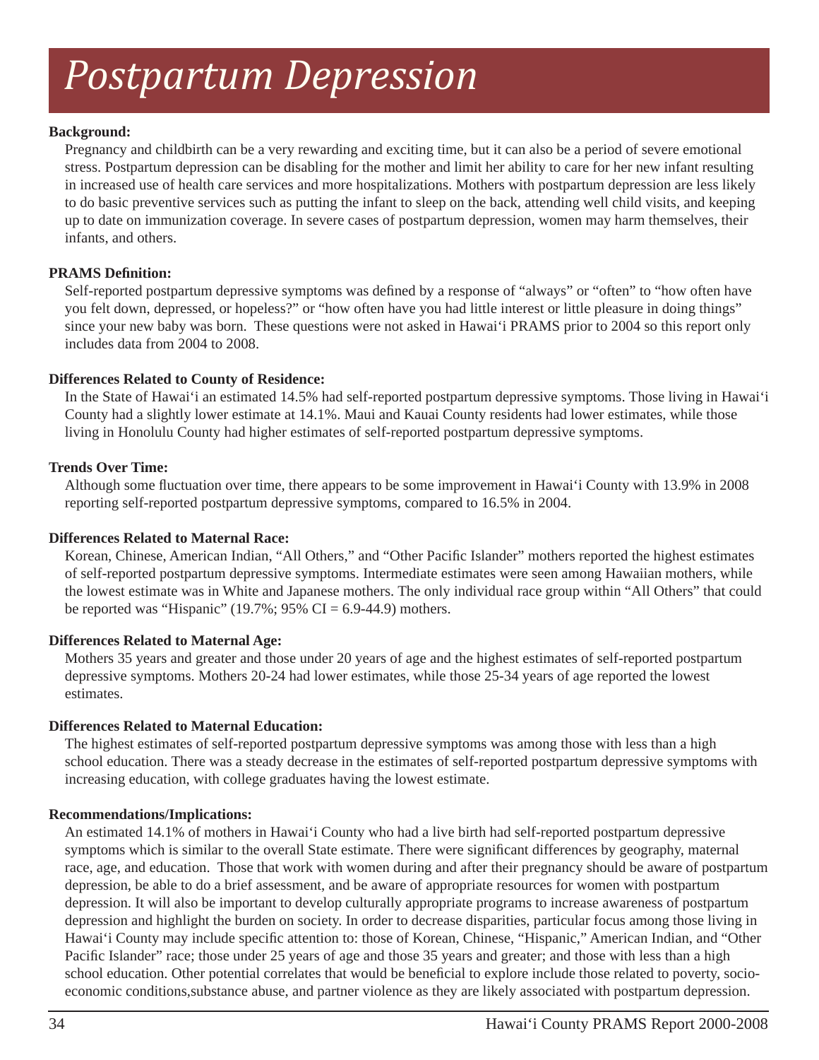# *Postpartum Depression*

**Background:**

Pregnancy and childbirth can be a very rewarding and exciting time, but it can also be a period of severe emotional stress. Postpartum depression can be disabling for the mother and limit her ability to care for her new infant resulting in increased use of health care services and more hospitalizations. Mothers with postpartum depression are less likely to do basic preventive services such as putting the infant to sleep on the back, attending well child visits, and keeping up to date on immunization coverage. In severe cases of postpartum depression, women may harm themselves, their infants, and others.

**PRAMS Definition:**

Self-reported postpartum depressive symptoms was defined by a response of "always" or "often" to "how often have you felt down, depressed, or hopeless?" or "how often have you had little interest or little pleasure in doing things" since your new baby was born. These questions were not asked in Hawai'i PRAMS prior to 2004 so this report only includes data from 2004 to 2008.

**Differences Related to County of Residence:**

In the State of Hawai'i an estimated 14.5% had self-reported postpartum depressive symptoms. Those living in Hawai'i County had a slightly lower estimate at 14.1%. Maui and Kauai County residents had lower estimates, while those living in Honolulu County had higher estimates of self-reported postpartum depressive symptoms.

**Trends Over Time:**

Although some fluctuation over time, there appears to be some improvement in Hawai'i County with 13.9% in 2008 reporting self-reported postpartum depressive symptoms, compared to 16.5% in 2004.

**Differences Related to Maternal Race:**

Korean, Chinese, American Indian, "All Others," and "Other Pacific Islander" mothers reported the highest estimates of self-reported postpartum depressive symptoms. Intermediate estimates were seen among Hawaiian mothers, while the lowest estimate was in White and Japanese mothers. The only individual race group within "All Others" that could be reported was "Hispanic" (19.7%; 95% CI = 6.9-44.9) mothers.

**Differences Related to Maternal Age:**

Mothers 35 years and greater and those under 20 years of age and the highest estimates of self-reported postpartum depressive symptoms. Mothers 20-24 had lower estimates, while those 25-34 years of age reported the lowest estimates.

**Differences Related to Maternal Education:**

The highest estimates of self-reported postpartum depressive symptoms was among those with less than a high school education. There was a steady decrease in the estimates of self-reported postpartum depressive symptoms with increasing education, with college graduates having the lowest estimate.

**Recommendations/Implications:**

An estimated 14.1% of mothers in Hawai'i County who had a live birth had self-reported postpartum depressive symptoms which is similar to the overall State estimate. There were significant differences by geography, maternal race, age, and education. Those that work with women during and after their pregnancy should be aware of postpartum depression, be able to do a brief assessment, and be aware of appropriate resources for women with postpartum depression. It will also be important to develop culturally appropriate programs to increase awareness of postpartum depression and highlight the burden on society. In order to decrease disparities, particular focus among those living in Hawai'i County may include specific attention to: those of Korean, Chinese, "Hispanic," American Indian, and "Other Pacific Islander" race; those under 25 years of age and those 35 years and greater; and those with less than a high school education. Other potential correlates that would be beneficial to explore include those related to poverty, socio-economic conditions,substance abuse, and partner violence as they are likely associated with postpartum depression.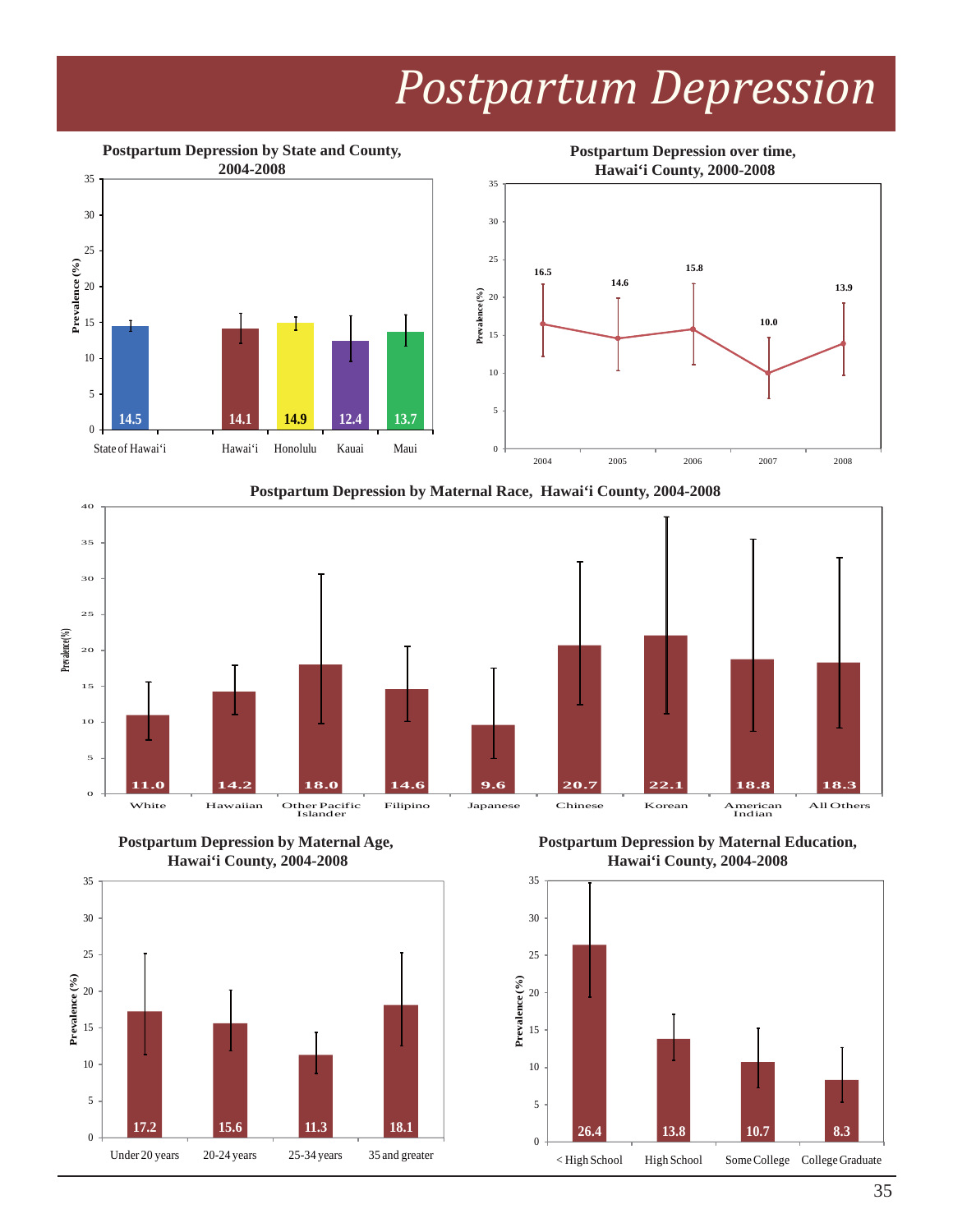# Postpartum Depression

**Postpartum Depression by State and County, 2004-2008**

| Location | Prevalence (%) |
|---|---|
| State of Hawai'i | 14.5 |
| Hawai'i | 14.1 |
| Honolulu | 14.9 |
| Kauai | 12.4 |
| Maui | 13.7 |

**Postpartum Depression over time, Hawai'i County, 2000-2008**

| Year | Prevalence (%) |
|---|---|
| 2004 | 16.5 |
| 2005 | 14.6 |
| 2006 | 15.8 |
| 2007 | 10.0 |
| 2008 | 13.9 |

**Postpartum Depression by Maternal Race, Hawai'i County, 2004-2008**

| Maternal Race | Prevalence (%) |
|---|---|
| White | 11.0 |
| Hawaiian | 14.2 |
| Other Pacific Islander | 18.0 |
| Filipino | 14.6 |
| Japanese | 9.6 |
| Chinese | 20.7 |
| Korean | 22.1 |
| American Indian | 18.8 |
| All Others | 18.3 |

**Postpartum Depression by Maternal Age, Hawai'i County, 2004-2008**

| Maternal Age | Prevalence (%) |
|---|---|
| Under 20 years | 17.2 |
| 20-24 years | 15.6 |
| 25-34 years | 11.3 |
| 35 and greater | 18.1 |

**Postpartum Depression by Maternal Education, Hawai'i County, 2004-2008**

| Maternal Education | Prevalence (%) |
|---|---|
| < High School | 26.4 |
| High School | 13.8 |
| Some College | 10.7 |
| College Graduate | 8.3 |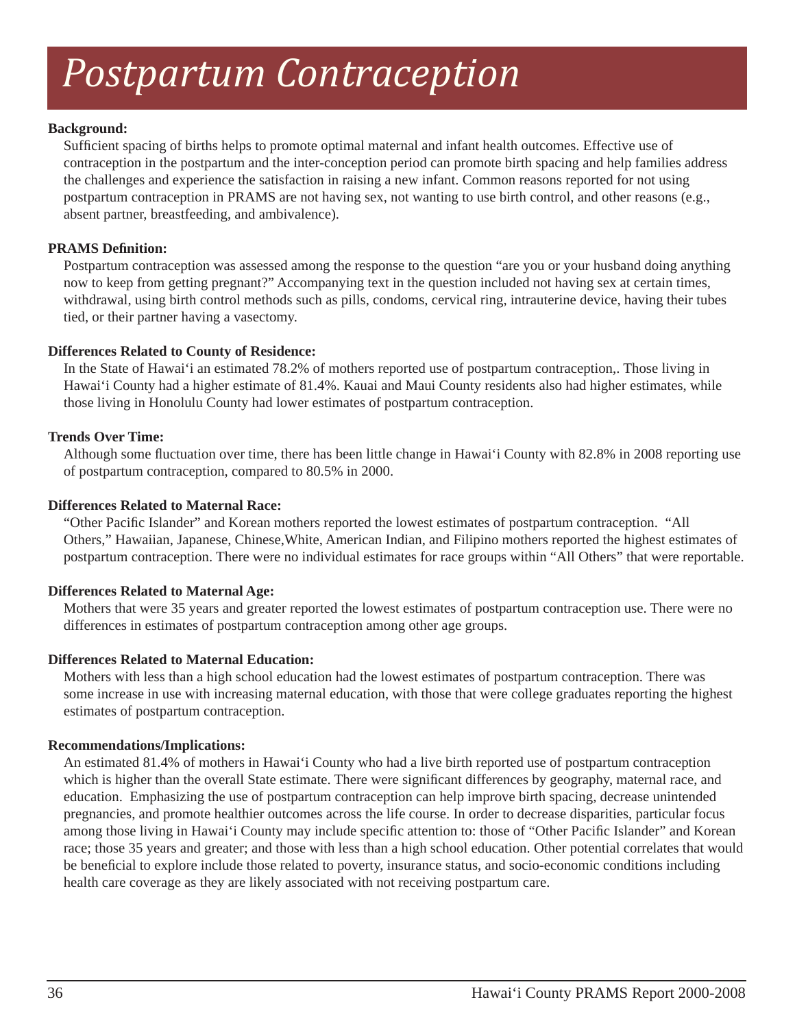# *Postpartum Contraception*

**Background:**

Sufficient spacing of births helps to promote optimal maternal and infant health outcomes. Effective use of contraception in the postpartum and the inter-conception period can promote birth spacing and help families address the challenges and experience the satisfaction in raising a new infant. Common reasons reported for not using postpartum contraception in PRAMS are not having sex, not wanting to use birth control, and other reasons (e.g., absent partner, breastfeeding, and ambivalence).

**PRAMS Definition:**

Postpartum contraception was assessed among the response to the question "are you or your husband doing anything now to keep from getting pregnant?" Accompanying text in the question included not having sex at certain times, withdrawal, using birth control methods such as pills, condoms, cervical ring, intrauterine device, having their tubes tied, or their partner having a vasectomy.

**Differences Related to County of Residence:**

In the State of Hawai'i an estimated 78.2% of mothers reported use of postpartum contraception,. Those living in Hawai'i County had a higher estimate of 81.4%. Kauai and Maui County residents also had higher estimates, while those living in Honolulu County had lower estimates of postpartum contraception.

**Trends Over Time:**

Although some fluctuation over time, there has been little change in Hawai'i County with 82.8% in 2008 reporting use of postpartum contraception, compared to 80.5% in 2000.

**Differences Related to Maternal Race:**

"Other Pacific Islander" and Korean mothers reported the lowest estimates of postpartum contraception. "All Others," Hawaiian, Japanese, Chinese,White, American Indian, and Filipino mothers reported the highest estimates of postpartum contraception. There were no individual estimates for race groups within "All Others" that were reportable.

**Differences Related to Maternal Age:**

Mothers that were 35 years and greater reported the lowest estimates of postpartum contraception use. There were no differences in estimates of postpartum contraception among other age groups.

**Differences Related to Maternal Education:**

Mothers with less than a high school education had the lowest estimates of postpartum contraception. There was some increase in use with increasing maternal education, with those that were college graduates reporting the highest estimates of postpartum contraception.

**Recommendations/Implications:**

An estimated 81.4% of mothers in Hawai'i County who had a live birth reported use of postpartum contraception which is higher than the overall State estimate. There were significant differences by geography, maternal race, and education. Emphasizing the use of postpartum contraception can help improve birth spacing, decrease unintended pregnancies, and promote healthier outcomes across the life course. In order to decrease disparities, particular focus among those living in Hawai'i County may include specific attention to: those of "Other Pacific Islander" and Korean race; those 35 years and greater; and those with less than a high school education. Other potential correlates that would be beneficial to explore include those related to poverty, insurance status, and socio-economic conditions including health care coverage as they are likely associated with not receiving postpartum care.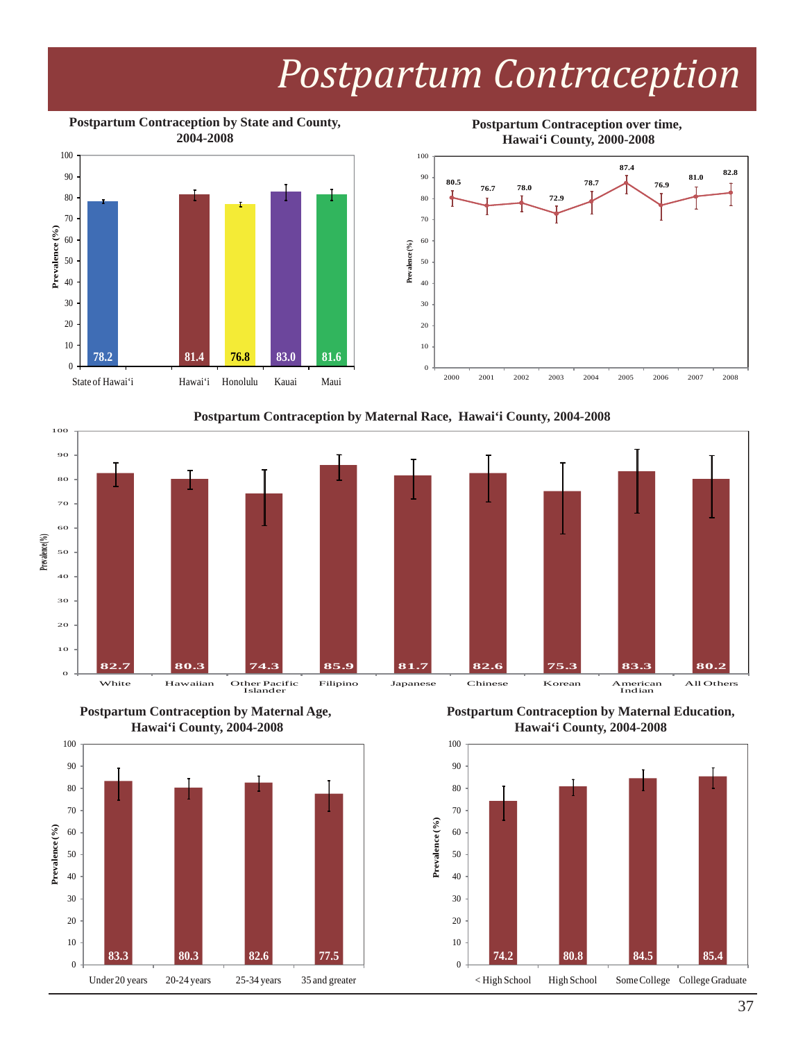# Postpartum Contraception

**Postpartum Contraception by State and County, 2004-2008**

| Area | Prevalence (%) |
|---|---|
| State of Hawai'i | 78.2 |
| Hawai'i | 81.4 |
| Honolulu | 76.8 |
| Kauai | 83.0 |
| Maui | 81.6 |

**Postpartum Contraception over time, Hawai'i County, 2000-2008**

| Year | Prevalence (%) |
|---|---|
| 2000 | 80.5 |
| 2001 | 76.7 |
| 2002 | 78.0 |
| 2003 | 72.9 |
| 2004 | 78.7 |
| 2005 | 87.4 |
| 2006 | 76.9 |
| 2007 | 81.0 |
| 2008 | 82.8 |

**Postpartum Contraception by Maternal Race, Hawai'i County, 2004-2008**

| Maternal Race | Prevalence (%) |
|---|---|
| White | 82.7 |
| Hawaiian | 80.3 |
| Other Pacific Islander | 74.3 |
| Filipino | 85.9 |
| Japanese | 81.7 |
| Chinese | 82.6 |
| Korean | 75.3 |
| American Indian | 83.3 |
| All Others | 80.2 |

**Postpartum Contraception by Maternal Age, Hawai'i County, 2004-2008**

| Maternal Age | Prevalence (%) |
|---|---|
| Under 20 years | 83.3 |
| 20-24 years | 80.3 |
| 25-34 years | 82.6 |
| 35 and greater | 77.5 |

**Postpartum Contraception by Maternal Education, Hawai'i County, 2004-2008**

| Maternal Education | Prevalence (%) |
|---|---|
| < High School | 74.2 |
| High School | 80.8 |
| Some College | 84.5 |
| College Graduate | 85.4 |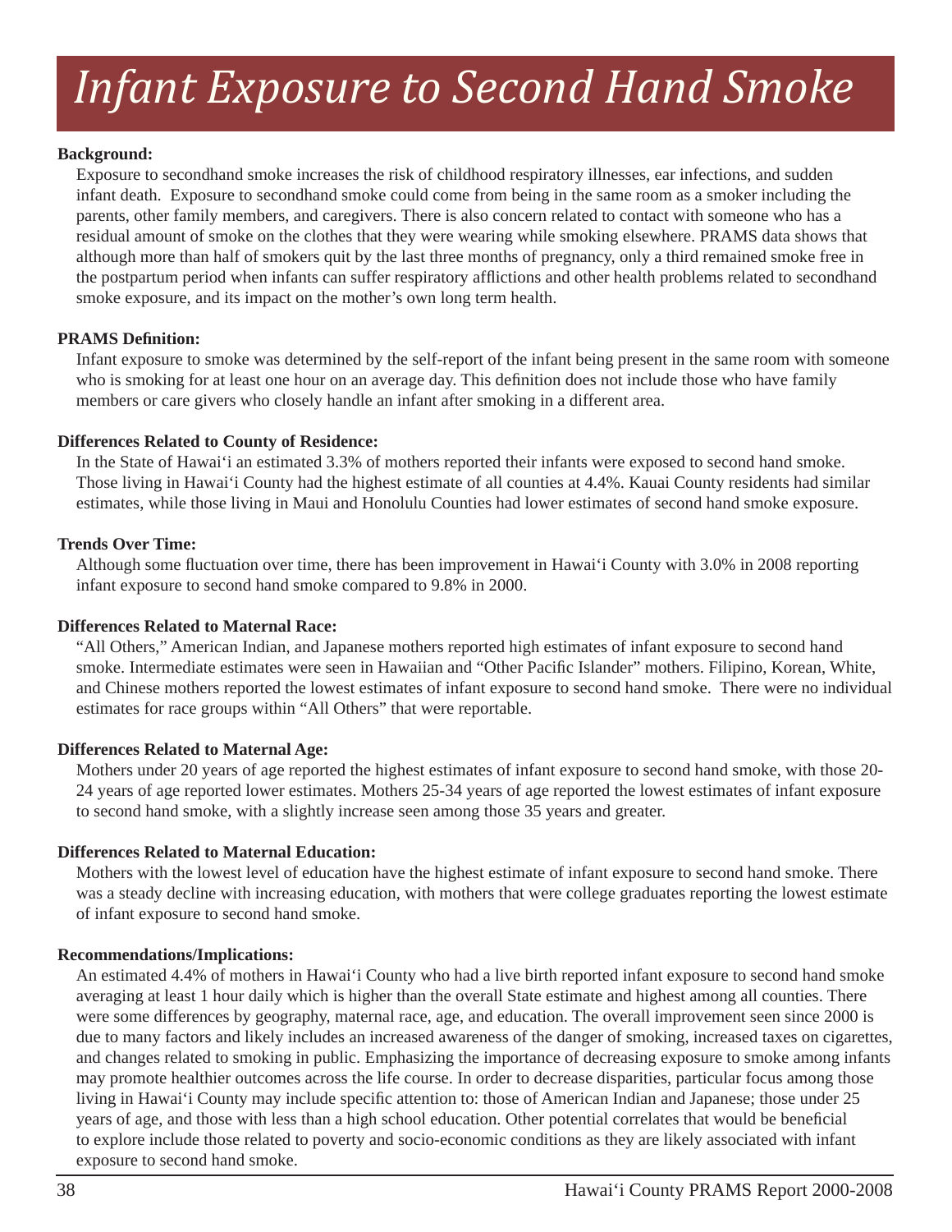# Infant Exposure to Second Hand Smoke

**Background:**

Exposure to secondhand smoke increases the risk of childhood respiratory illnesses, ear infections, and sudden infant death. Exposure to secondhand smoke could come from being in the same room as a smoker including the parents, other family members, and caregivers. There is also concern related to contact with someone who has a residual amount of smoke on the clothes that they were wearing while smoking elsewhere. PRAMS data shows that although more than half of smokers quit by the last three months of pregnancy, only a third remained smoke free in the postpartum period when infants can suffer respiratory afflictions and other health problems related to secondhand smoke exposure, and its impact on the mother's own long term health.

**PRAMS Definition:**

Infant exposure to smoke was determined by the self-report of the infant being present in the same room with someone who is smoking for at least one hour on an average day. This definition does not include those who have family members or care givers who closely handle an infant after smoking in a different area.

**Differences Related to County of Residence:**

In the State of Hawai'i an estimated 3.3% of mothers reported their infants were exposed to second hand smoke. Those living in Hawai'i County had the highest estimate of all counties at 4.4%. Kauai County residents had similar estimates, while those living in Maui and Honolulu Counties had lower estimates of second hand smoke exposure.

**Trends Over Time:**

Although some fluctuation over time, there has been improvement in Hawai'i County with 3.0% in 2008 reporting infant exposure to second hand smoke compared to 9.8% in 2000.

**Differences Related to Maternal Race:**

"All Others," American Indian, and Japanese mothers reported high estimates of infant exposure to second hand smoke. Intermediate estimates were seen in Hawaiian and "Other Pacific Islander" mothers. Filipino, Korean, White, and Chinese mothers reported the lowest estimates of infant exposure to second hand smoke. There were no individual estimates for race groups within "All Others" that were reportable.

**Differences Related to Maternal Age:**

Mothers under 20 years of age reported the highest estimates of infant exposure to second hand smoke, with those 20-24 years of age reported lower estimates. Mothers 25-34 years of age reported the lowest estimates of infant exposure to second hand smoke, with a slightly increase seen among those 35 years and greater.

**Differences Related to Maternal Education:**

Mothers with the lowest level of education have the highest estimate of infant exposure to second hand smoke. There was a steady decline with increasing education, with mothers that were college graduates reporting the lowest estimate of infant exposure to second hand smoke.

**Recommendations/Implications:**

An estimated 4.4% of mothers in Hawai'i County who had a live birth reported infant exposure to second hand smoke averaging at least 1 hour daily which is higher than the overall State estimate and highest among all counties. There were some differences by geography, maternal race, age, and education. The overall improvement seen since 2000 is due to many factors and likely includes an increased awareness of the danger of smoking, increased taxes on cigarettes, and changes related to smoking in public. Emphasizing the importance of decreasing exposure to smoke among infants may promote healthier outcomes across the life course. In order to decrease disparities, particular focus among those living in Hawai'i County may include specific attention to: those of American Indian and Japanese; those under 25 years of age, and those with less than a high school education. Other potential correlates that would be beneficial to explore include those related to poverty and socio-economic conditions as they are likely associated with infant exposure to second hand smoke.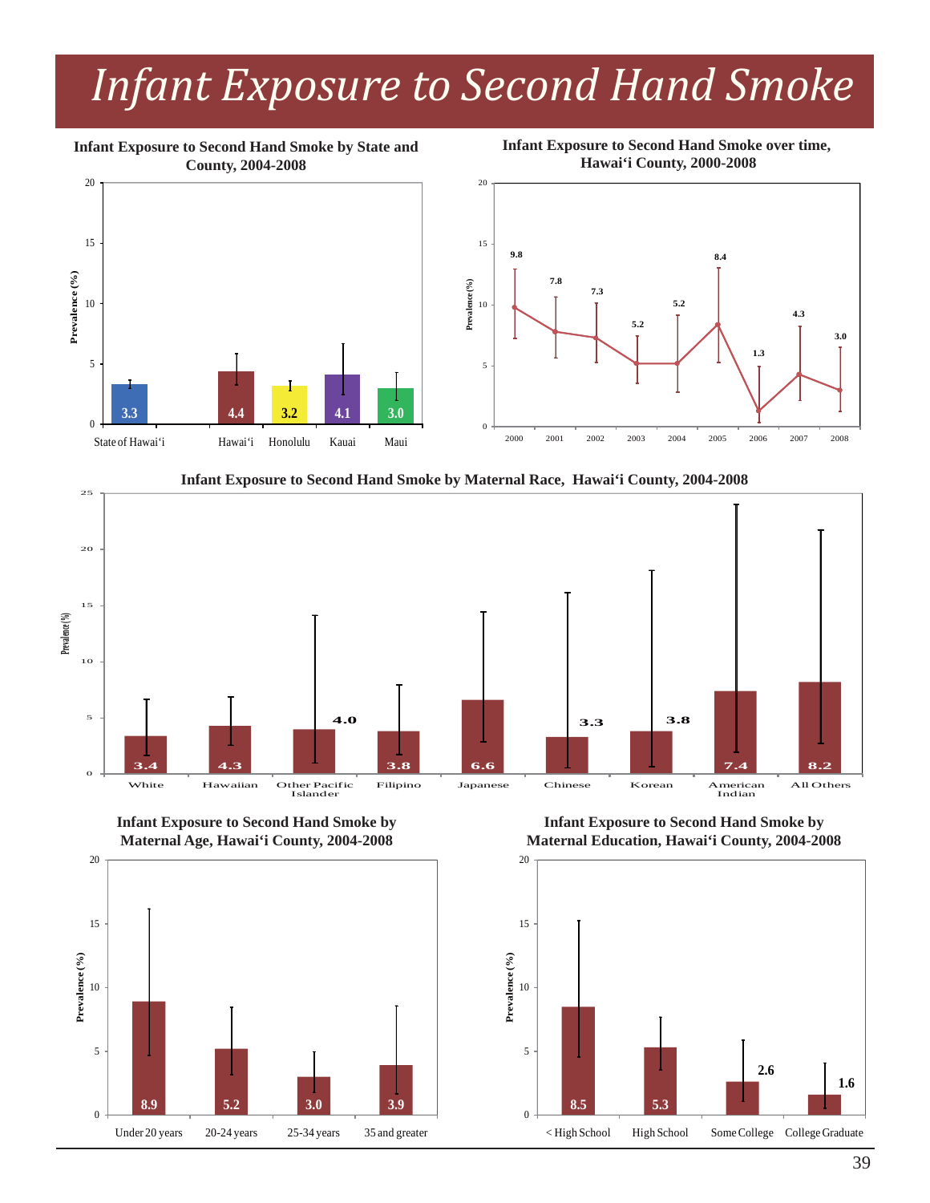# Infant Exposure to Second Hand Smoke

**Infant Exposure to Second Hand Smoke by State and County, 2004-2008**

| | Prevalence (%) |
|---|---|
| State of Hawai'i | 3.3 |
| Hawai'i | 4.4 |
| Honolulu | 3.2 |
| Kauai | 4.1 |
| Maui | 3.0 |

**Infant Exposure to Second Hand Smoke over time, Hawai'i County, 2000-2008**

| Year | Prevalence (%) |
|---|---|
| 2000 | 9.8 |
| 2001 | 7.8 |
| 2002 | 7.3 |
| 2003 | 5.2 |
| 2004 | 5.2 |
| 2005 | 8.4 |
| 2006 | 1.3 |
| 2007 | 4.3 |
| 2008 | 3.0 |

**Infant Exposure to Second Hand Smoke by Maternal Race, Hawai'i County, 2004-2008**

| Maternal Race | Prevalence (%) |
|---|---|
| White | 3.4 |
| Hawaiian | 4.3 |
| Other Pacific Islander | 4.0 |
| Filipino | 3.8 |
| Japanese | 6.6 |
| Chinese | 3.3 |
| Korean | 3.8 |
| American Indian | 7.4 |
| All Others | 8.2 |

**Infant Exposure to Second Hand Smoke by Maternal Age, Hawai'i County, 2004-2008**

| Maternal Age | Prevalence (%) |
|---|---|
| Under 20 years | 8.9 |
| 20-24 years | 5.2 |
| 25-34 years | 3.0 |
| 35 and greater | 3.9 |

**Infant Exposure to Second Hand Smoke by Maternal Education, Hawai'i County, 2004-2008**

| Maternal Education | Prevalence (%) |
|---|---|
| < High School | 8.5 |
| High School | 5.3 |
| Some College | 2.6 |
| College Graduate | 1.6 |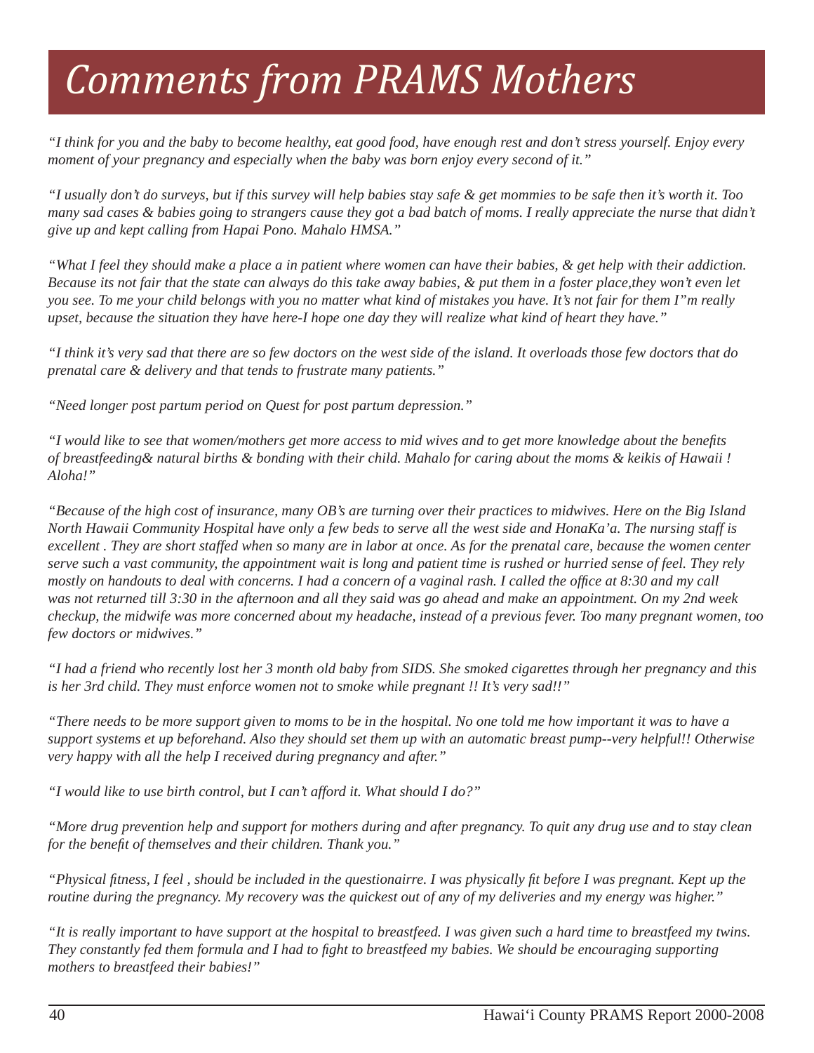# *Comments from PRAMS Mothers*

*"I think for you and the baby to become healthy, eat good food, have enough rest and don't stress yourself. Enjoy every moment of your pregnancy and especially when the baby was born enjoy every second of it."*

*"I usually don't do surveys, but if this survey will help babies stay safe & get mommies to be safe then it's worth it. Too many sad cases & babies going to strangers cause they got a bad batch of moms. I really appreciate the nurse that didn't give up and kept calling from Hapai Pono. Mahalo HMSA."*

*"What I feel they should make a place a in patient where women can have their babies, & get help with their addiction. Because its not fair that the state can always do this take away babies, & put them in a foster place,they won't even let you see. To me your child belongs with you no matter what kind of mistakes you have. It's not fair for them I"m really upset, because the situation they have here-I hope one day they will realize what kind of heart they have."*

*"I think it's very sad that there are so few doctors on the west side of the island. It overloads those few doctors that do prenatal care & delivery and that tends to frustrate many patients."*

*"Need longer post partum period on Quest for post partum depression."*

*"I would like to see that women/mothers get more access to mid wives and to get more knowledge about the benefits of breastfeeding& natural births & bonding with their child. Mahalo for caring about the moms & keikis of Hawaii ! Aloha!"*

*"Because of the high cost of insurance, many OB's are turning over their practices to midwives. Here on the Big Island North Hawaii Community Hospital have only a few beds to serve all the west side and HonaKa'a. The nursing staff is excellent . They are short staffed when so many are in labor at once. As for the prenatal care, because the women center serve such a vast community, the appointment wait is long and patient time is rushed or hurried sense of feel. They rely mostly on handouts to deal with concerns. I had a concern of a vaginal rash. I called the office at 8:30 and my call was not returned till 3:30 in the afternoon and all they said was go ahead and make an appointment. On my 2nd week checkup, the midwife was more concerned about my headache, instead of a previous fever. Too many pregnant women, too few doctors or midwives."*

*"I had a friend who recently lost her 3 month old baby from SIDS. She smoked cigarettes through her pregnancy and this is her 3rd child. They must enforce women not to smoke while pregnant !! It's very sad!!"*

*"There needs to be more support given to moms to be in the hospital. No one told me how important it was to have a support systems et up beforehand. Also they should set them up with an automatic breast pump--very helpful!! Otherwise very happy with all the help I received during pregnancy and after."*

*"I would like to use birth control, but I can't afford it. What should I do?"*

*"More drug prevention help and support for mothers during and after pregnancy. To quit any drug use and to stay clean for the benefit of themselves and their children. Thank you."*

*"Physical fitness, I feel , should be included in the questionairre. I was physically fit before I was pregnant. Kept up the routine during the pregnancy. My recovery was the quickest out of any of my deliveries and my energy was higher."*

*"It is really important to have support at the hospital to breastfeed. I was given such a hard time to breastfeed my twins. They constantly fed them formula and I had to fight to breastfeed my babies. We should be encouraging supporting mothers to breastfeed their babies!"*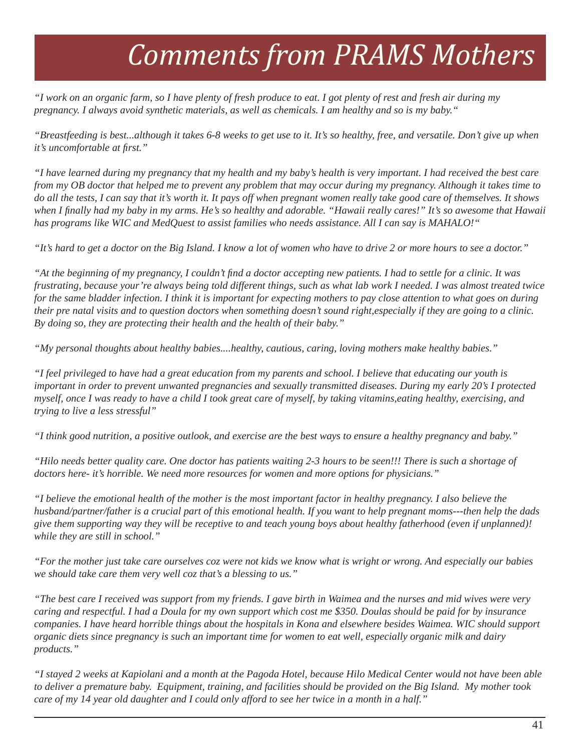# *Comments from PRAMS Mothers*

*"I work on an organic farm, so I have plenty of fresh produce to eat. I got plenty of rest and fresh air during my pregnancy. I always avoid synthetic materials, as well as chemicals. I am healthy and so is my baby."*

*"Breastfeeding is best...although it takes 6-8 weeks to get use to it. It's so healthy, free, and versatile. Don't give up when it's uncomfortable at first."*

*"I have learned during my pregnancy that my health and my baby's health is very important. I had received the best care from my OB doctor that helped me to prevent any problem that may occur during my pregnancy. Although it takes time to do all the tests, I can say that it's worth it. It pays off when pregnant women really take good care of themselves. It shows when I finally had my baby in my arms. He's so healthy and adorable. "Hawaii really cares!" It's so awesome that Hawaii has programs like WIC and MedQuest to assist families who needs assistance. All I can say is MAHALO!"*

*"It's hard to get a doctor on the Big Island. I know a lot of women who have to drive 2 or more hours to see a doctor."*

*"At the beginning of my pregnancy, I couldn't find a doctor accepting new patients. I had to settle for a clinic. It was frustrating, because your're always being told different things, such as what lab work I needed. I was almost treated twice for the same bladder infection. I think it is important for expecting mothers to pay close attention to what goes on during their pre natal visits and to question doctors when something doesn't sound right,especially if they are going to a clinic. By doing so, they are protecting their health and the health of their baby."*

*"My personal thoughts about healthy babies....healthy, cautious, caring, loving mothers make healthy babies."*

*"I feel privileged to have had a great education from my parents and school. I believe that educating our youth is important in order to prevent unwanted pregnancies and sexually transmitted diseases. During my early 20's I protected myself, once I was ready to have a child I took great care of myself, by taking vitamins,eating healthy, exercising, and trying to live a less stressful"*

*"I think good nutrition, a positive outlook, and exercise are the best ways to ensure a healthy pregnancy and baby."*

*"Hilo needs better quality care. One doctor has patients waiting 2-3 hours to be seen!!! There is such a shortage of doctors here- it's horrible. We need more resources for women and more options for physicians."*

*"I believe the emotional health of the mother is the most important factor in healthy pregnancy. I also believe the husband/partner/father is a crucial part of this emotional health. If you want to help pregnant moms---then help the dads give them supporting way they will be receptive to and teach young boys about healthy fatherhood (even if unplanned)! while they are still in school."*

*"For the mother just take care ourselves coz were not kids we know what is wright or wrong. And especially our babies we should take care them very well coz that's a blessing to us."*

*"The best care I received was support from my friends. I gave birth in Waimea and the nurses and mid wives were very caring and respectful. I had a Doula for my own support which cost me $350. Doulas should be paid for by insurance companies. I have heard horrible things about the hospitals in Kona and elsewhere besides Waimea. WIC should support organic diets since pregnancy is such an important time for women to eat well, especially organic milk and dairy products."*

*"I stayed 2 weeks at Kapiolani and a month at the Pagoda Hotel, because Hilo Medical Center would not have been able to deliver a premature baby. Equipment, training, and facilities should be provided on the Big Island. My mother took care of my 14 year old daughter and I could only afford to see her twice in a month in a half."*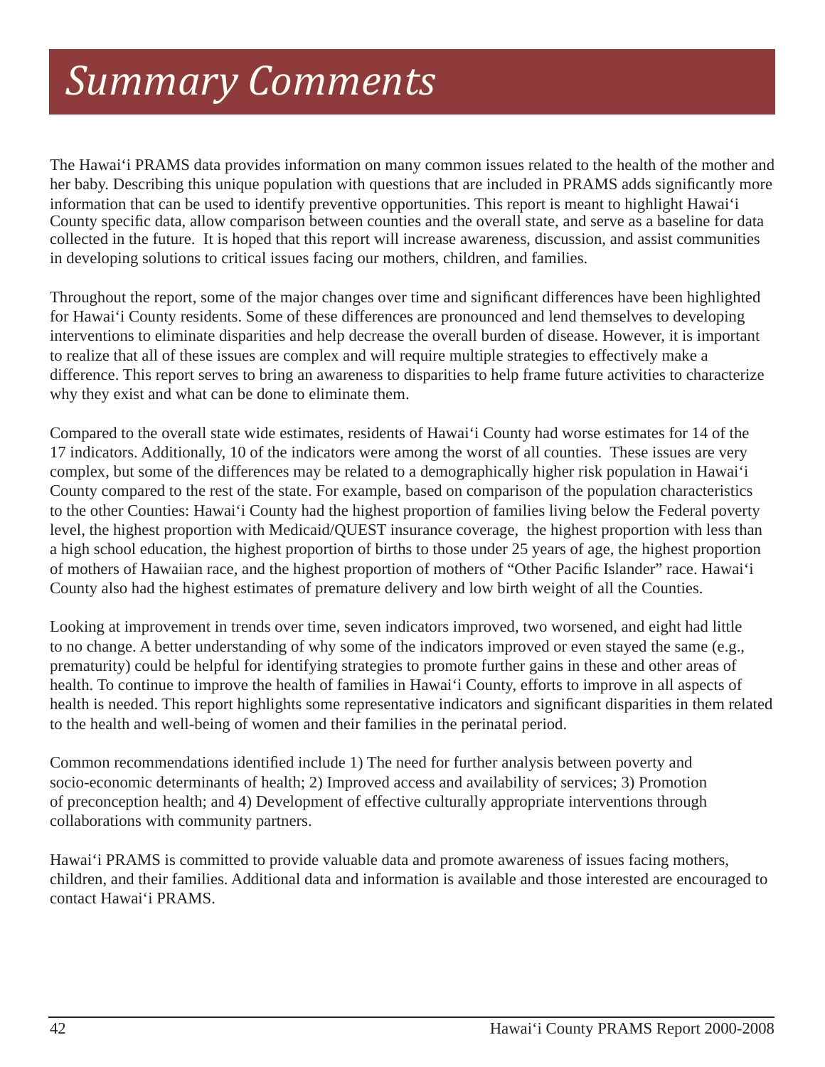# *Summary Comments*

The Hawai‘i PRAMS data provides information on many common issues related to the health of the mother and her baby. Describing this unique population with questions that are included in PRAMS adds significantly more information that can be used to identify preventive opportunities. This report is meant to highlight Hawai‘i County specific data, allow comparison between counties and the overall state, and serve as a baseline for data collected in the future. It is hoped that this report will increase awareness, discussion, and assist communities in developing solutions to critical issues facing our mothers, children, and families.

Throughout the report, some of the major changes over time and significant differences have been highlighted for Hawai‘i County residents. Some of these differences are pronounced and lend themselves to developing interventions to eliminate disparities and help decrease the overall burden of disease. However, it is important to realize that all of these issues are complex and will require multiple strategies to effectively make a difference. This report serves to bring an awareness to disparities to help frame future activities to characterize why they exist and what can be done to eliminate them.

Compared to the overall state wide estimates, residents of Hawai‘i County had worse estimates for 14 of the 17 indicators. Additionally, 10 of the indicators were among the worst of all counties. These issues are very complex, but some of the differences may be related to a demographically higher risk population in Hawai‘i County compared to the rest of the state. For example, based on comparison of the population characteristics to the other Counties: Hawai‘i County had the highest proportion of families living below the Federal poverty level, the highest proportion with Medicaid/QUEST insurance coverage, the highest proportion with less than a high school education, the highest proportion of births to those under 25 years of age, the highest proportion of mothers of Hawaiian race, and the highest proportion of mothers of "Other Pacific Islander" race. Hawai‘i County also had the highest estimates of premature delivery and low birth weight of all the Counties.

Looking at improvement in trends over time, seven indicators improved, two worsened, and eight had little to no change. A better understanding of why some of the indicators improved or even stayed the same (e.g., prematurity) could be helpful for identifying strategies to promote further gains in these and other areas of health. To continue to improve the health of families in Hawai‘i County, efforts to improve in all aspects of health is needed. This report highlights some representative indicators and significant disparities in them related to the health and well-being of women and their families in the perinatal period.

Common recommendations identified include 1) The need for further analysis between poverty and socio-economic determinants of health; 2) Improved access and availability of services; 3) Promotion of preconception health; and 4) Development of effective culturally appropriate interventions through collaborations with community partners.

Hawai‘i PRAMS is committed to provide valuable data and promote awareness of issues facing mothers, children, and their families. Additional data and information is available and those interested are encouraged to contact Hawai‘i PRAMS.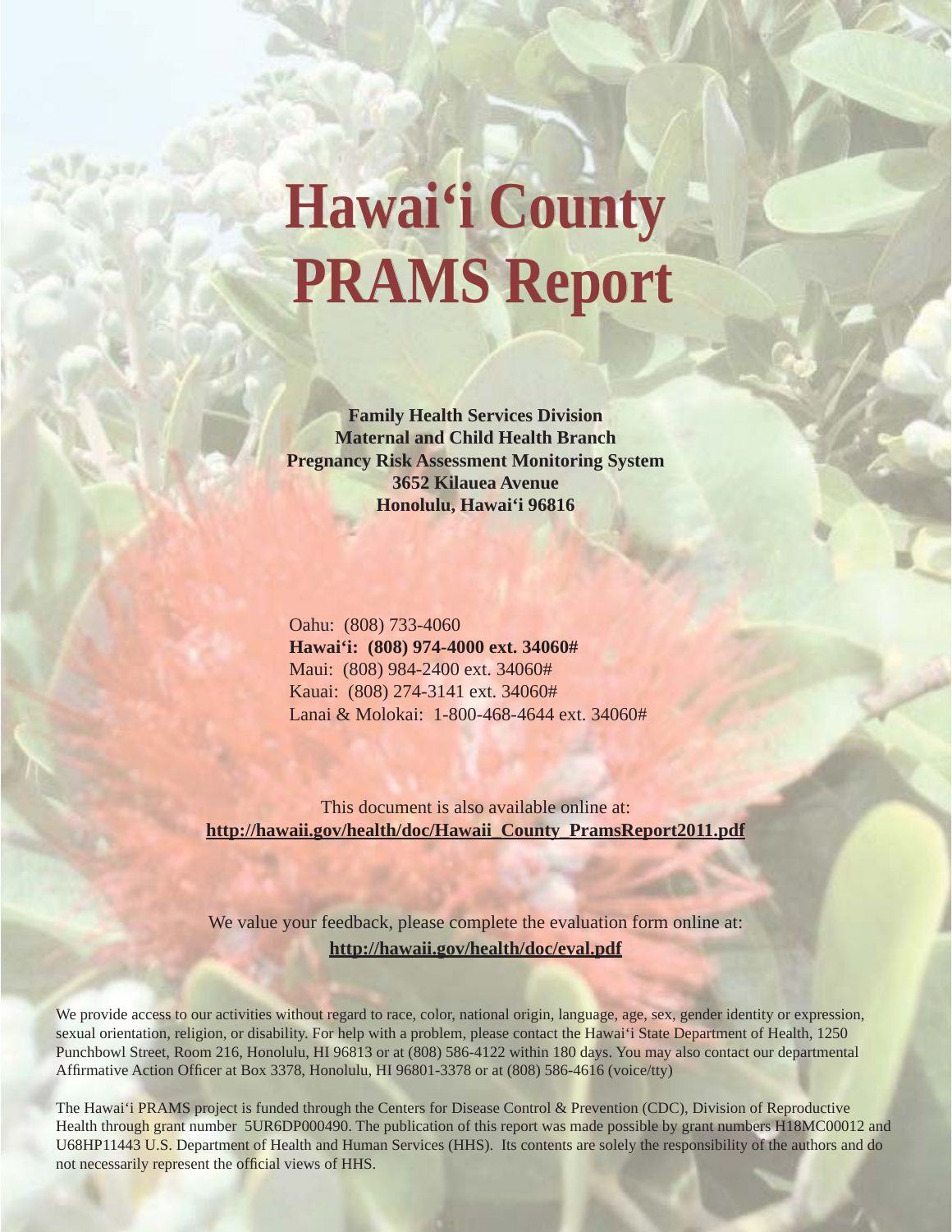# Hawai'i County PRAMS Report

**Family Health Services Division**
**Maternal and Child Health Branch**
**Pregnancy Risk Assessment Monitoring System**
**3652 Kilauea Avenue**
**Honolulu, Hawai'i 96816**

Oahu: (808) 733-4060
**Hawai'i: (808) 974-4000 ext. 34060#**
Maui: (808) 984-2400 ext. 34060#
Kauai: (808) 274-3141 ext. 34060#
Lanai & Molokai: 1-800-468-4644 ext. 34060#

This document is also available online at:
**http://hawaii.gov/health/doc/Hawaii_County_PramsReport2011.pdf**

We value your feedback, please complete the evaluation form online at:
**http://hawaii.gov/health/doc/eval.pdf**

We provide access to our activities without regard to race, color, national origin, language, age, sex, gender identity or expression, sexual orientation, religion, or disability. For help with a problem, please contact the Hawai'i State Department of Health, 1250 Punchbowl Street, Room 216, Honolulu, HI 96813 or at (808) 586-4122 within 180 days. You may also contact our departmental Affirmative Action Officer at Box 3378, Honolulu, HI 96801-3378 or at (808) 586-4616 (voice/tty)

The Hawai'i PRAMS project is funded through the Centers for Disease Control & Prevention (CDC), Division of Reproductive Health through grant number 5UR6DP000490. The publication of this report was made possible by grant numbers H18MC00012 and U68HP11443 U.S. Department of Health and Human Services (HHS). Its contents are solely the responsibility of the authors and do not necessarily represent the official views of HHS.